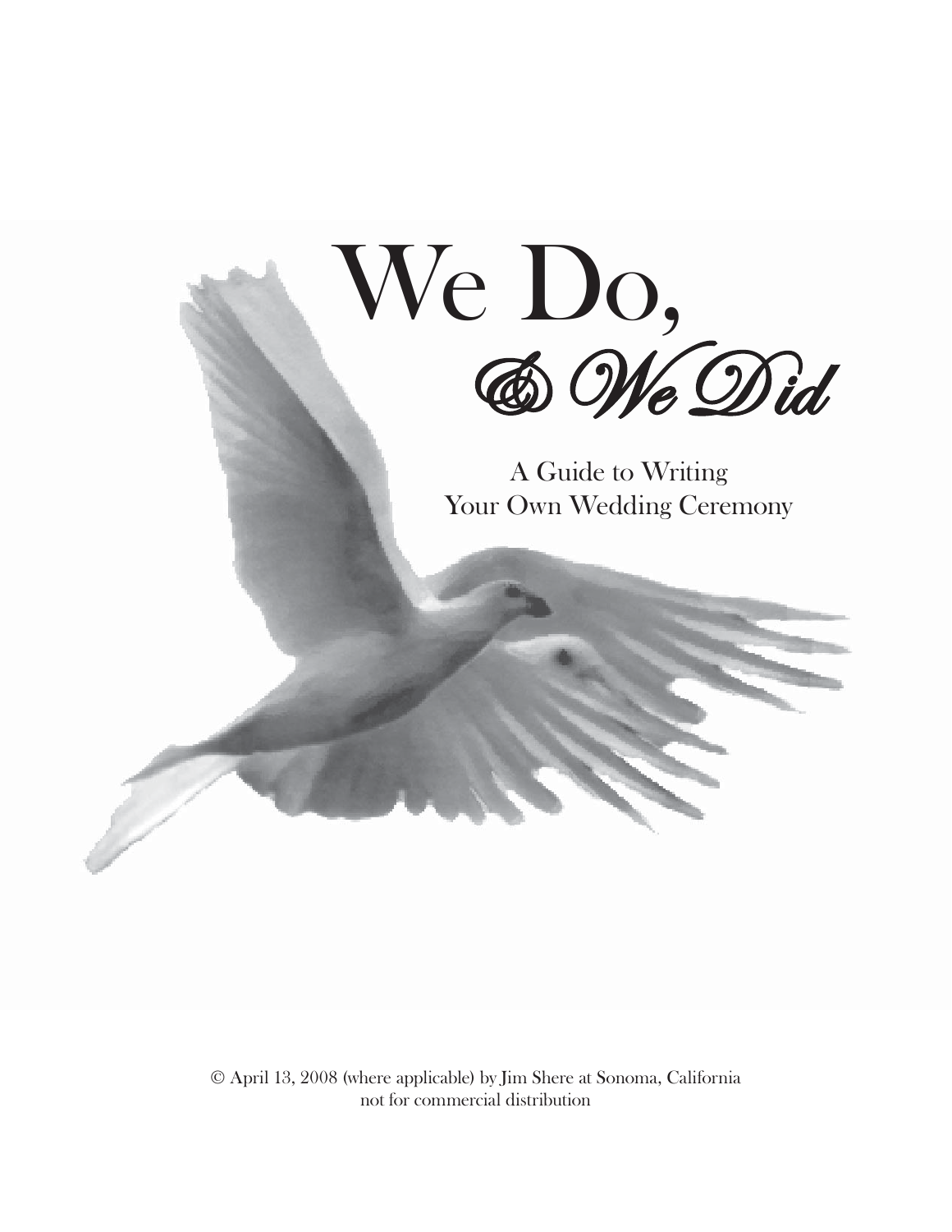# We Do,

## & We Did

A Guide to Writing
Your Own Wedding Ceremony

© April 13, 2008 (where applicable) by Jim Shere at Sonoma, California
not for commercial distribution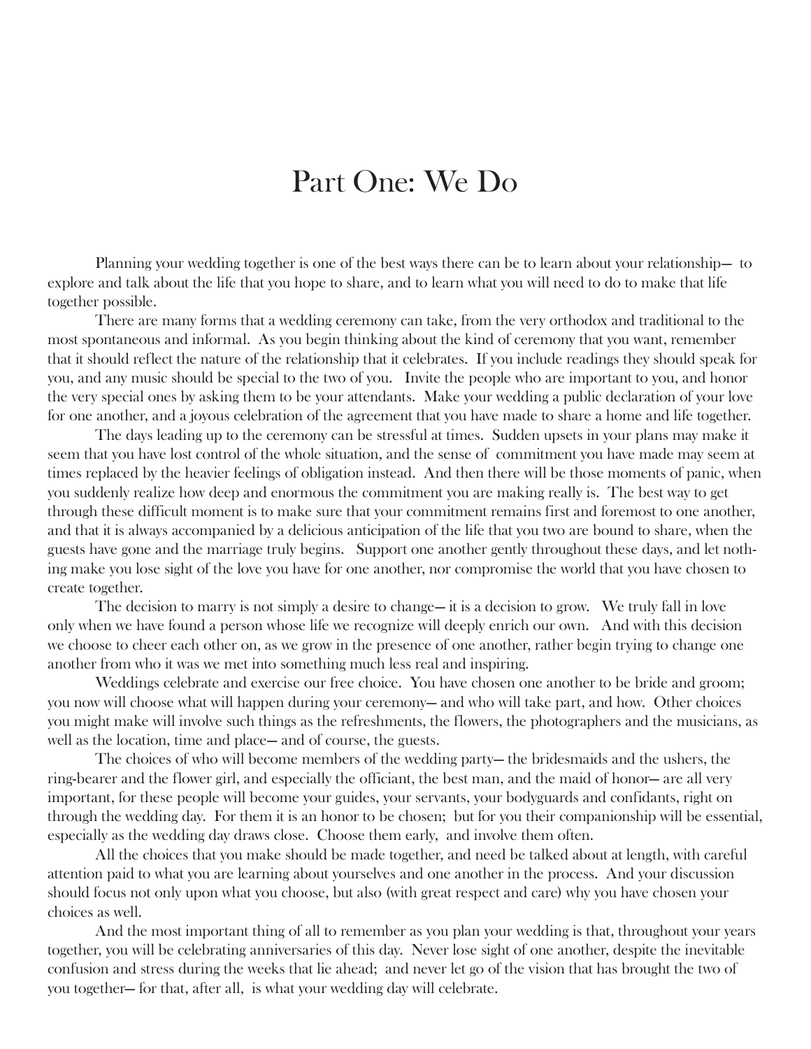# Part One: We Do

Planning your wedding together is one of the best ways there can be to learn about your relationship— to explore and talk about the life that you hope to share, and to learn what you will need to do to make that life together possible.

There are many forms that a wedding ceremony can take, from the very orthodox and traditional to the most spontaneous and informal. As you begin thinking about the kind of ceremony that you want, remember that it should reflect the nature of the relationship that it celebrates. If you include readings they should speak for you, and any music should be special to the two of you. Invite the people who are important to you, and honor the very special ones by asking them to be your attendants. Make your wedding a public declaration of your love for one another, and a joyous celebration of the agreement that you have made to share a home and life together.

The days leading up to the ceremony can be stressful at times. Sudden upsets in your plans may make it seem that you have lost control of the whole situation, and the sense of commitment you have made may seem at times replaced by the heavier feelings of obligation instead. And then there will be those moments of panic, when you suddenly realize how deep and enormous the commitment you are making really is. The best way to get through these difficult moment is to make sure that your commitment remains first and foremost to one another, and that it is always accompanied by a delicious anticipation of the life that you two are bound to share, when the guests have gone and the marriage truly begins. Support one another gently throughout these days, and let nothing make you lose sight of the love you have for one another, nor compromise the world that you have chosen to create together.

The decision to marry is not simply a desire to change— it is a decision to grow. We truly fall in love only when we have found a person whose life we recognize will deeply enrich our own. And with this decision we choose to cheer each other on, as we grow in the presence of one another, rather begin trying to change one another from who it was we met into something much less real and inspiring.

Weddings celebrate and exercise our free choice. You have chosen one another to be bride and groom; you now will choose what will happen during your ceremony— and who will take part, and how. Other choices you might make will involve such things as the refreshments, the flowers, the photographers and the musicians, as well as the location, time and place— and of course, the guests.

The choices of who will become members of the wedding party— the bridesmaids and the ushers, the ring-bearer and the flower girl, and especially the officiant, the best man, and the maid of honor— are all very important, for these people will become your guides, your servants, your bodyguards and confidants, right on through the wedding day. For them it is an honor to be chosen; but for you their companionship will be essential, especially as the wedding day draws close. Choose them early, and involve them often.

All the choices that you make should be made together, and need be talked about at length, with careful attention paid to what you are learning about yourselves and one another in the process. And your discussion should focus not only upon what you choose, but also (with great respect and care) why you have chosen your choices as well.

And the most important thing of all to remember as you plan your wedding is that, throughout your years together, you will be celebrating anniversaries of this day. Never lose sight of one another, despite the inevitable confusion and stress during the weeks that lie ahead; and never let go of the vision that has brought the two of you together— for that, after all, is what your wedding day will celebrate.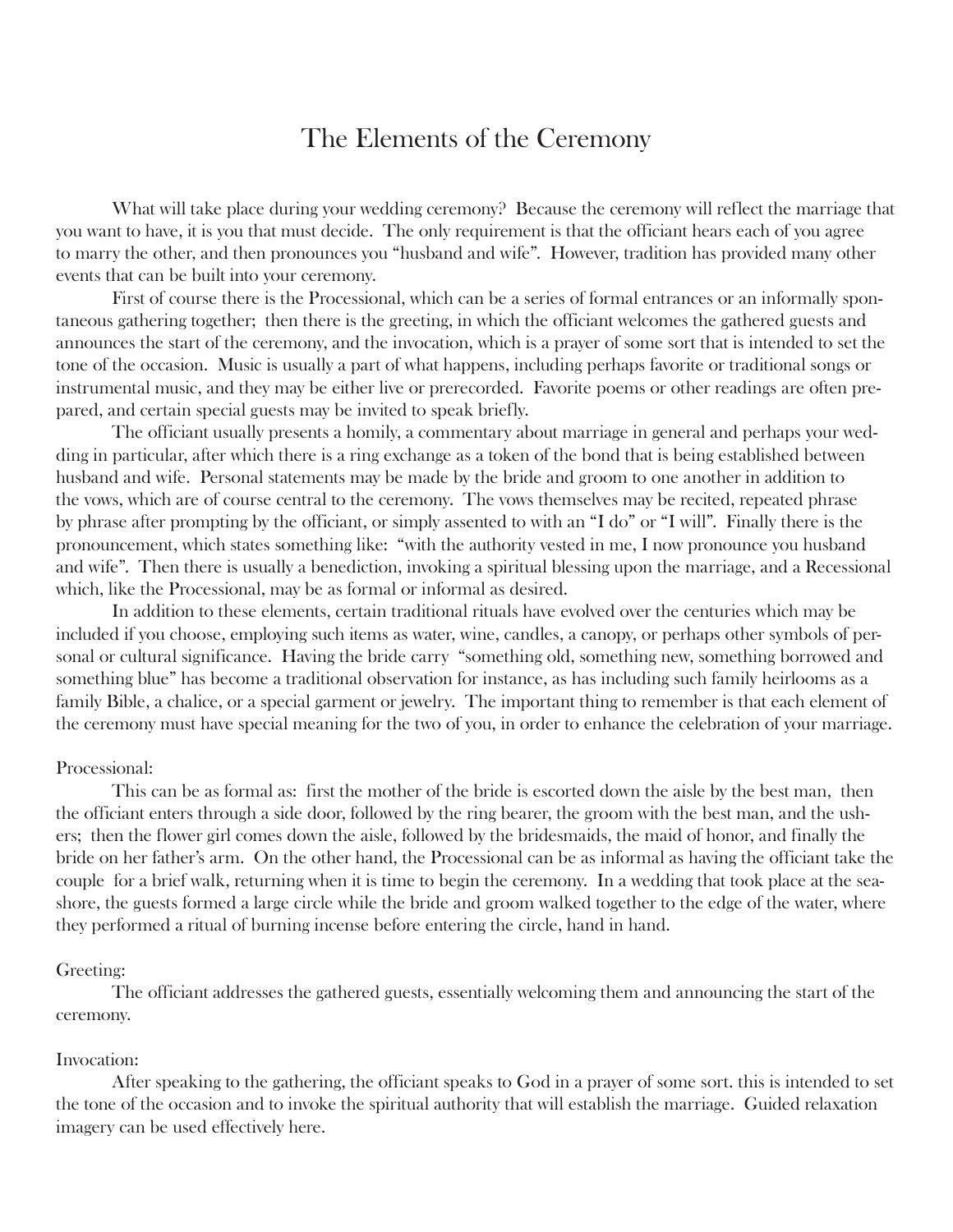# The Elements of the Ceremony

What will take place during your wedding ceremony? Because the ceremony will reflect the marriage that you want to have, it is you that must decide. The only requirement is that the officiant hears each of you agree to marry the other, and then pronounces you "husband and wife". However, tradition has provided many other events that can be built into your ceremony.

First of course there is the Processional, which can be a series of formal entrances or an informally spontaneous gathering together; then there is the greeting, in which the officiant welcomes the gathered guests and announces the start of the ceremony, and the invocation, which is a prayer of some sort that is intended to set the tone of the occasion. Music is usually a part of what happens, including perhaps favorite or traditional songs or instrumental music, and they may be either live or prerecorded. Favorite poems or other readings are often prepared, and certain special guests may be invited to speak briefly.

The officiant usually presents a homily, a commentary about marriage in general and perhaps your wedding in particular, after which there is a ring exchange as a token of the bond that is being established between husband and wife. Personal statements may be made by the bride and groom to one another in addition to the vows, which are of course central to the ceremony. The vows themselves may be recited, repeated phrase by phrase after prompting by the officiant, or simply assented to with an "I do" or "I will". Finally there is the pronouncement, which states something like: "with the authority vested in me, I now pronounce you husband and wife". Then there is usually a benediction, invoking a spiritual blessing upon the marriage, and a Recessional which, like the Processional, may be as formal or informal as desired.

In addition to these elements, certain traditional rituals have evolved over the centuries which may be included if you choose, employing such items as water, wine, candles, a canopy, or perhaps other symbols of personal or cultural significance. Having the bride carry "something old, something new, something borrowed and something blue" has become a traditional observation for instance, as has including such family heirlooms as a family Bible, a chalice, or a special garment or jewelry. The important thing to remember is that each element of the ceremony must have special meaning for the two of you, in order to enhance the celebration of your marriage.

Processional:

This can be as formal as: first the mother of the bride is escorted down the aisle by the best man, then the officiant enters through a side door, followed by the ring bearer, the groom with the best man, and the ushers; then the flower girl comes down the aisle, followed by the bridesmaids, the maid of honor, and finally the bride on her father's arm. On the other hand, the Processional can be as informal as having the officiant take the couple for a brief walk, returning when it is time to begin the ceremony. In a wedding that took place at the seashore, the guests formed a large circle while the bride and groom walked together to the edge of the water, where they performed a ritual of burning incense before entering the circle, hand in hand.

Greeting:

The officiant addresses the gathered guests, essentially welcoming them and announcing the start of the ceremony.

Invocation:

After speaking to the gathering, the officiant speaks to God in a prayer of some sort. this is intended to set the tone of the occasion and to invoke the spiritual authority that will establish the marriage. Guided relaxation imagery can be used effectively here.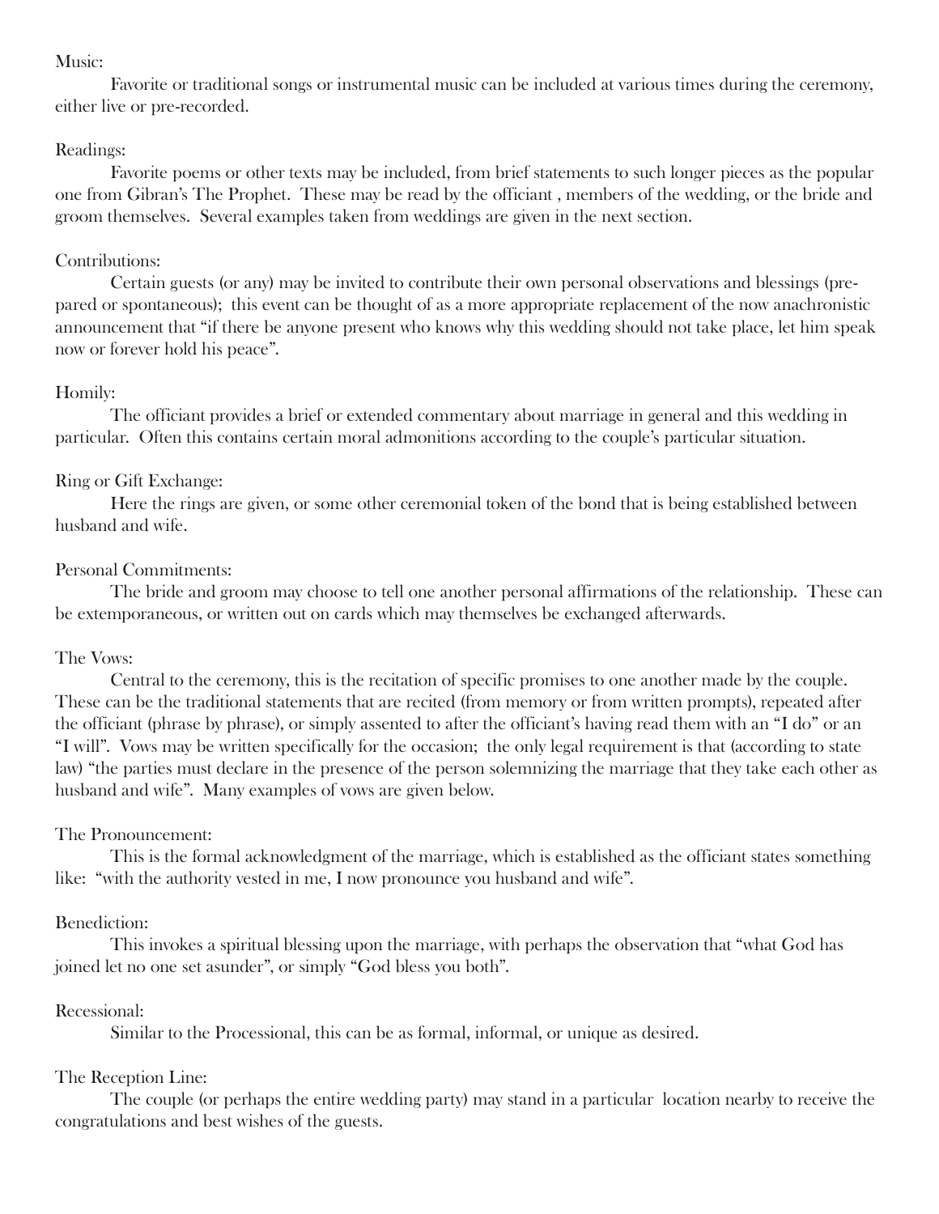Music:

Favorite or traditional songs or instrumental music can be included at various times during the ceremony, either live or pre-recorded.

Readings:

Favorite poems or other texts may be included, from brief statements to such longer pieces as the popular one from Gibran's The Prophet. These may be read by the officiant , members of the wedding, or the bride and groom themselves. Several examples taken from weddings are given in the next section.

Contributions:

Certain guests (or any) may be invited to contribute their own personal observations and blessings (prepared or spontaneous); this event can be thought of as a more appropriate replacement of the now anachronistic announcement that "if there be anyone present who knows why this wedding should not take place, let him speak now or forever hold his peace".

Homily:

The officiant provides a brief or extended commentary about marriage in general and this wedding in particular. Often this contains certain moral admonitions according to the couple's particular situation.

Ring or Gift Exchange:

Here the rings are given, or some other ceremonial token of the bond that is being established between husband and wife.

Personal Commitments:

The bride and groom may choose to tell one another personal affirmations of the relationship. These can be extemporaneous, or written out on cards which may themselves be exchanged afterwards.

The Vows:

Central to the ceremony, this is the recitation of specific promises to one another made by the couple. These can be the traditional statements that are recited (from memory or from written prompts), repeated after the officiant (phrase by phrase), or simply assented to after the officiant's having read them with an "I do" or an "I will". Vows may be written specifically for the occasion; the only legal requirement is that (according to state law) "the parties must declare in the presence of the person solemnizing the marriage that they take each other as husband and wife". Many examples of vows are given below.

The Pronouncement:

This is the formal acknowledgment of the marriage, which is established as the officiant states something like: "with the authority vested in me, I now pronounce you husband and wife".

Benediction:

This invokes a spiritual blessing upon the marriage, with perhaps the observation that "what God has joined let no one set asunder", or simply "God bless you both".

Recessional:

Similar to the Processional, this can be as formal, informal, or unique as desired.

The Reception Line:

The couple (or perhaps the entire wedding party) may stand in a particular location nearby to receive the congratulations and best wishes of the guests.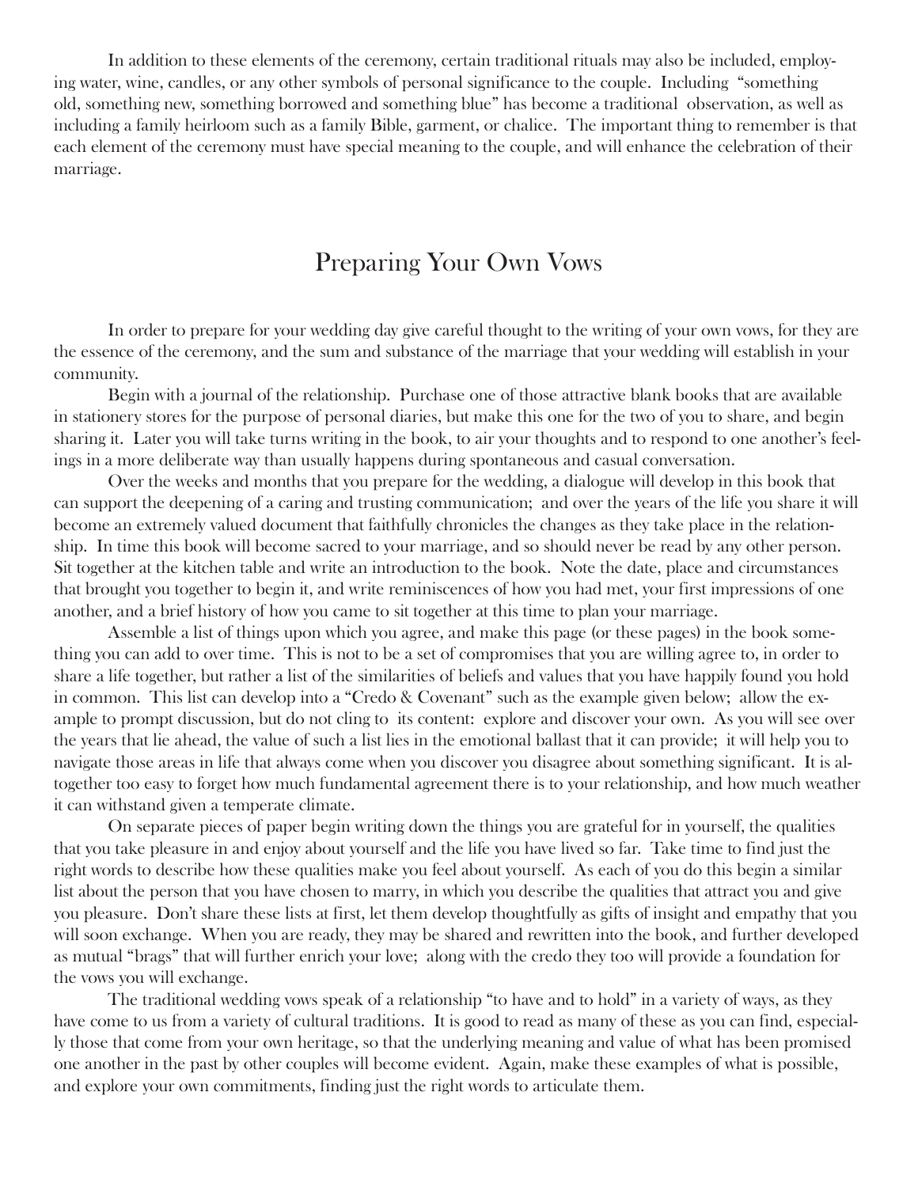In addition to these elements of the ceremony, certain traditional rituals may also be included, employing water, wine, candles, or any other symbols of personal significance to the couple. Including "something old, something new, something borrowed and something blue" has become a traditional observation, as well as including a family heirloom such as a family Bible, garment, or chalice. The important thing to remember is that each element of the ceremony must have special meaning to the couple, and will enhance the celebration of their marriage.

## Preparing Your Own Vows

In order to prepare for your wedding day give careful thought to the writing of your own vows, for they are the essence of the ceremony, and the sum and substance of the marriage that your wedding will establish in your community.

Begin with a journal of the relationship. Purchase one of those attractive blank books that are available in stationery stores for the purpose of personal diaries, but make this one for the two of you to share, and begin sharing it. Later you will take turns writing in the book, to air your thoughts and to respond to one another's feelings in a more deliberate way than usually happens during spontaneous and casual conversation.

Over the weeks and months that you prepare for the wedding, a dialogue will develop in this book that can support the deepening of a caring and trusting communication; and over the years of the life you share it will become an extremely valued document that faithfully chronicles the changes as they take place in the relationship. In time this book will become sacred to your marriage, and so should never be read by any other person. Sit together at the kitchen table and write an introduction to the book. Note the date, place and circumstances that brought you together to begin it, and write reminiscences of how you had met, your first impressions of one another, and a brief history of how you came to sit together at this time to plan your marriage.

Assemble a list of things upon which you agree, and make this page (or these pages) in the book something you can add to over time. This is not to be a set of compromises that you are willing agree to, in order to share a life together, but rather a list of the similarities of beliefs and values that you have happily found you hold in common. This list can develop into a "Credo & Covenant" such as the example given below; allow the example to prompt discussion, but do not cling to its content: explore and discover your own. As you will see over the years that lie ahead, the value of such a list lies in the emotional ballast that it can provide; it will help you to navigate those areas in life that always come when you discover you disagree about something significant. It is altogether too easy to forget how much fundamental agreement there is to your relationship, and how much weather it can withstand given a temperate climate.

On separate pieces of paper begin writing down the things you are grateful for in yourself, the qualities that you take pleasure in and enjoy about yourself and the life you have lived so far. Take time to find just the right words to describe how these qualities make you feel about yourself. As each of you do this begin a similar list about the person that you have chosen to marry, in which you describe the qualities that attract you and give you pleasure. Don't share these lists at first, let them develop thoughtfully as gifts of insight and empathy that you will soon exchange. When you are ready, they may be shared and rewritten into the book, and further developed as mutual "brags" that will further enrich your love; along with the credo they too will provide a foundation for the vows you will exchange.

The traditional wedding vows speak of a relationship "to have and to hold" in a variety of ways, as they have come to us from a variety of cultural traditions. It is good to read as many of these as you can find, especially those that come from your own heritage, so that the underlying meaning and value of what has been promised one another in the past by other couples will become evident. Again, make these examples of what is possible, and explore your own commitments, finding just the right words to articulate them.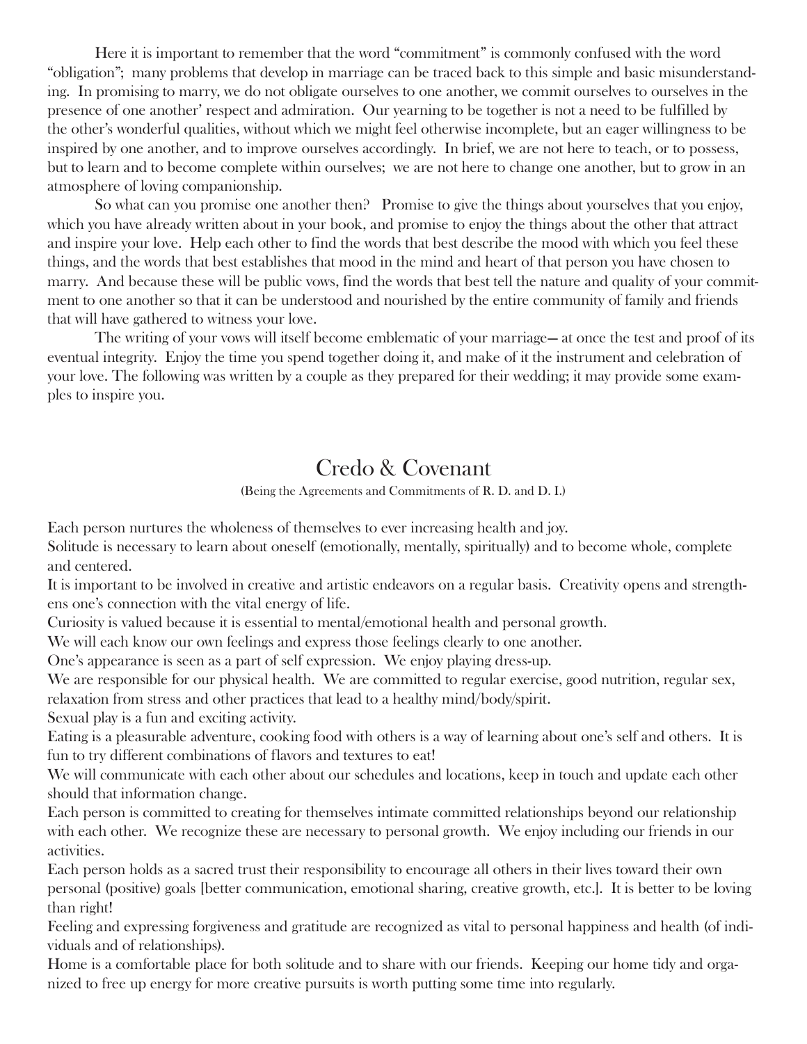Here it is important to remember that the word "commitment" is commonly confused with the word "obligation"; many problems that develop in marriage can be traced back to this simple and basic misunderstanding. In promising to marry, we do not obligate ourselves to one another, we commit ourselves to ourselves in the presence of one another' respect and admiration. Our yearning to be together is not a need to be fulfilled by the other's wonderful qualities, without which we might feel otherwise incomplete, but an eager willingness to be inspired by one another, and to improve ourselves accordingly. In brief, we are not here to teach, or to possess, but to learn and to become complete within ourselves; we are not here to change one another, but to grow in an atmosphere of loving companionship.

So what can you promise one another then? Promise to give the things about yourselves that you enjoy, which you have already written about in your book, and promise to enjoy the things about the other that attract and inspire your love. Help each other to find the words that best describe the mood with which you feel these things, and the words that best establishes that mood in the mind and heart of that person you have chosen to marry. And because these will be public vows, find the words that best tell the nature and quality of your commitment to one another so that it can be understood and nourished by the entire community of family and friends that will have gathered to witness your love.

The writing of your vows will itself become emblematic of your marriage— at once the test and proof of its eventual integrity. Enjoy the time you spend together doing it, and make of it the instrument and celebration of your love. The following was written by a couple as they prepared for their wedding; it may provide some examples to inspire you.

## Credo & Covenant

(Being the Agreements and Commitments of R. D. and D. I.)

Each person nurtures the wholeness of themselves to ever increasing health and joy.

Solitude is necessary to learn about oneself (emotionally, mentally, spiritually) and to become whole, complete and centered.

It is important to be involved in creative and artistic endeavors on a regular basis. Creativity opens and strengthens one's connection with the vital energy of life.

Curiosity is valued because it is essential to mental/emotional health and personal growth.

We will each know our own feelings and express those feelings clearly to one another.

One's appearance is seen as a part of self expression. We enjoy playing dress-up.

We are responsible for our physical health. We are committed to regular exercise, good nutrition, regular sex, relaxation from stress and other practices that lead to a healthy mind/body/spirit.

Sexual play is a fun and exciting activity.

Eating is a pleasurable adventure, cooking food with others is a way of learning about one's self and others. It is fun to try different combinations of flavors and textures to eat!

We will communicate with each other about our schedules and locations, keep in touch and update each other should that information change.

Each person is committed to creating for themselves intimate committed relationships beyond our relationship with each other. We recognize these are necessary to personal growth. We enjoy including our friends in our activities.

Each person holds as a sacred trust their responsibility to encourage all others in their lives toward their own personal (positive) goals [better communication, emotional sharing, creative growth, etc.]. It is better to be loving than right!

Feeling and expressing forgiveness and gratitude are recognized as vital to personal happiness and health (of individuals and of relationships).

Home is a comfortable place for both solitude and to share with our friends. Keeping our home tidy and organized to free up energy for more creative pursuits is worth putting some time into regularly.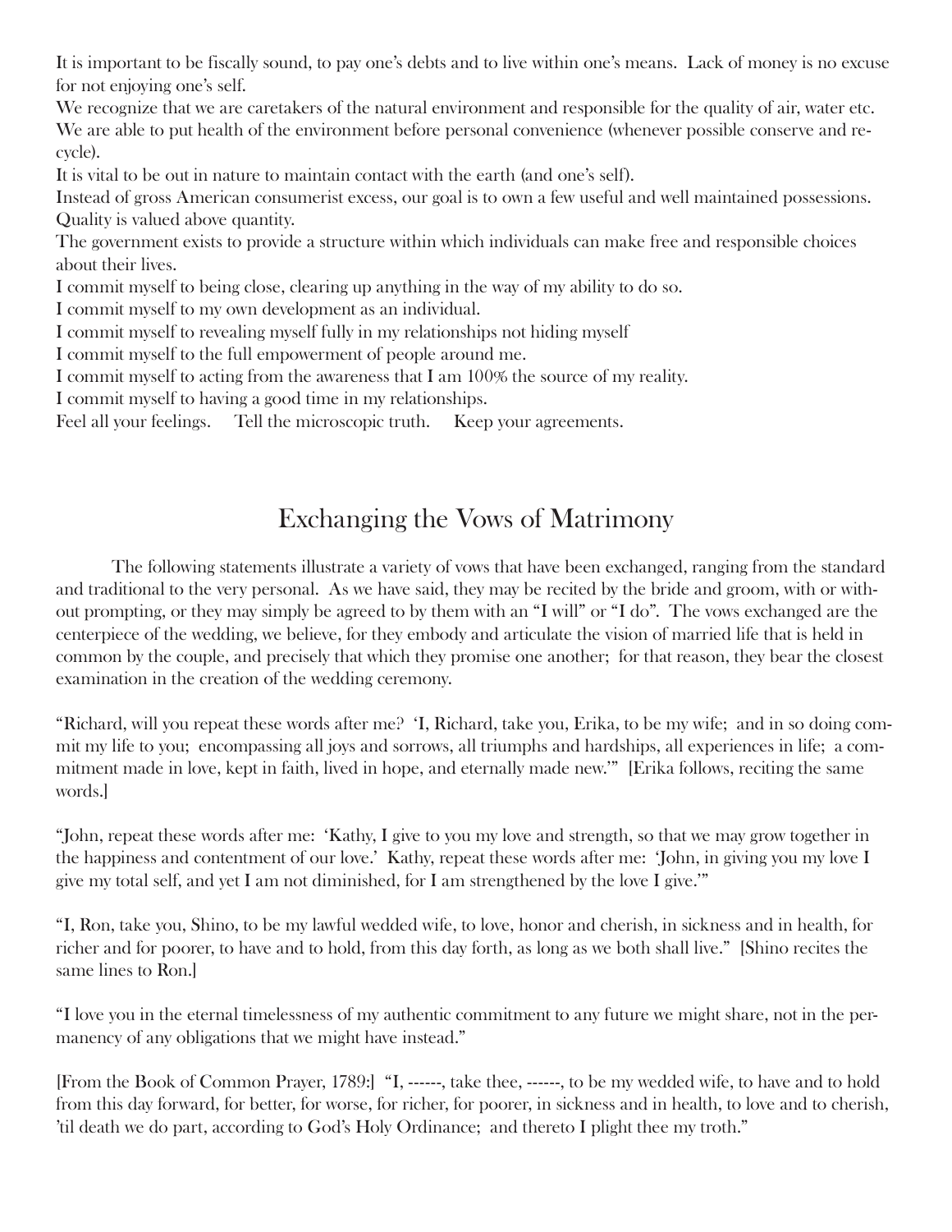It is important to be fiscally sound, to pay one's debts and to live within one's means. Lack of money is no excuse for not enjoying one's self.

We recognize that we are caretakers of the natural environment and responsible for the quality of air, water etc. We are able to put health of the environment before personal convenience (whenever possible conserve and recycle).

It is vital to be out in nature to maintain contact with the earth (and one's self).

Instead of gross American consumerist excess, our goal is to own a few useful and well maintained possessions. Quality is valued above quantity.

The government exists to provide a structure within which individuals can make free and responsible choices about their lives.

I commit myself to being close, clearing up anything in the way of my ability to do so.

I commit myself to my own development as an individual.

I commit myself to revealing myself fully in my relationships not hiding myself

I commit myself to the full empowerment of people around me.

I commit myself to acting from the awareness that I am 100% the source of my reality.

I commit myself to having a good time in my relationships.

Feel all your feelings.  Tell the microscopic truth.  Keep your agreements.

## Exchanging the Vows of Matrimony

The following statements illustrate a variety of vows that have been exchanged, ranging from the standard and traditional to the very personal. As we have said, they may be recited by the bride and groom, with or without prompting, or they may simply be agreed to by them with an "I will" or "I do". The vows exchanged are the centerpiece of the wedding, we believe, for they embody and articulate the vision of married life that is held in common by the couple, and precisely that which they promise one another; for that reason, they bear the closest examination in the creation of the wedding ceremony.

"Richard, will you repeat these words after me? 'I, Richard, take you, Erika, to be my wife; and in so doing commit my life to you; encompassing all joys and sorrows, all triumphs and hardships, all experiences in life; a commitment made in love, kept in faith, lived in hope, and eternally made new.'" [Erika follows, reciting the same words.]

"John, repeat these words after me: 'Kathy, I give to you my love and strength, so that we may grow together in the happiness and contentment of our love.' Kathy, repeat these words after me: 'John, in giving you my love I give my total self, and yet I am not diminished, for I am strengthened by the love I give.'"

"I, Ron, take you, Shino, to be my lawful wedded wife, to love, honor and cherish, in sickness and in health, for richer and for poorer, to have and to hold, from this day forth, as long as we both shall live." [Shino recites the same lines to Ron.]

"I love you in the eternal timelessness of my authentic commitment to any future we might share, not in the permanency of any obligations that we might have instead."

[From the Book of Common Prayer, 1789:] "I, ------, take thee, ------, to be my wedded wife, to have and to hold from this day forward, for better, for worse, for richer, for poorer, in sickness and in health, to love and to cherish, 'til death we do part, according to God's Holy Ordinance; and thereto I plight thee my troth."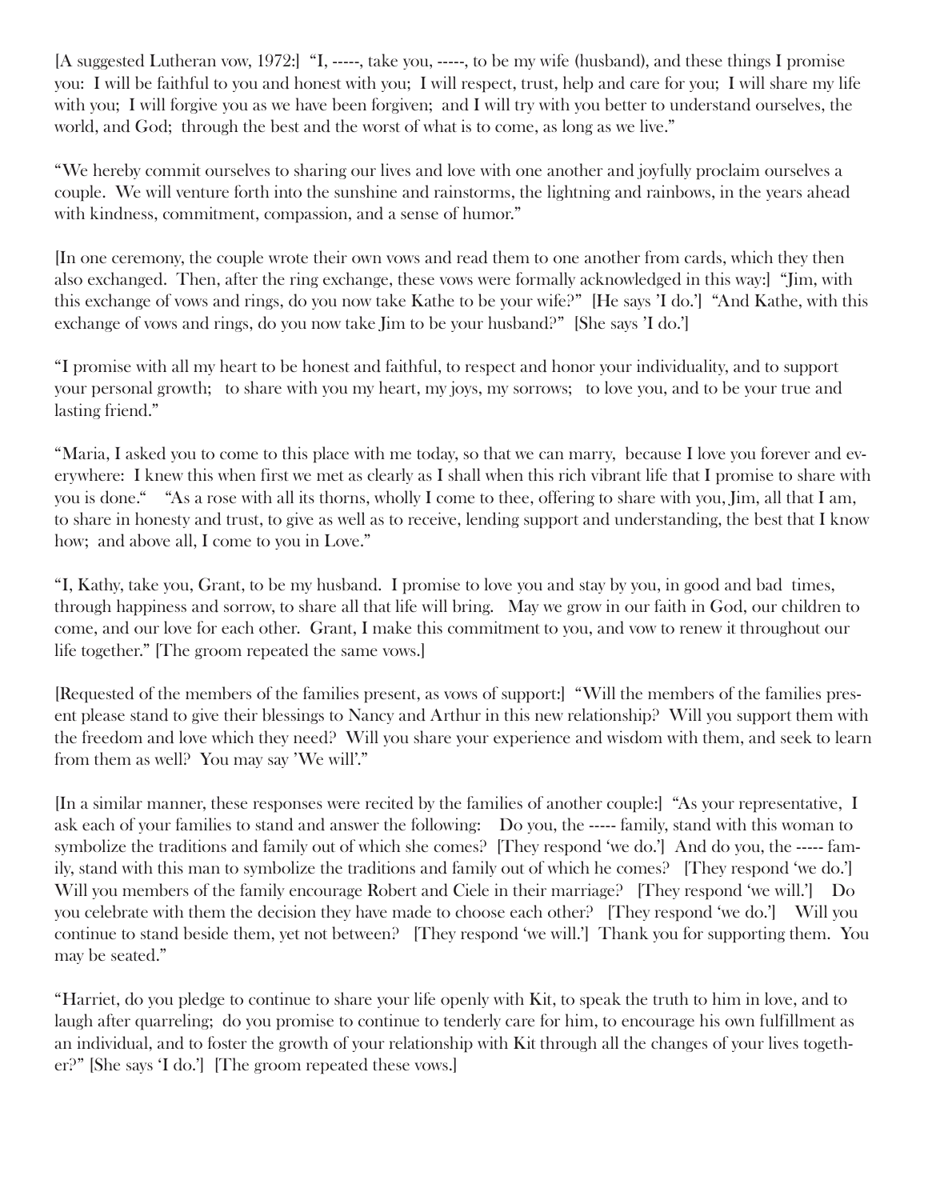[A suggested Lutheran vow, 1972:] "I, -----, take you, -----, to be my wife (husband), and these things I promise you: I will be faithful to you and honest with you; I will respect, trust, help and care for you; I will share my life with you; I will forgive you as we have been forgiven; and I will try with you better to understand ourselves, the world, and God; through the best and the worst of what is to come, as long as we live."

"We hereby commit ourselves to sharing our lives and love with one another and joyfully proclaim ourselves a couple. We will venture forth into the sunshine and rainstorms, the lightning and rainbows, in the years ahead with kindness, commitment, compassion, and a sense of humor."

[In one ceremony, the couple wrote their own vows and read them to one another from cards, which they then also exchanged. Then, after the ring exchange, these vows were formally acknowledged in this way:] "Jim, with this exchange of vows and rings, do you now take Kathe to be your wife?" [He says 'I do.'] "And Kathe, with this exchange of vows and rings, do you now take Jim to be your husband?" [She says 'I do.']

"I promise with all my heart to be honest and faithful, to respect and honor your individuality, and to support your personal growth; to share with you my heart, my joys, my sorrows; to love you, and to be your true and lasting friend."

"Maria, I asked you to come to this place with me today, so that we can marry, because I love you forever and everywhere: I knew this when first we met as clearly as I shall when this rich vibrant life that I promise to share with you is done." "As a rose with all its thorns, wholly I come to thee, offering to share with you, Jim, all that I am, to share in honesty and trust, to give as well as to receive, lending support and understanding, the best that I know how; and above all, I come to you in Love."

"I, Kathy, take you, Grant, to be my husband. I promise to love you and stay by you, in good and bad times, through happiness and sorrow, to share all that life will bring. May we grow in our faith in God, our children to come, and our love for each other. Grant, I make this commitment to you, and vow to renew it throughout our life together." [The groom repeated the same vows.]

[Requested of the members of the families present, as vows of support:] "Will the members of the families present please stand to give their blessings to Nancy and Arthur in this new relationship? Will you support them with the freedom and love which they need? Will you share your experience and wisdom with them, and seek to learn from them as well? You may say 'We will'."

[In a similar manner, these responses were recited by the families of another couple:] "As your representative, I ask each of your families to stand and answer the following: Do you, the ----- family, stand with this woman to symbolize the traditions and family out of which she comes? [They respond 'we do.'] And do you, the ----- family, stand with this man to symbolize the traditions and family out of which he comes? [They respond 'we do.'] Will you members of the family encourage Robert and Ciele in their marriage? [They respond 'we will.'] Do you celebrate with them the decision they have made to choose each other? [They respond 'we do.'] Will you continue to stand beside them, yet not between? [They respond 'we will.'] Thank you for supporting them. You may be seated."

"Harriet, do you pledge to continue to share your life openly with Kit, to speak the truth to him in love, and to laugh after quarreling; do you promise to continue to tenderly care for him, to encourage his own fulfillment as an individual, and to foster the growth of your relationship with Kit through all the changes of your lives together?" [She says 'I do.'] [The groom repeated these vows.]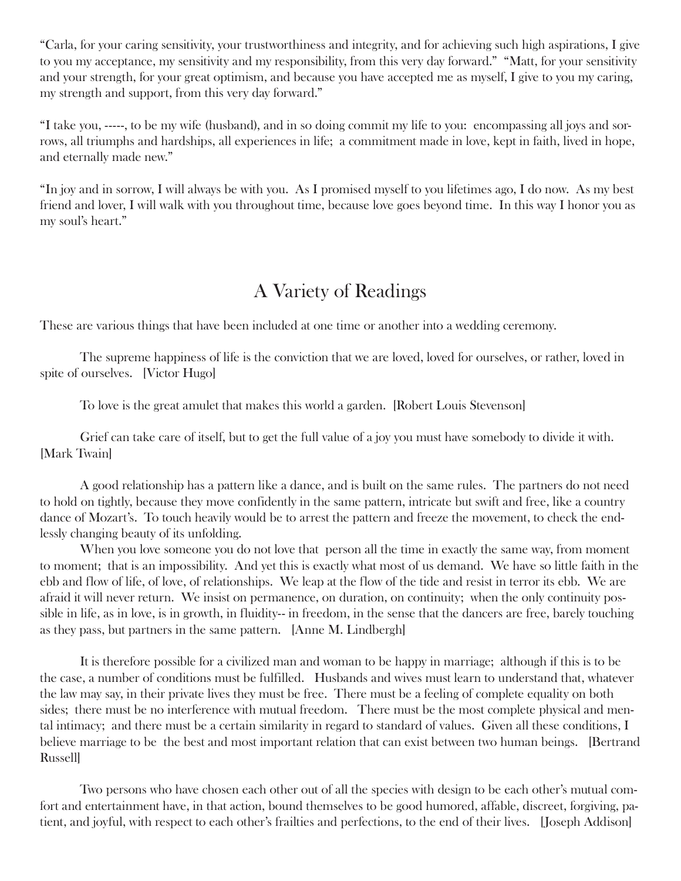"Carla, for your caring sensitivity, your trustworthiness and integrity, and for achieving such high aspirations, I give to you my acceptance, my sensitivity and my responsibility, from this very day forward." "Matt, for your sensitivity and your strength, for your great optimism, and because you have accepted me as myself, I give to you my caring, my strength and support, from this very day forward."

"I take you, -----, to be my wife (husband), and in so doing commit my life to you: encompassing all joys and sorrows, all triumphs and hardships, all experiences in life; a commitment made in love, kept in faith, lived in hope, and eternally made new."

"In joy and in sorrow, I will always be with you. As I promised myself to you lifetimes ago, I do now. As my best friend and lover, I will walk with you throughout time, because love goes beyond time. In this way I honor you as my soul's heart."

## A Variety of Readings

These are various things that have been included at one time or another into a wedding ceremony.

The supreme happiness of life is the conviction that we are loved, loved for ourselves, or rather, loved in spite of ourselves. [Victor Hugo]

To love is the great amulet that makes this world a garden. [Robert Louis Stevenson]

Grief can take care of itself, but to get the full value of a joy you must have somebody to divide it with. [Mark Twain]

A good relationship has a pattern like a dance, and is built on the same rules. The partners do not need to hold on tightly, because they move confidently in the same pattern, intricate but swift and free, like a country dance of Mozart's. To touch heavily would be to arrest the pattern and freeze the movement, to check the endlessly changing beauty of its unfolding.

When you love someone you do not love that person all the time in exactly the same way, from moment to moment; that is an impossibility. And yet this is exactly what most of us demand. We have so little faith in the ebb and flow of life, of love, of relationships. We leap at the flow of the tide and resist in terror its ebb. We are afraid it will never return. We insist on permanence, on duration, on continuity; when the only continuity possible in life, as in love, is in growth, in fluidity-- in freedom, in the sense that the dancers are free, barely touching as they pass, but partners in the same pattern. [Anne M. Lindbergh]

It is therefore possible for a civilized man and woman to be happy in marriage; although if this is to be the case, a number of conditions must be fulfilled. Husbands and wives must learn to understand that, whatever the law may say, in their private lives they must be free. There must be a feeling of complete equality on both sides; there must be no interference with mutual freedom. There must be the most complete physical and mental intimacy; and there must be a certain similarity in regard to standard of values. Given all these conditions, I believe marriage to be the best and most important relation that can exist between two human beings. [Bertrand Russell]

Two persons who have chosen each other out of all the species with design to be each other's mutual comfort and entertainment have, in that action, bound themselves to be good humored, affable, discreet, forgiving, patient, and joyful, with respect to each other's frailties and perfections, to the end of their lives. [Joseph Addison]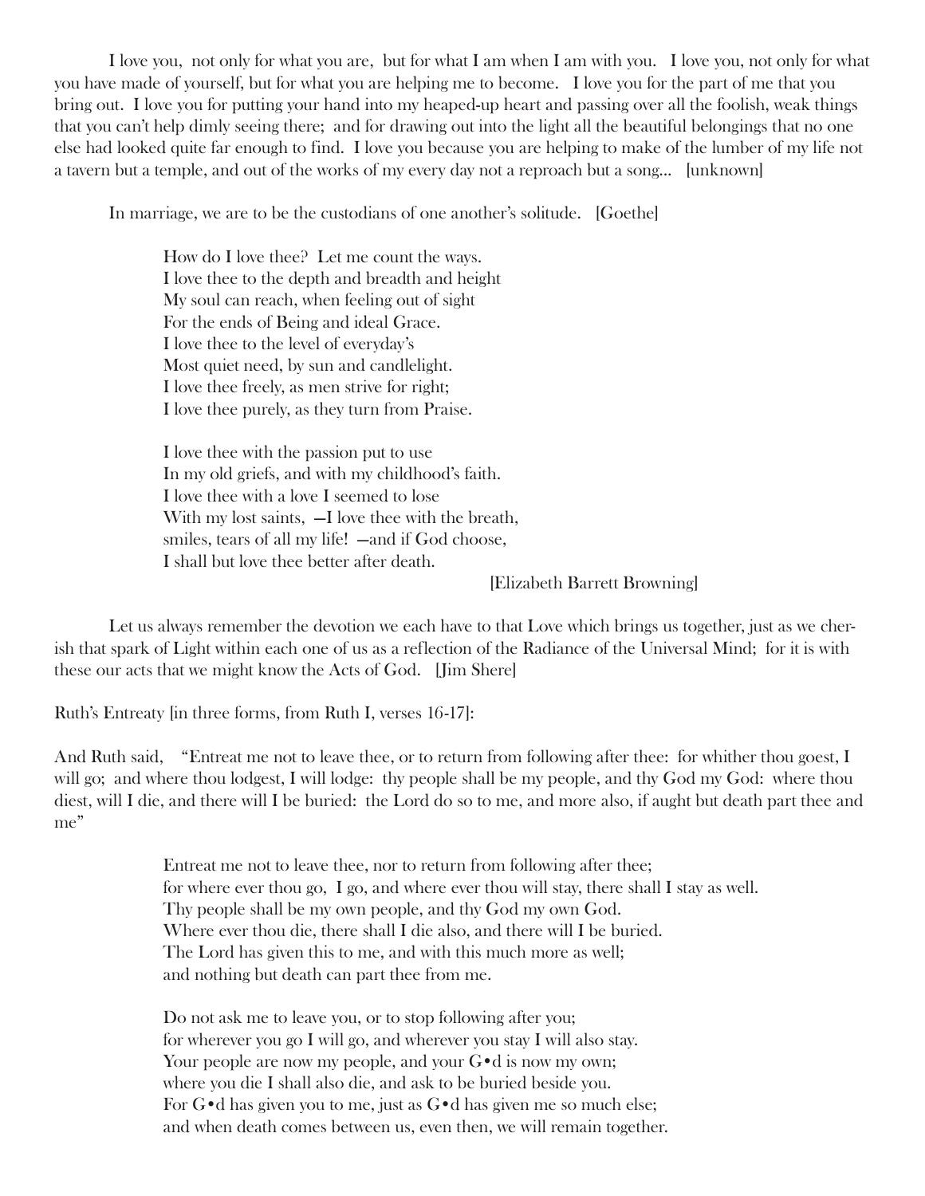I love you, not only for what you are, but for what I am when I am with you. I love you, not only for what you have made of yourself, but for what you are helping me to become. I love you for the part of me that you bring out. I love you for putting your hand into my heaped-up heart and passing over all the foolish, weak things that you can't help dimly seeing there; and for drawing out into the light all the beautiful belongings that no one else had looked quite far enough to find. I love you because you are helping to make of the lumber of my life not a tavern but a temple, and out of the works of my every day not a reproach but a song... [unknown]

In marriage, we are to be the custodians of one another's solitude. [Goethe]

> How do I love thee? Let me count the ways.
> I love thee to the depth and breadth and height
> My soul can reach, when feeling out of sight
> For the ends of Being and ideal Grace.
> I love thee to the level of everyday's
> Most quiet need, by sun and candlelight.
> I love thee freely, as men strive for right;
> I love thee purely, as they turn from Praise.
>
> I love thee with the passion put to use
> In my old griefs, and with my childhood's faith.
> I love thee with a love I seemed to lose
> With my lost saints, —I love thee with the breath,
> smiles, tears of all my life! —and if God choose,
> I shall but love thee better after death.
>
> [Elizabeth Barrett Browning]

Let us always remember the devotion we each have to that Love which brings us together, just as we cherish that spark of Light within each one of us as a reflection of the Radiance of the Universal Mind; for it is with these our acts that we might know the Acts of God. [Jim Shere]

Ruth's Entreaty [in three forms, from Ruth I, verses 16-17]:

And Ruth said, "Entreat me not to leave thee, or to return from following after thee: for whither thou goest, I will go; and where thou lodgest, I will lodge: thy people shall be my people, and thy God my God: where thou diest, will I die, and there will I be buried: the Lord do so to me, and more also, if aught but death part thee and me"

> Entreat me not to leave thee, nor to return from following after thee;
> for where ever thou go, I go, and where ever thou will stay, there shall I stay as well.
> Thy people shall be my own people, and thy God my own God.
> Where ever thou die, there shall I die also, and there will I be buried.
> The Lord has given this to me, and with this much more as well;
> and nothing but death can part thee from me.
>
> Do not ask me to leave you, or to stop following after you;
> for wherever you go I will go, and wherever you stay I will also stay.
> Your people are now my people, and your G•d is now my own;
> where you die I shall also die, and ask to be buried beside you.
> For G•d has given you to me, just as G•d has given me so much else;
> and when death comes between us, even then, we will remain together.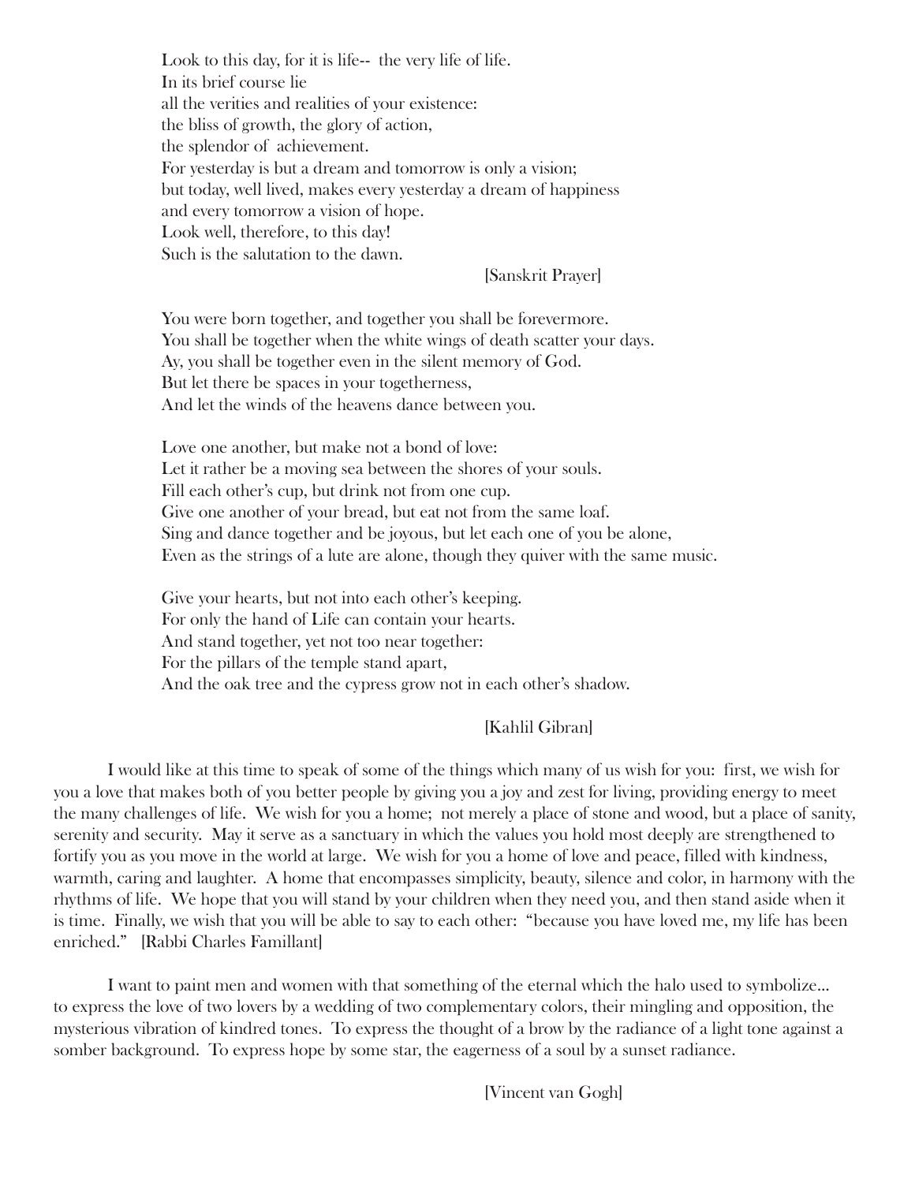Look to this day, for it is life-- the very life of life.
In its brief course lie
all the verities and realities of your existence:
the bliss of growth, the glory of action,
the splendor of achievement.
For yesterday is but a dream and tomorrow is only a vision;
but today, well lived, makes every yesterday a dream of happiness
and every tomorrow a vision of hope.
Look well, therefore, to this day!
Such is the salutation to the dawn.

[Sanskrit Prayer]

You were born together, and together you shall be forevermore.
You shall be together when the white wings of death scatter your days.
Ay, you shall be together even in the silent memory of God.
But let there be spaces in your togetherness,
And let the winds of the heavens dance between you.

Love one another, but make not a bond of love:
Let it rather be a moving sea between the shores of your souls.
Fill each other's cup, but drink not from one cup.
Give one another of your bread, but eat not from the same loaf.
Sing and dance together and be joyous, but let each one of you be alone,
Even as the strings of a lute are alone, though they quiver with the same music.

Give your hearts, but not into each other's keeping.
For only the hand of Life can contain your hearts.
And stand together, yet not too near together:
For the pillars of the temple stand apart,
And the oak tree and the cypress grow not in each other's shadow.

[Kahlil Gibran]

I would like at this time to speak of some of the things which many of us wish for you: first, we wish for you a love that makes both of you better people by giving you a joy and zest for living, providing energy to meet the many challenges of life. We wish for you a home; not merely a place of stone and wood, but a place of sanity, serenity and security. May it serve as a sanctuary in which the values you hold most deeply are strengthened to fortify you as you move in the world at large. We wish for you a home of love and peace, filled with kindness, warmth, caring and laughter. A home that encompasses simplicity, beauty, silence and color, in harmony with the rhythms of life. We hope that you will stand by your children when they need you, and then stand aside when it is time. Finally, we wish that you will be able to say to each other: "because you have loved me, my life has been enriched." [Rabbi Charles Famillant]

I want to paint men and women with that something of the eternal which the halo used to symbolize... to express the love of two lovers by a wedding of two complementary colors, their mingling and opposition, the mysterious vibration of kindred tones. To express the thought of a brow by the radiance of a light tone against a somber background. To express hope by some star, the eagerness of a soul by a sunset radiance.

[Vincent van Gogh]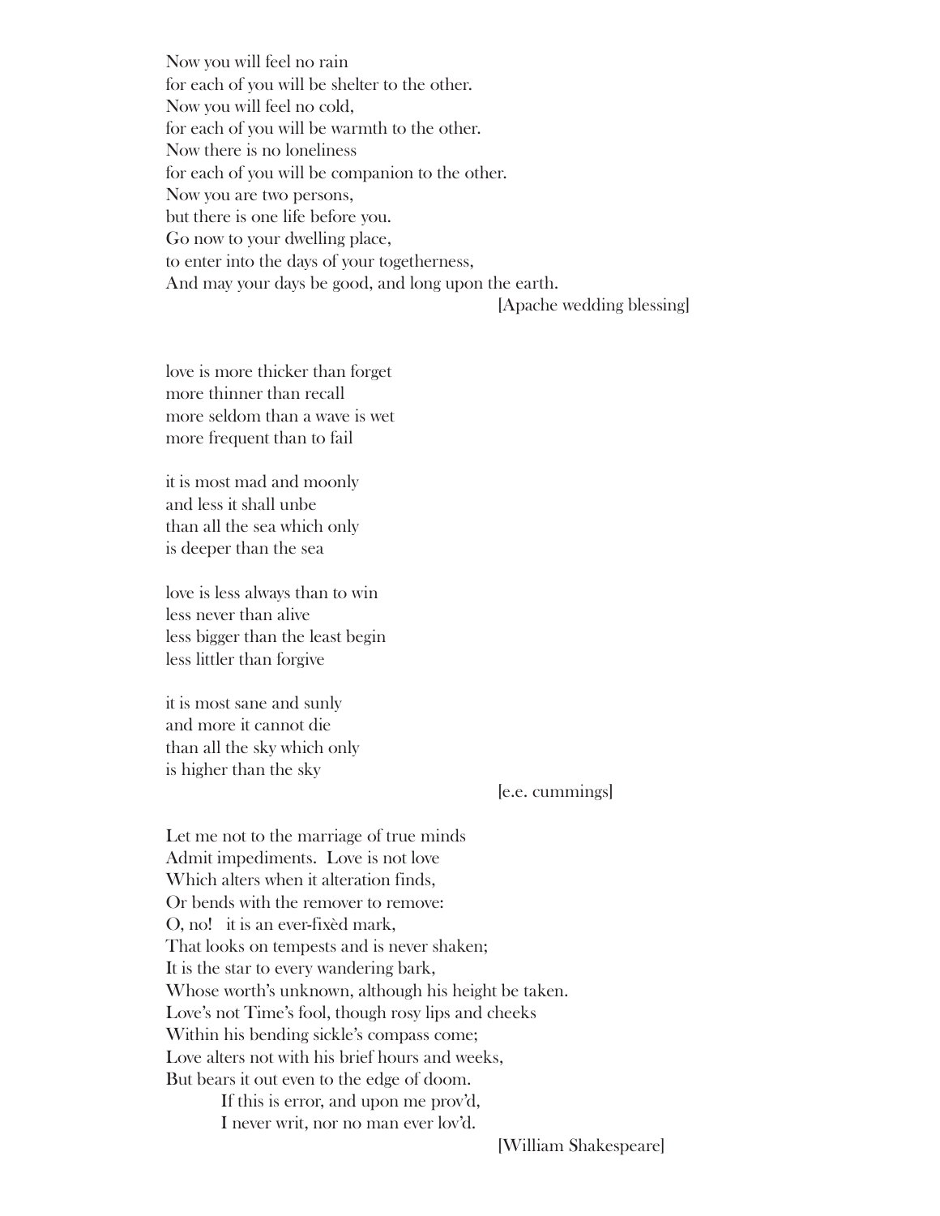Now you will feel no rain  
for each of you will be shelter to the other.  
Now you will feel no cold,  
for each of you will be warmth to the other.  
Now there is no loneliness  
for each of you will be companion to the other.  
Now you are two persons,  
but there is one life before you.  
Go now to your dwelling place,  
to enter into the days of your togetherness,  
And may your days be good, and long upon the earth.

[Apache wedding blessing]

love is more thicker than forget  
more thinner than recall  
more seldom than a wave is wet  
more frequent than to fail

it is most mad and moonly  
and less it shall unbe  
than all the sea which only  
is deeper than the sea

love is less always than to win  
less never than alive  
less bigger than the least begin  
less littler than forgive

it is most sane and sunly  
and more it cannot die  
than all the sky which only  
is higher than the sky

[e.e. cummings]

Let me not to the marriage of true minds  
Admit impediments. Love is not love  
Which alters when it alteration finds,  
Or bends with the remover to remove:  
O, no! it is an ever-fixèd mark,  
That looks on tempests and is never shaken;  
It is the star to every wandering bark,  
Whose worth's unknown, although his height be taken.  
Love's not Time's fool, though rosy lips and cheeks  
Within his bending sickle's compass come;  
Love alters not with his brief hours and weeks,  
But bears it out even to the edge of doom.  
If this is error, and upon me prov'd,  
I never writ, nor no man ever lov'd.

[William Shakespeare]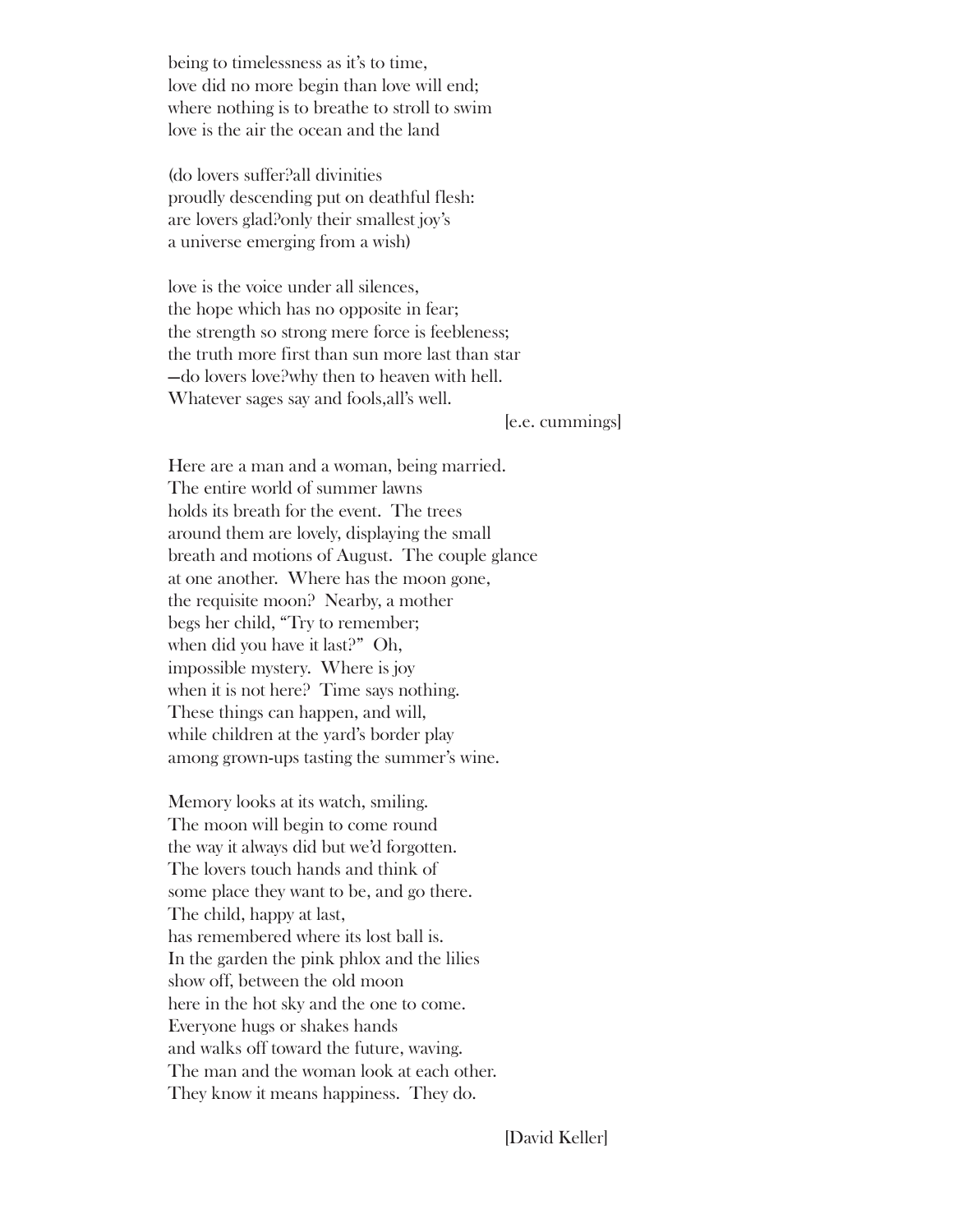being to timelessness as it's to time,  
love did no more begin than love will end;  
where nothing is to breathe to stroll to swim  
love is the air the ocean and the land

(do lovers suffer?all divinities  
proudly descending put on deathful flesh:  
are lovers glad?only their smallest joy's  
a universe emerging from a wish)

love is the voice under all silences,  
the hope which has no opposite in fear;  
the strength so strong mere force is feebleness;  
the truth more first than sun more last than star  
—do lovers love?why then to heaven with hell.  
Whatever sages say and fools,all's well.

[e.e. cummings]

Here are a man and a woman, being married.  
The entire world of summer lawns  
holds its breath for the event. The trees  
around them are lovely, displaying the small  
breath and motions of August. The couple glance  
at one another. Where has the moon gone,  
the requisite moon? Nearby, a mother  
begs her child, "Try to remember;  
when did you have it last?" Oh,  
impossible mystery. Where is joy  
when it is not here? Time says nothing.  
These things can happen, and will,  
while children at the yard's border play  
among grown-ups tasting the summer's wine.

Memory looks at its watch, smiling.  
The moon will begin to come round  
the way it always did but we'd forgotten.  
The lovers touch hands and think of  
some place they want to be, and go there.  
The child, happy at last,  
has remembered where its lost ball is.  
In the garden the pink phlox and the lilies  
show off, between the old moon  
here in the hot sky and the one to come.  
Everyone hugs or shakes hands  
and walks off toward the future, waving.  
The man and the woman look at each other.  
They know it means happiness. They do.

[David Keller]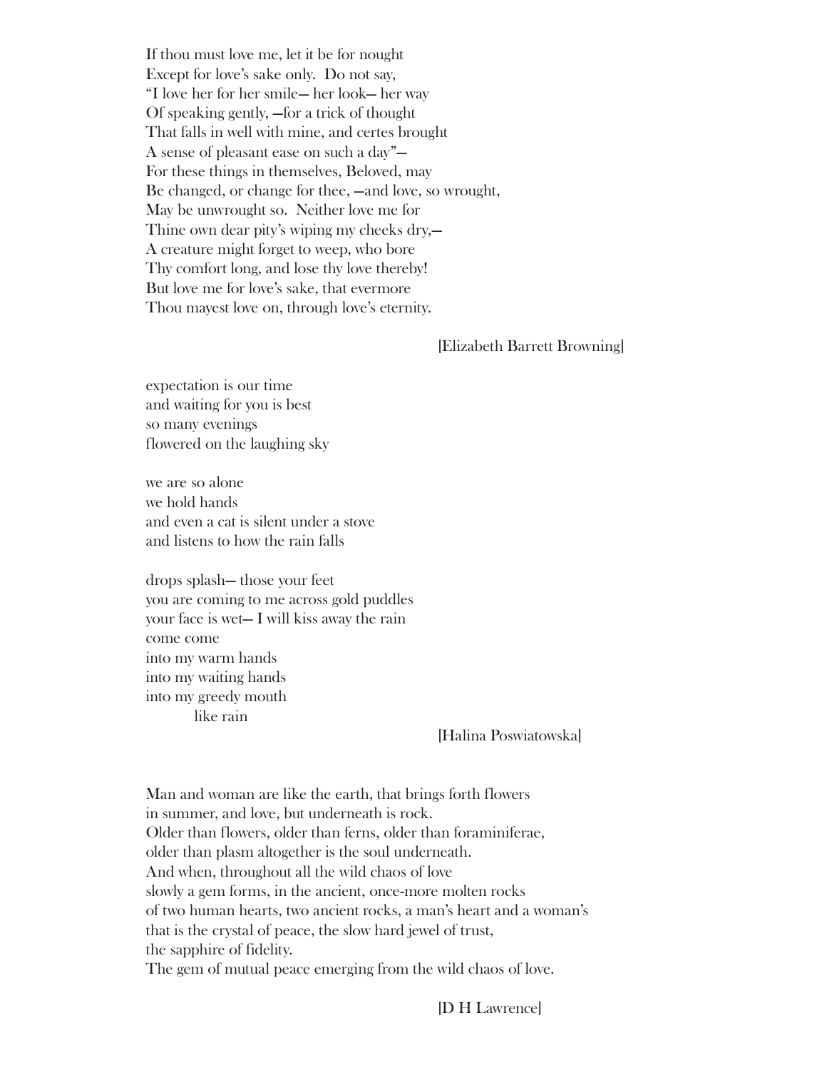If thou must love me, let it be for nought  
Except for love's sake only. Do not say,  
"I love her for her smile— her look— her way  
Of speaking gently, —for a trick of thought  
That falls in well with mine, and certes brought  
A sense of pleasant ease on such a day"—  
For these things in themselves, Beloved, may  
Be changed, or change for thee, —and love, so wrought,  
May be unwrought so. Neither love me for  
Thine own dear pity's wiping my cheeks dry,—  
A creature might forget to weep, who bore  
Thy comfort long, and lose thy love thereby!  
But love me for love's sake, that evermore  
Thou mayest love on, through love's eternity.

[Elizabeth Barrett Browning]

expectation is our time  
and waiting for you is best  
so many evenings  
flowered on the laughing sky

we are so alone  
we hold hands  
and even a cat is silent under a stove  
and listens to how the rain falls

drops splash— those your feet  
you are coming to me across gold puddles  
your face is wet— I will kiss away the rain  
come come  
into my warm hands  
into my waiting hands  
into my greedy mouth  
&nbsp;&nbsp;&nbsp;&nbsp;&nbsp;&nbsp;&nbsp;&nbsp;like rain

[Halina Poswiatowska]

Man and woman are like the earth, that brings forth flowers  
in summer, and love, but underneath is rock.  
Older than flowers, older than ferns, older than foraminiferae,  
older than plasm altogether is the soul underneath.  
And when, throughout all the wild chaos of love  
slowly a gem forms, in the ancient, once-more molten rocks  
of two human hearts, two ancient rocks, a man's heart and a woman's  
that is the crystal of peace, the slow hard jewel of trust,  
the sapphire of fidelity.  
The gem of mutual peace emerging from the wild chaos of love.

[D H Lawrence]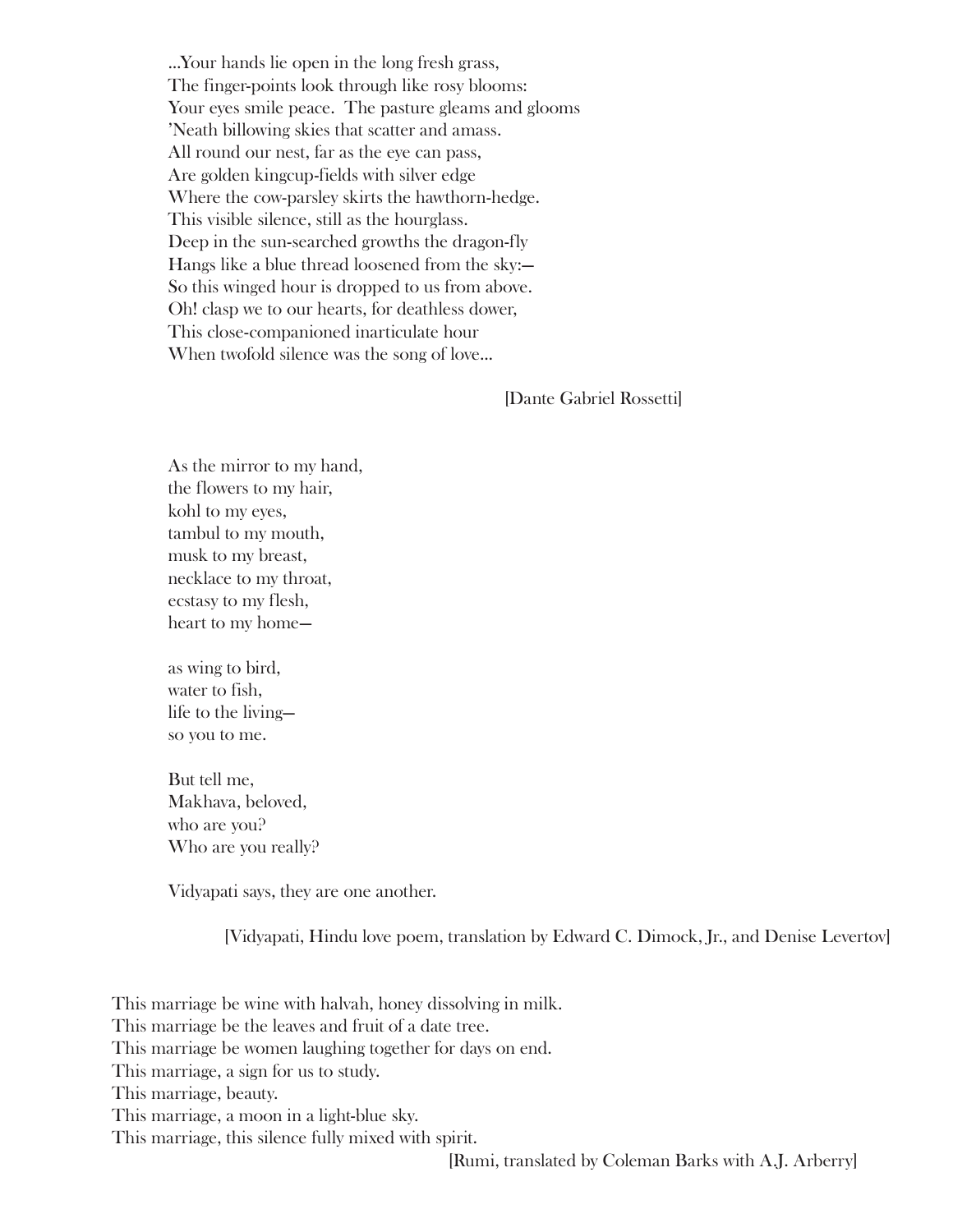...Your hands lie open in the long fresh grass,  
The finger-points look through like rosy blooms:  
Your eyes smile peace. The pasture gleams and glooms  
'Neath billowing skies that scatter and amass.  
All round our nest, far as the eye can pass,  
Are golden kingcup-fields with silver edge  
Where the cow-parsley skirts the hawthorn-hedge.  
This visible silence, still as the hourglass.  
Deep in the sun-searched growths the dragon-fly  
Hangs like a blue thread loosened from the sky:—  
So this winged hour is dropped to us from above.  
Oh! clasp we to our hearts, for deathless dower,  
This close-companioned inarticulate hour  
When twofold silence was the song of love...

[Dante Gabriel Rossetti]

As the mirror to my hand,  
the flowers to my hair,  
kohl to my eyes,  
tambul to my mouth,  
musk to my breast,  
necklace to my throat,  
ecstasy to my flesh,  
heart to my home—

as wing to bird,  
water to fish,  
life to the living—  
so you to me.

But tell me,  
Makhava, beloved,  
who are you?  
Who are you really?

Vidyapati says, they are one another.

[Vidyapati, Hindu love poem, translation by Edward C. Dimock, Jr., and Denise Levertov]

This marriage be wine with halvah, honey dissolving in milk.  
This marriage be the leaves and fruit of a date tree.  
This marriage be women laughing together for days on end.  
This marriage, a sign for us to study.  
This marriage, beauty.  
This marriage, a moon in a light-blue sky.  
This marriage, this silence fully mixed with spirit.

[Rumi, translated by Coleman Barks with A.J. Arberry]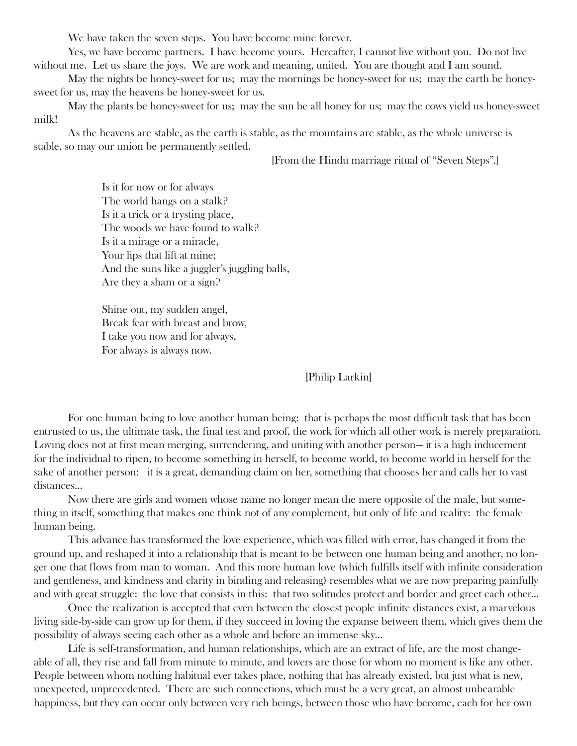We have taken the seven steps. You have become mine forever.

Yes, we have become partners. I have become yours. Hereafter, I cannot live without you. Do not live without me. Let us share the joys. We are work and meaning, united. You are thought and I am sound.

May the nights be honey-sweet for us; may the mornings be honey-sweet for us; may the earth be honey-sweet for us, may the heavens be honey-sweet for us.

May the plants be honey-sweet for us; may the sun be all honey for us; may the cows yield us honey-sweet milk!

As the heavens are stable, as the earth is stable, as the mountains are stable, as the whole universe is stable, so may our union be permanently settled.

[From the Hindu marriage ritual of "Seven Steps".]

Is it for now or for always  
The world hangs on a stalk?  
Is it a trick or a trysting place,  
The woods we have found to walk?  
Is it a mirage or a miracle,  
Your lips that lift at mine;  
And the suns like a juggler's juggling balls,  
Are they a sham or a sign?

Shine out, my sudden angel,  
Break fear with breast and brow,  
I take you now and for always,  
For always is always now.

[Philip Larkin]

For one human being to love another human being: that is perhaps the most difficult task that has been entrusted to us, the ultimate task, the final test and proof, the work for which all other work is merely preparation. Loving does not at first mean merging, surrendering, and uniting with another person— it is a high inducement for the individual to ripen, to become something in herself, to become world, to become world in herself for the sake of another person: it is a great, demanding claim on her, something that chooses her and calls her to vast distances...

Now there are girls and women whose name no longer mean the mere opposite of the male, but something in itself, something that makes one think not of any complement, but only of life and reality: the female human being.

This advance has transformed the love experience, which was filled with error, has changed it from the ground up, and reshaped it into a relationship that is meant to be between one human being and another, no longer one that flows from man to woman. And this more human love (which fulfills itself with infinite consideration and gentleness, and kindness and clarity in binding and releasing) resembles what we are now preparing painfully and with great struggle: the love that consists in this: that two solitudes protect and border and greet each other...

Once the realization is accepted that even between the closest people infinite distances exist, a marvelous living side-by-side can grow up for them, if they succeed in loving the expanse between them, which gives them the possibility of always seeing each other as a whole and before an immense sky...

Life is self-transformation, and human relationships, which are an extract of life, are the most changeable of all, they rise and fall from minute to minute, and lovers are those for whom no moment is like any other. People between whom nothing habitual ever takes place, nothing that has already existed, but just what is new, unexpected, unprecedented. There are such connections, which must be a very great, an almost unbearable happiness, but they can occur only between very rich beings, between those who have become, each for her own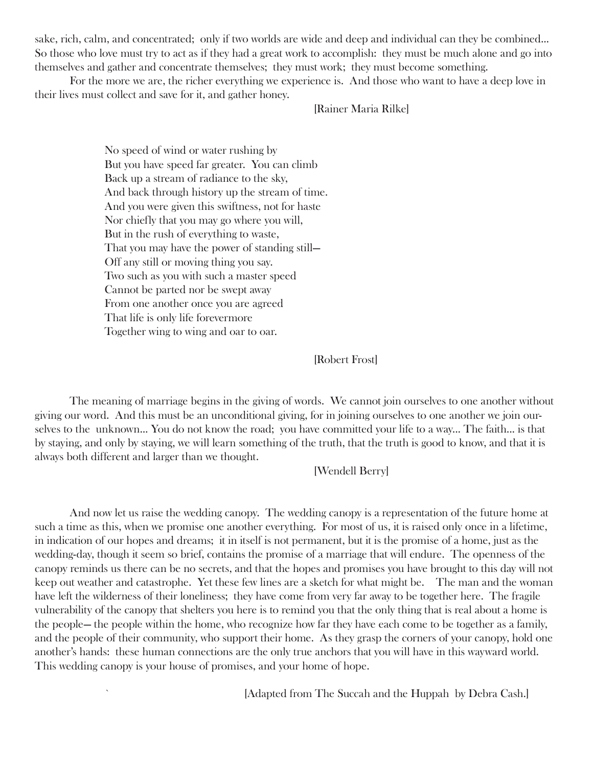sake, rich, calm, and concentrated; only if two worlds are wide and deep and individual can they be combined... So those who love must try to act as if they had a great work to accomplish: they must be much alone and go into themselves and gather and concentrate themselves; they must work; they must become something.

For the more we are, the richer everything we experience is. And those who want to have a deep love in their lives must collect and save for it, and gather honey.

[Rainer Maria Rilke]

No speed of wind or water rushing by  
But you have speed far greater. You can climb  
Back up a stream of radiance to the sky,  
And back through history up the stream of time.  
And you were given this swiftness, not for haste  
Nor chiefly that you may go where you will,  
But in the rush of everything to waste,  
That you may have the power of standing still—  
Off any still or moving thing you say.  
Two such as you with such a master speed  
Cannot be parted nor be swept away  
From one another once you are agreed  
That life is only life forevermore  
Together wing to wing and oar to oar.

[Robert Frost]

The meaning of marriage begins in the giving of words. We cannot join ourselves to one another without giving our word. And this must be an unconditional giving, for in joining ourselves to one another we join ourselves to the unknown... You do not know the road; you have committed your life to a way... The faith... is that by staying, and only by staying, we will learn something of the truth, that the truth is good to know, and that it is always both different and larger than we thought.

[Wendell Berry]

And now let us raise the wedding canopy. The wedding canopy is a representation of the future home at such a time as this, when we promise one another everything. For most of us, it is raised only once in a lifetime, in indication of our hopes and dreams; it in itself is not permanent, but it is the promise of a home, just as the wedding-day, though it seem so brief, contains the promise of a marriage that will endure. The openness of the canopy reminds us there can be no secrets, and that the hopes and promises you have brought to this day will not keep out weather and catastrophe. Yet these few lines are a sketch for what might be. The man and the woman have left the wilderness of their loneliness; they have come from very far away to be together here. The fragile vulnerability of the canopy that shelters you here is to remind you that the only thing that is real about a home is the people— the people within the home, who recognize how far they have each come to be together as a family, and the people of their community, who support their home. As they grasp the corners of your canopy, hold one another's hands: these human connections are the only true anchors that you will have in this wayward world. This wedding canopy is your house of promises, and your home of hope.

[Adapted from The Succah and the Huppah by Debra Cash.]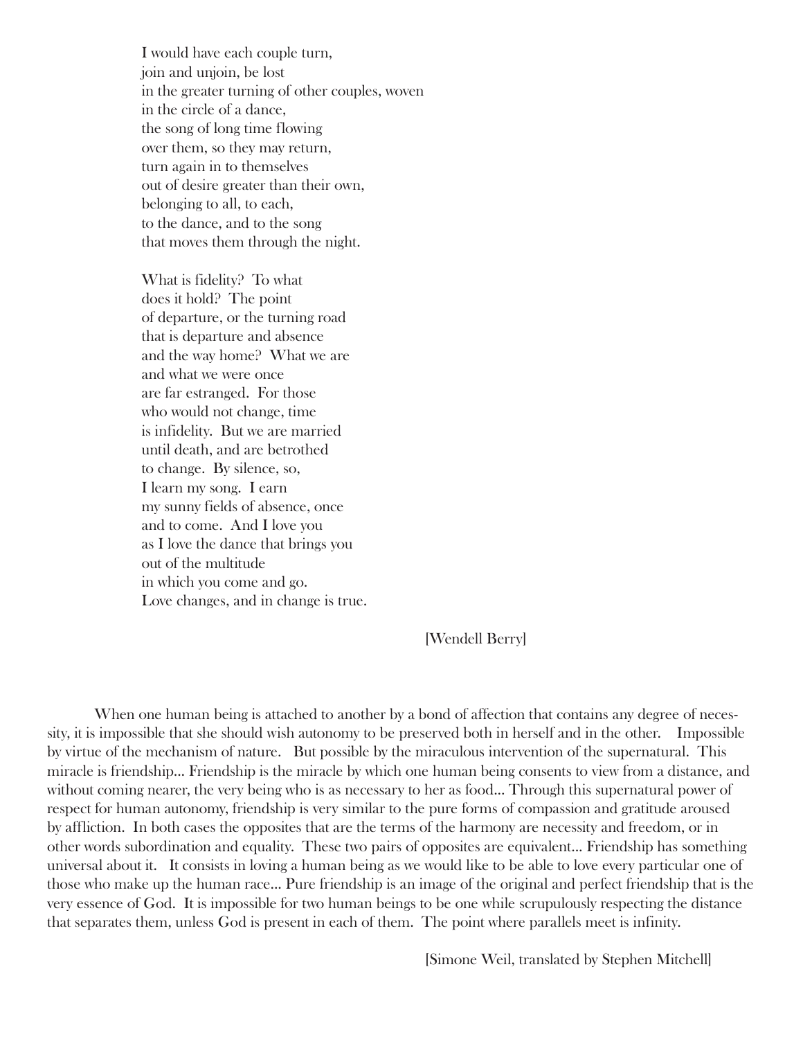I would have each couple turn,  
join and unjoin, be lost  
in the greater turning of other couples, woven  
in the circle of a dance,  
the song of long time flowing  
over them, so they may return,  
turn again in to themselves  
out of desire greater than their own,  
belonging to all, to each,  
to the dance, and to the song  
that moves them through the night.

What is fidelity? To what  
does it hold? The point  
of departure, or the turning road  
that is departure and absence  
and the way home? What we are  
and what we were once  
are far estranged. For those  
who would not change, time  
is infidelity. But we are married  
until death, and are betrothed  
to change. By silence, so,  
I learn my song. I earn  
my sunny fields of absence, once  
and to come. And I love you  
as I love the dance that brings you  
out of the multitude  
in which you come and go.  
Love changes, and in change is true.

[Wendell Berry]

When one human being is attached to another by a bond of affection that contains any degree of necessity, it is impossible that she should wish autonomy to be preserved both in herself and in the other. Impossible by virtue of the mechanism of nature. But possible by the miraculous intervention of the supernatural. This miracle is friendship... Friendship is the miracle by which one human being consents to view from a distance, and without coming nearer, the very being who is as necessary to her as food... Through this supernatural power of respect for human autonomy, friendship is very similar to the pure forms of compassion and gratitude aroused by affliction. In both cases the opposites that are the terms of the harmony are necessity and freedom, or in other words subordination and equality. These two pairs of opposites are equivalent... Friendship has something universal about it. It consists in loving a human being as we would like to be able to love every particular one of those who make up the human race... Pure friendship is an image of the original and perfect friendship that is the very essence of God. It is impossible for two human beings to be one while scrupulously respecting the distance that separates them, unless God is present in each of them. The point where parallels meet is infinity.

[Simone Weil, translated by Stephen Mitchell]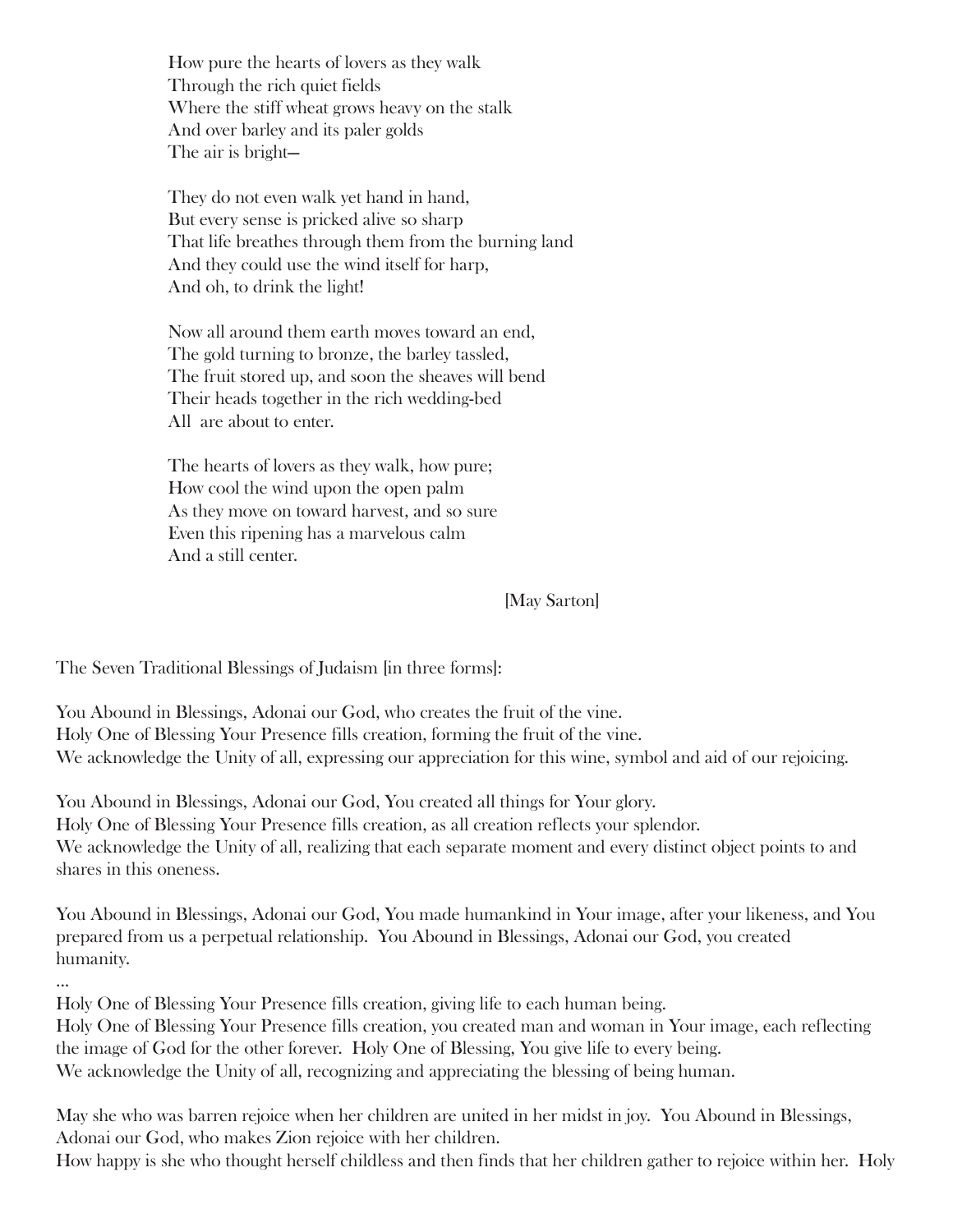How pure the hearts of lovers as they walk
Through the rich quiet fields
Where the stiff wheat grows heavy on the stalk
And over barley and its paler golds
The air is bright—

They do not even walk yet hand in hand,
But every sense is pricked alive so sharp
That life breathes through them from the burning land
And they could use the wind itself for harp,
And oh, to drink the light!

Now all around them earth moves toward an end,
The gold turning to bronze, the barley tassled,
The fruit stored up, and soon the sheaves will bend
Their heads together in the rich wedding-bed
All are about to enter.

The hearts of lovers as they walk, how pure;
How cool the wind upon the open palm
As they move on toward harvest, and so sure
Even this ripening has a marvelous calm
And a still center.

[May Sarton]

The Seven Traditional Blessings of Judaism [in three forms]:

You Abound in Blessings, Adonai our God, who creates the fruit of the vine.
Holy One of Blessing Your Presence fills creation, forming the fruit of the vine.
We acknowledge the Unity of all, expressing our appreciation for this wine, symbol and aid of our rejoicing.

You Abound in Blessings, Adonai our God, You created all things for Your glory.
Holy One of Blessing Your Presence fills creation, as all creation reflects your splendor.
We acknowledge the Unity of all, realizing that each separate moment and every distinct object points to and shares in this oneness.

You Abound in Blessings, Adonai our God, You made humankind in Your image, after your likeness, and You prepared from us a perpetual relationship. You Abound in Blessings, Adonai our God, you created humanity.
...
Holy One of Blessing Your Presence fills creation, giving life to each human being.
Holy One of Blessing Your Presence fills creation, you created man and woman in Your image, each reflecting the image of God for the other forever. Holy One of Blessing, You give life to every being.
We acknowledge the Unity of all, recognizing and appreciating the blessing of being human.

May she who was barren rejoice when her children are united in her midst in joy. You Abound in Blessings, Adonai our God, who makes Zion rejoice with her children.
How happy is she who thought herself childless and then finds that her children gather to rejoice within her. Holy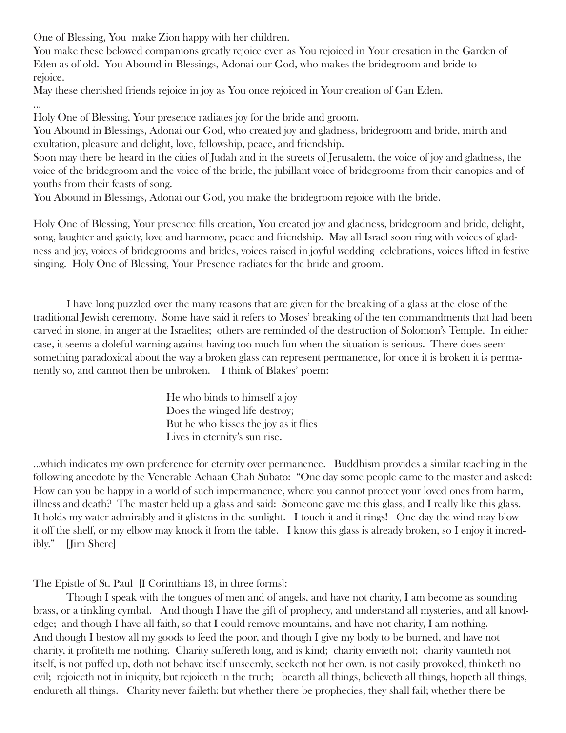One of Blessing, You  make Zion happy with her children.
You make these belowed companions greatly rejoice even as You rejoiced in Your cresation in the Garden of Eden as of old.  You Abound in Blessings, Adonai our God, who makes the bridegroom and bride to rejoice.
May these cherished friends rejoice in joy as You once rejoiced in Your creation of Gan Eden.
...
Holy One of Blessing, Your presence radiates joy for the bride and groom.
You Abound in Blessings, Adonai our God, who created joy and gladness, bridegroom and bride, mirth and exultation, pleasure and delight, love, fellowship, peace, and friendship.
Soon may there be heard in the cities of Judah and in the streets of Jerusalem, the voice of joy and gladness, the voice of the bridegroom and the voice of the bride, the jubillant voice of bridegrooms from their canopies and of youths from their feasts of song.
You Abound in Blessings, Adonai our God, you make the bridegroom rejoice with the bride.

Holy One of Blessing, Your presence fills creation, You created joy and gladness, bridegroom and bride, delight, song, laughter and gaiety, love and harmony, peace and friendship.  May all Israel soon ring with voices of gladness and joy, voices of bridegrooms and brides, voices raised in joyful wedding  celebrations, voices lifted in festive singing.  Holy One of Blessing, Your Presence radiates for the bride and groom.

I have long puzzled over the many reasons that are given for the breaking of a glass at the close of the traditional Jewish ceremony.  Some have said it refers to Moses' breaking of the ten commandments that had been carved in stone, in anger at the Israelites;  others are reminded of the destruction of Solomon's Temple.  In either case, it seems a doleful warning against having too much fun when the situation is serious.  There does seem something paradoxical about the way a broken glass can represent permanence, for once it is broken it is permanently so, and cannot then be unbroken.    I think of Blakes' poem:

> He who binds to himself a joy
> Does the winged life destroy;
> But he who kisses the joy as it flies
> Lives in eternity's sun rise.

...which indicates my own preference for eternity over permanence.   Buddhism provides a similar teaching in the following anecdote by the Venerable Achaan Chah Subato:  "One day some people came to the master and asked: How can you be happy in a world of such impermanence, where you cannot protect your loved ones from harm, illness and death?  The master held up a glass and said:  Someone gave me this glass, and I really like this glass. It holds my water admirably and it glistens in the sunlight.   I touch it and it rings!   One day the wind may blow it off the shelf, or my elbow may knock it from the table.   I know this glass is already broken, so I enjoy it incredibly."    [Jim Shere]

The Epistle of St. Paul  [I Corinthians 13, in three forms]:

Though I speak with the tongues of men and of angels, and have not charity, I am become as sounding brass, or a tinkling cymbal.   And though I have the gift of prophecy, and understand all mysteries, and all knowledge;  and though I have all faith, so that I could remove mountains, and have not charity, I am nothing.
And though I bestow all my goods to feed the poor, and though I give my body to be burned, and have not charity, it profiteth me nothing.  Charity suffereth long, and is kind;  charity envieth not;  charity vaunteth not itself, is not puffed up, doth not behave itself unseemly, seeketh not her own, is not easily provoked, thinketh no evil;  rejoiceth not in iniquity, but rejoiceth in the truth;   beareth all things, believeth all things, hopeth all things, endureth all things.   Charity never faileth: but whether there be prophecies, they shall fail; whether there be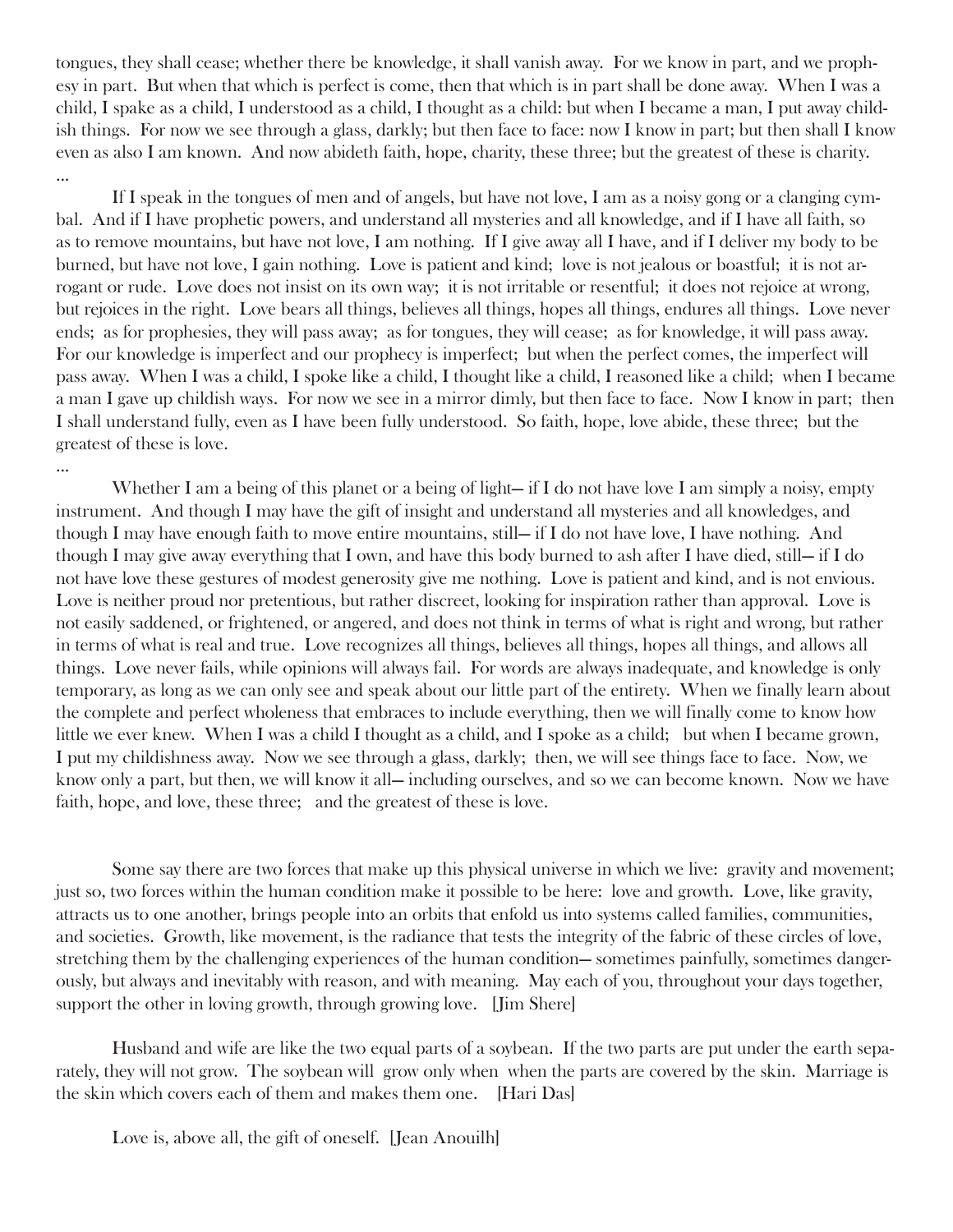tongues, they shall cease; whether there be knowledge, it shall vanish away. For we know in part, and we prophesy in part. But when that which is perfect is come, then that which is in part shall be done away. When I was a child, I spake as a child, I understood as a child, I thought as a child: but when I became a man, I put away childish things. For now we see through a glass, darkly; but then face to face: now I know in part; but then shall I know even as also I am known. And now abideth faith, hope, charity, these three; but the greatest of these is charity.

...

If I speak in the tongues of men and of angels, but have not love, I am as a noisy gong or a clanging cymbal. And if I have prophetic powers, and understand all mysteries and all knowledge, and if I have all faith, so as to remove mountains, but have not love, I am nothing. If I give away all I have, and if I deliver my body to be burned, but have not love, I gain nothing. Love is patient and kind; love is not jealous or boastful; it is not arrogant or rude. Love does not insist on its own way; it is not irritable or resentful; it does not rejoice at wrong, but rejoices in the right. Love bears all things, believes all things, hopes all things, endures all things. Love never ends; as for prophesies, they will pass away; as for tongues, they will cease; as for knowledge, it will pass away. For our knowledge is imperfect and our prophecy is imperfect; but when the perfect comes, the imperfect will pass away. When I was a child, I spoke like a child, I thought like a child, I reasoned like a child; when I became a man I gave up childish ways. For now we see in a mirror dimly, but then face to face. Now I know in part; then I shall understand fully, even as I have been fully understood. So faith, hope, love abide, these three; but the greatest of these is love.

...

Whether I am a being of this planet or a being of light— if I do not have love I am simply a noisy, empty instrument. And though I may have the gift of insight and understand all mysteries and all knowledges, and though I may have enough faith to move entire mountains, still— if I do not have love, I have nothing. And though I may give away everything that I own, and have this body burned to ash after I have died, still— if I do not have love these gestures of modest generosity give me nothing. Love is patient and kind, and is not envious. Love is neither proud nor pretentious, but rather discreet, looking for inspiration rather than approval. Love is not easily saddened, or frightened, or angered, and does not think in terms of what is right and wrong, but rather in terms of what is real and true. Love recognizes all things, believes all things, hopes all things, and allows all things. Love never fails, while opinions will always fail. For words are always inadequate, and knowledge is only temporary, as long as we can only see and speak about our little part of the entirety. When we finally learn about the complete and perfect wholeness that embraces to include everything, then we will finally come to know how little we ever knew. When I was a child I thought as a child, and I spoke as a child; but when I became grown, I put my childishness away. Now we see through a glass, darkly; then, we will see things face to face. Now, we know only a part, but then, we will know it all— including ourselves, and so we can become known. Now we have faith, hope, and love, these three; and the greatest of these is love.

Some say there are two forces that make up this physical universe in which we live: gravity and movement; just so, two forces within the human condition make it possible to be here: love and growth. Love, like gravity, attracts us to one another, brings people into an orbits that enfold us into systems called families, communities, and societies. Growth, like movement, is the radiance that tests the integrity of the fabric of these circles of love, stretching them by the challenging experiences of the human condition— sometimes painfully, sometimes dangerously, but always and inevitably with reason, and with meaning. May each of you, throughout your days together, support the other in loving growth, through growing love. [Jim Shere]

Husband and wife are like the two equal parts of a soybean. If the two parts are put under the earth separately, they will not grow. The soybean will grow only when when the parts are covered by the skin. Marriage is the skin which covers each of them and makes them one. [Hari Das]

Love is, above all, the gift of oneself. [Jean Anouilh]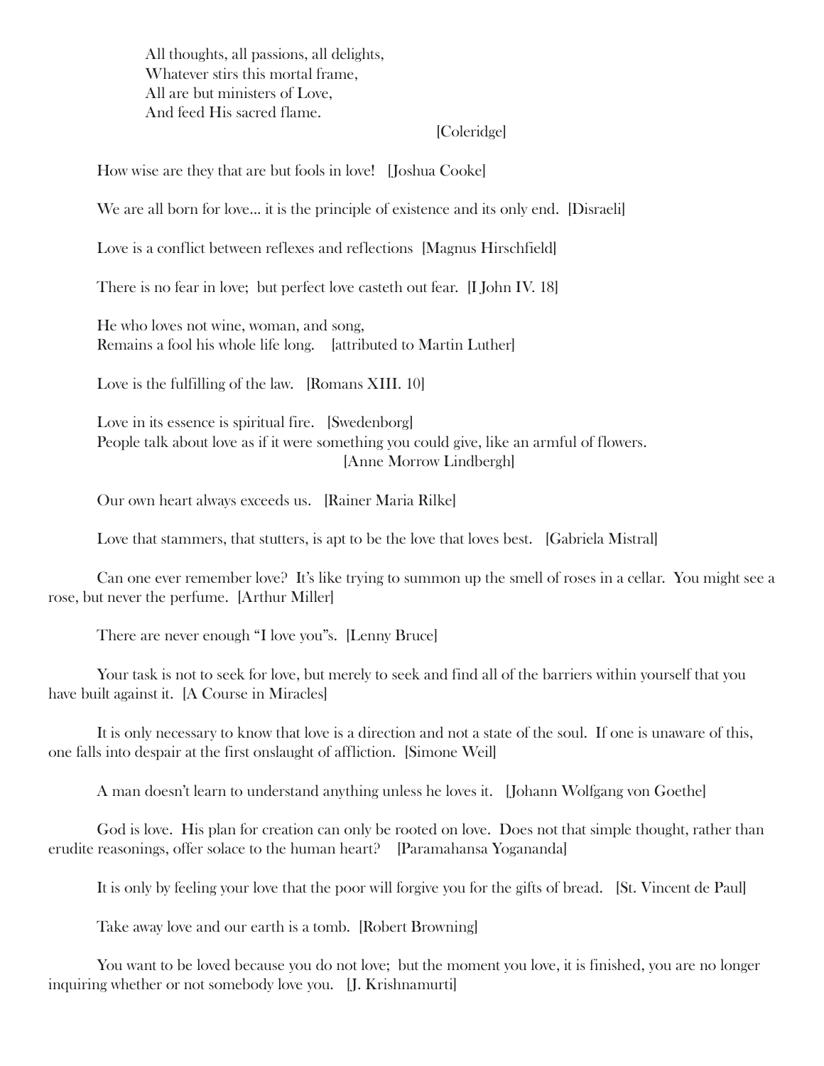All thoughts, all passions, all delights,  
Whatever stirs this mortal frame,  
All are but ministers of Love,  
And feed His sacred flame.

[Coleridge]

How wise are they that are but fools in love!   [Joshua Cooke]

We are all born for love... it is the principle of existence and its only end.  [Disraeli]

Love is a conflict between reflexes and reflections  [Magnus Hirschfield]

There is no fear in love;  but perfect love casteth out fear.  [I John IV. 18]

He who loves not wine, woman, and song,  
Remains a fool his whole life long.    [attributed to Martin Luther]

Love is the fulfilling of the law.   [Romans XIII. 10]

Love in its essence is spiritual fire.   [Swedenborg]  
People talk about love as if it were something you could give, like an armful of flowers.  
[Anne Morrow Lindbergh]

Our own heart always exceeds us.   [Rainer Maria Rilke]

Love that stammers, that stutters, is apt to be the love that loves best.   [Gabriela Mistral]

Can one ever remember love?  It's like trying to summon up the smell of roses in a cellar.  You might see a rose, but never the perfume.  [Arthur Miller]

There are never enough "I love you"s.  [Lenny Bruce]

Your task is not to seek for love, but merely to seek and find all of the barriers within yourself that you have built against it.  [A Course in Miracles]

It is only necessary to know that love is a direction and not a state of the soul.  If one is unaware of this, one falls into despair at the first onslaught of affliction.  [Simone Weil]

A man doesn't learn to understand anything unless he loves it.   [Johann Wolfgang von Goethe]

God is love.  His plan for creation can only be rooted on love.  Does not that simple thought, rather than erudite reasonings, offer solace to the human heart?    [Paramahansa Yogananda]

It is only by feeling your love that the poor will forgive you for the gifts of bread.   [St. Vincent de Paul]

Take away love and our earth is a tomb.  [Robert Browning]

You want to be loved because you do not love;  but the moment you love, it is finished, you are no longer inquiring whether or not somebody love you.   [J. Krishnamurti]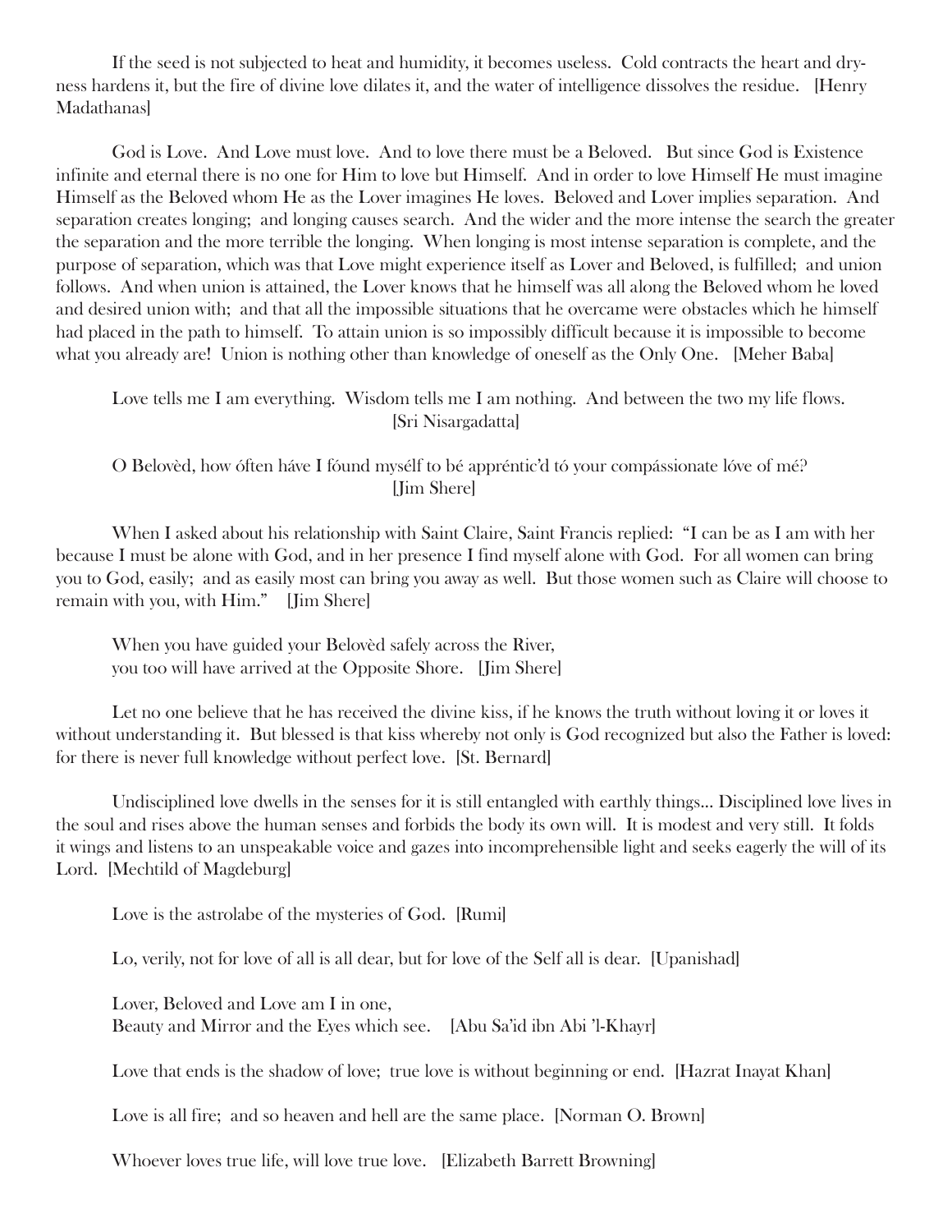If the seed is not subjected to heat and humidity, it becomes useless. Cold contracts the heart and dryness hardens it, but the fire of divine love dilates it, and the water of intelligence dissolves the residue. [Henry Madathanas]

God is Love. And Love must love. And to love there must be a Beloved. But since God is Existence infinite and eternal there is no one for Him to love but Himself. And in order to love Himself He must imagine Himself as the Beloved whom He as the Lover imagines He loves. Beloved and Lover implies separation. And separation creates longing; and longing causes search. And the wider and the more intense the search the greater the separation and the more terrible the longing. When longing is most intense separation is complete, and the purpose of separation, which was that Love might experience itself as Lover and Beloved, is fulfilled; and union follows. And when union is attained, the Lover knows that he himself was all along the Beloved whom he loved and desired union with; and that all the impossible situations that he overcame were obstacles which he himself had placed in the path to himself. To attain union is so impossibly difficult because it is impossible to become what you already are! Union is nothing other than knowledge of oneself as the Only One. [Meher Baba]

Love tells me I am everything. Wisdom tells me I am nothing. And between the two my life flows.
[Sri Nisargadatta]

O Belovèd, how óften háve I fóund mysélf to bé appréntic'd tó your compássionate lóve of mé?
[Jim Shere]

When I asked about his relationship with Saint Claire, Saint Francis replied: "I can be as I am with her because I must be alone with God, and in her presence I find myself alone with God. For all women can bring you to God, easily; and as easily most can bring you away as well. But those women such as Claire will choose to remain with you, with Him." [Jim Shere]

When you have guided your Belovèd safely across the River,
you too will have arrived at the Opposite Shore. [Jim Shere]

Let no one believe that he has received the divine kiss, if he knows the truth without loving it or loves it without understanding it. But blessed is that kiss whereby not only is God recognized but also the Father is loved: for there is never full knowledge without perfect love. [St. Bernard]

Undisciplined love dwells in the senses for it is still entangled with earthly things... Disciplined love lives in the soul and rises above the human senses and forbids the body its own will. It is modest and very still. It folds it wings and listens to an unspeakable voice and gazes into incomprehensible light and seeks eagerly the will of its Lord. [Mechtild of Magdeburg]

Love is the astrolabe of the mysteries of God. [Rumi]

Lo, verily, not for love of all is all dear, but for love of the Self all is dear. [Upanishad]

Lover, Beloved and Love am I in one,
Beauty and Mirror and the Eyes which see. [Abu Sa'id ibn Abi 'l-Khayr]

Love that ends is the shadow of love; true love is without beginning or end. [Hazrat Inayat Khan]

Love is all fire; and so heaven and hell are the same place. [Norman O. Brown]

Whoever loves true life, will love true love. [Elizabeth Barrett Browning]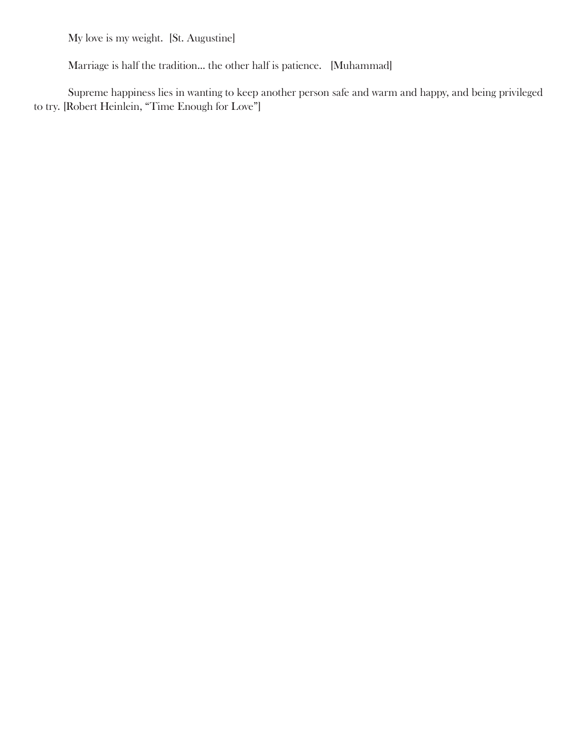My love is my weight. [St. Augustine]

Marriage is half the tradition... the other half is patience. [Muhammad]

Supreme happiness lies in wanting to keep another person safe and warm and happy, and being privileged to try. [Robert Heinlein, "Time Enough for Love"]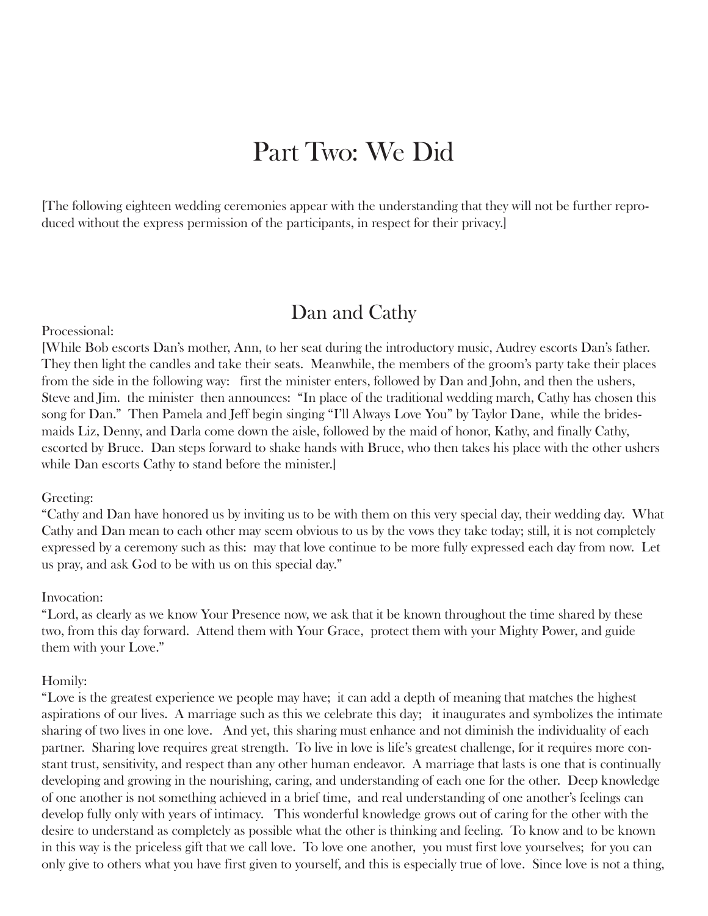# Part Two: We Did

[The following eighteen wedding ceremonies appear with the understanding that they will not be further reproduced without the express permission of the participants, in respect for their privacy.]

## Dan and Cathy

Processional:

[While Bob escorts Dan's mother, Ann, to her seat during the introductory music, Audrey escorts Dan's father. They then light the candles and take their seats. Meanwhile, the members of the groom's party take their places from the side in the following way: first the minister enters, followed by Dan and John, and then the ushers, Steve and Jim. the minister then announces: "In place of the traditional wedding march, Cathy has chosen this song for Dan." Then Pamela and Jeff begin singing "I'll Always Love You" by Taylor Dane, while the bridesmaids Liz, Denny, and Darla come down the aisle, followed by the maid of honor, Kathy, and finally Cathy, escorted by Bruce. Dan steps forward to shake hands with Bruce, who then takes his place with the other ushers while Dan escorts Cathy to stand before the minister.]

Greeting:

"Cathy and Dan have honored us by inviting us to be with them on this very special day, their wedding day. What Cathy and Dan mean to each other may seem obvious to us by the vows they take today; still, it is not completely expressed by a ceremony such as this: may that love continue to be more fully expressed each day from now. Let us pray, and ask God to be with us on this special day."

Invocation:

"Lord, as clearly as we know Your Presence now, we ask that it be known throughout the time shared by these two, from this day forward. Attend them with Your Grace, protect them with your Mighty Power, and guide them with your Love."

Homily:

"Love is the greatest experience we people may have; it can add a depth of meaning that matches the highest aspirations of our lives. A marriage such as this we celebrate this day; it inaugurates and symbolizes the intimate sharing of two lives in one love. And yet, this sharing must enhance and not diminish the individuality of each partner. Sharing love requires great strength. To live in love is life's greatest challenge, for it requires more constant trust, sensitivity, and respect than any other human endeavor. A marriage that lasts is one that is continually developing and growing in the nourishing, caring, and understanding of each one for the other. Deep knowledge of one another is not something achieved in a brief time, and real understanding of one another's feelings can develop fully only with years of intimacy. This wonderful knowledge grows out of caring for the other with the desire to understand as completely as possible what the other is thinking and feeling. To know and to be known in this way is the priceless gift that we call love. To love one another, you must first love yourselves; for you can only give to others what you have first given to yourself, and this is especially true of love. Since love is not a thing,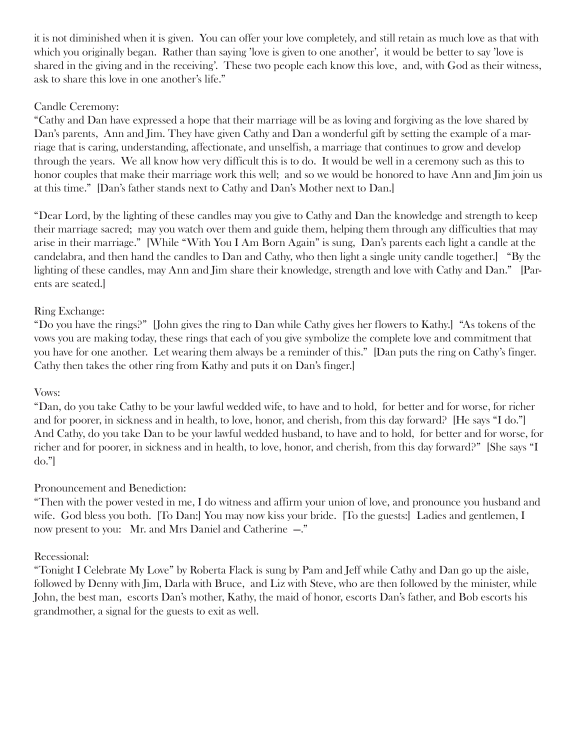it is not diminished when it is given. You can offer your love completely, and still retain as much love as that with which you originally began. Rather than saying 'love is given to one another', it would be better to say 'love is shared in the giving and in the receiving'. These two people each know this love, and, with God as their witness, ask to share this love in one another's life."

Candle Ceremony:
"Cathy and Dan have expressed a hope that their marriage will be as loving and forgiving as the love shared by Dan's parents, Ann and Jim. They have given Cathy and Dan a wonderful gift by setting the example of a marriage that is caring, understanding, affectionate, and unselfish, a marriage that continues to grow and develop through the years. We all know how very difficult this is to do. It would be well in a ceremony such as this to honor couples that make their marriage work this well; and so we would be honored to have Ann and Jim join us at this time." [Dan's father stands next to Cathy and Dan's Mother next to Dan.]

"Dear Lord, by the lighting of these candles may you give to Cathy and Dan the knowledge and strength to keep their marriage sacred; may you watch over them and guide them, helping them through any difficulties that may arise in their marriage." [While "With You I Am Born Again" is sung, Dan's parents each light a candle at the candelabra, and then hand the candles to Dan and Cathy, who then light a single unity candle together.] "By the lighting of these candles, may Ann and Jim share their knowledge, strength and love with Cathy and Dan." [Parents are seated.]

Ring Exchange:
"Do you have the rings?" [John gives the ring to Dan while Cathy gives her flowers to Kathy.] "As tokens of the vows you are making today, these rings that each of you give symbolize the complete love and commitment that you have for one another. Let wearing them always be a reminder of this." [Dan puts the ring on Cathy's finger. Cathy then takes the other ring from Kathy and puts it on Dan's finger.]

Vows:
"Dan, do you take Cathy to be your lawful wedded wife, to have and to hold, for better and for worse, for richer and for poorer, in sickness and in health, to love, honor, and cherish, from this day forward? [He says "I do."] And Cathy, do you take Dan to be your lawful wedded husband, to have and to hold, for better and for worse, for richer and for poorer, in sickness and in health, to love, honor, and cherish, from this day forward?" [She says "I do."]

Pronouncement and Benediction:
"Then with the power vested in me, I do witness and affirm your union of love, and pronounce you husband and wife. God bless you both. [To Dan:] You may now kiss your bride. [To the guests:] Ladies and gentlemen, I now present to you: Mr. and Mrs Daniel and Catherine —."

Recessional:
"Tonight I Celebrate My Love" by Roberta Flack is sung by Pam and Jeff while Cathy and Dan go up the aisle, followed by Denny with Jim, Darla with Bruce, and Liz with Steve, who are then followed by the minister, while John, the best man, escorts Dan's mother, Kathy, the maid of honor, escorts Dan's father, and Bob escorts his grandmother, a signal for the guests to exit as well.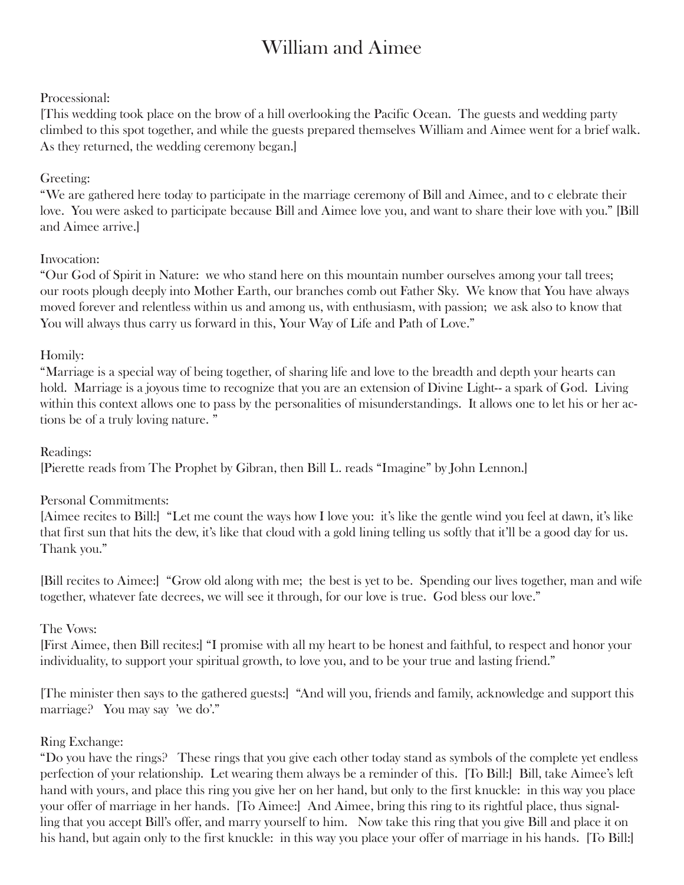# William and Aimee

Processional:
[This wedding took place on the brow of a hill overlooking the Pacific Ocean. The guests and wedding party climbed to this spot together, and while the guests prepared themselves William and Aimee went for a brief walk. As they returned, the wedding ceremony began.]

Greeting:
"We are gathered here today to participate in the marriage ceremony of Bill and Aimee, and to c elebrate their love. You were asked to participate because Bill and Aimee love you, and want to share their love with you." [Bill and Aimee arrive.]

Invocation:
"Our God of Spirit in Nature: we who stand here on this mountain number ourselves among your tall trees; our roots plough deeply into Mother Earth, our branches comb out Father Sky. We know that You have always moved forever and relentless within us and among us, with enthusiasm, with passion; we ask also to know that You will always thus carry us forward in this, Your Way of Life and Path of Love."

Homily:
"Marriage is a special way of being together, of sharing life and love to the breadth and depth your hearts can hold. Marriage is a joyous time to recognize that you are an extension of Divine Light-- a spark of God. Living within this context allows one to pass by the personalities of misunderstandings. It allows one to let his or her actions be of a truly loving nature. "

Readings:
[Pierette reads from The Prophet by Gibran, then Bill L. reads "Imagine" by John Lennon.]

Personal Commitments:
[Aimee recites to Bill:] "Let me count the ways how I love you: it's like the gentle wind you feel at dawn, it's like that first sun that hits the dew, it's like that cloud with a gold lining telling us softly that it'll be a good day for us. Thank you."

[Bill recites to Aimee:] "Grow old along with me; the best is yet to be. Spending our lives together, man and wife together, whatever fate decrees, we will see it through, for our love is true. God bless our love."

The Vows:
[First Aimee, then Bill recites:] "I promise with all my heart to be honest and faithful, to respect and honor your individuality, to support your spiritual growth, to love you, and to be your true and lasting friend."

[The minister then says to the gathered guests:] "And will you, friends and family, acknowledge and support this marriage? You may say 'we do'."

Ring Exchange:
"Do you have the rings? These rings that you give each other today stand as symbols of the complete yet endless perfection of your relationship. Let wearing them always be a reminder of this. [To Bill:] Bill, take Aimee's left hand with yours, and place this ring you give her on her hand, but only to the first knuckle: in this way you place your offer of marriage in her hands. [To Aimee:] And Aimee, bring this ring to its rightful place, thus signalling that you accept Bill's offer, and marry yourself to him. Now take this ring that you give Bill and place it on his hand, but again only to the first knuckle: in this way you place your offer of marriage in his hands. [To Bill:]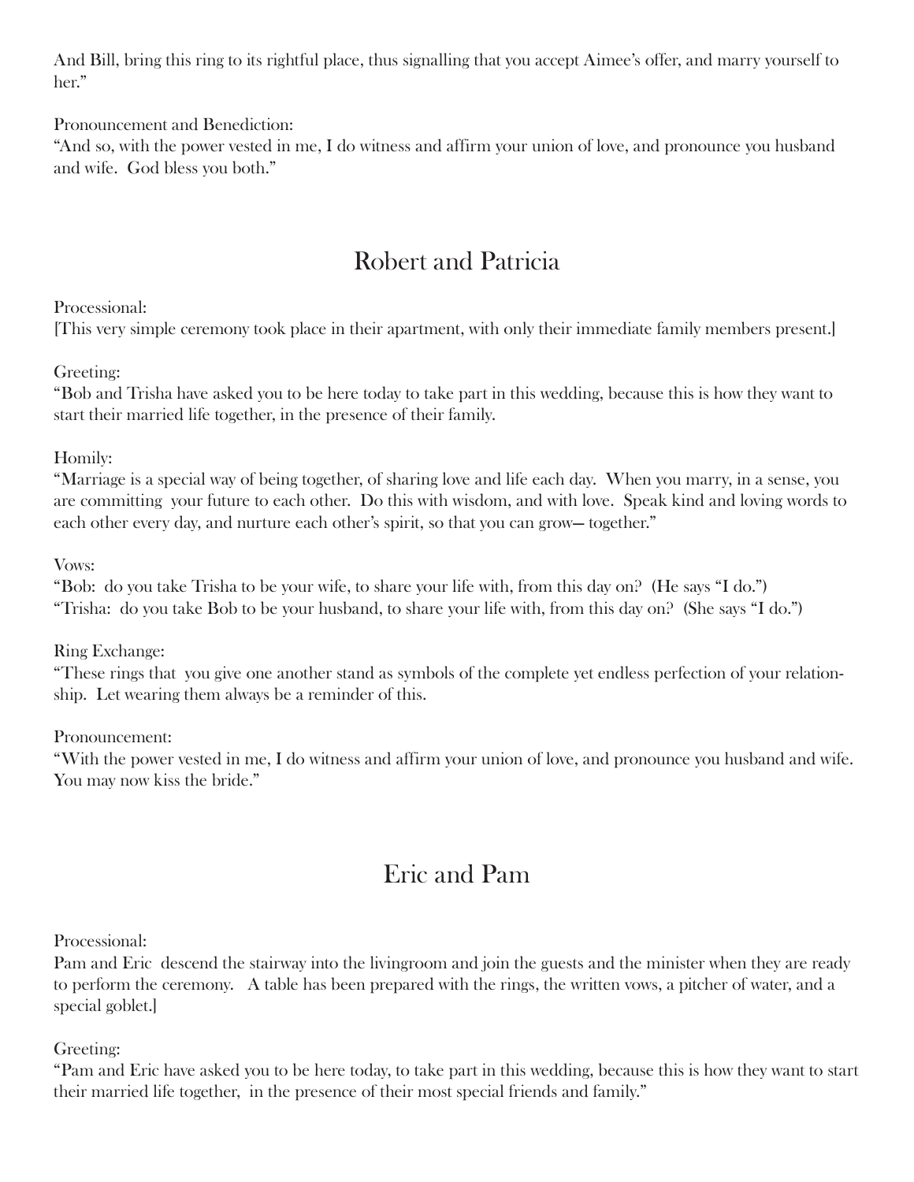And Bill, bring this ring to its rightful place, thus signalling that you accept Aimee's offer, and marry yourself to her."

Pronouncement and Benediction:
"And so, with the power vested in me, I do witness and affirm your union of love, and pronounce you husband and wife. God bless you both."

## Robert and Patricia

Processional:
[This very simple ceremony took place in their apartment, with only their immediate family members present.]

Greeting:
"Bob and Trisha have asked you to be here today to take part in this wedding, because this is how they want to start their married life together, in the presence of their family.

Homily:
"Marriage is a special way of being together, of sharing love and life each day. When you marry, in a sense, you are committing your future to each other. Do this with wisdom, and with love. Speak kind and loving words to each other every day, and nurture each other's spirit, so that you can grow— together."

Vows:
"Bob: do you take Trisha to be your wife, to share your life with, from this day on? (He says "I do.")
"Trisha: do you take Bob to be your husband, to share your life with, from this day on? (She says "I do.")

Ring Exchange:
"These rings that you give one another stand as symbols of the complete yet endless perfection of your relationship. Let wearing them always be a reminder of this.

Pronouncement:
"With the power vested in me, I do witness and affirm your union of love, and pronounce you husband and wife. You may now kiss the bride."

## Eric and Pam

Processional:
Pam and Eric descend the stairway into the livingroom and join the guests and the minister when they are ready to perform the ceremony. A table has been prepared with the rings, the written vows, a pitcher of water, and a special goblet.]

Greeting:
"Pam and Eric have asked you to be here today, to take part in this wedding, because this is how they want to start their married life together, in the presence of their most special friends and family."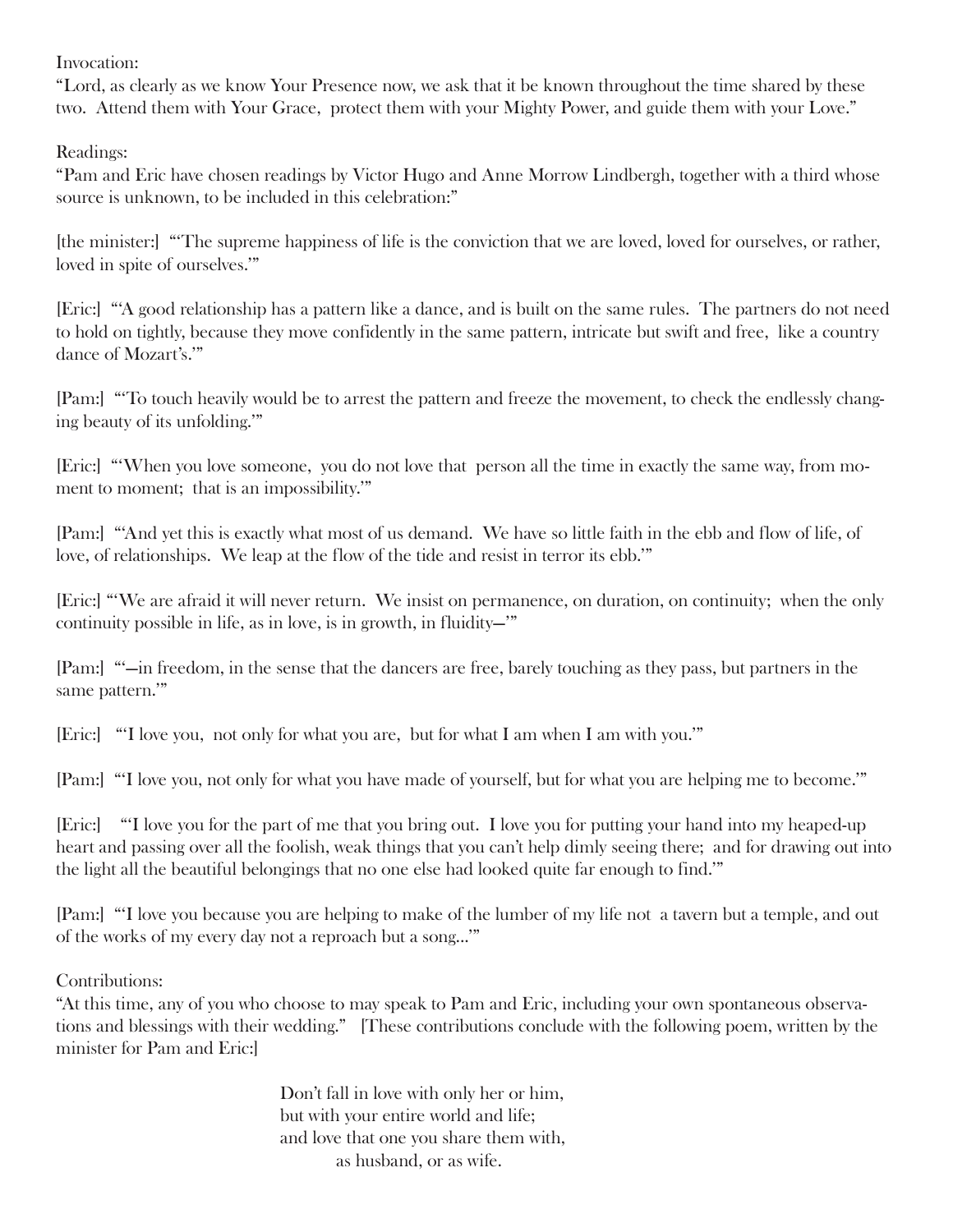Invocation:

"Lord, as clearly as we know Your Presence now, we ask that it be known throughout the time shared by these two. Attend them with Your Grace, protect them with your Mighty Power, and guide them with your Love."

Readings:

"Pam and Eric have chosen readings by Victor Hugo and Anne Morrow Lindbergh, together with a third whose source is unknown, to be included in this celebration:"

[the minister:] "'The supreme happiness of life is the conviction that we are loved, loved for ourselves, or rather, loved in spite of ourselves.'"

[Eric:] "'A good relationship has a pattern like a dance, and is built on the same rules. The partners do not need to hold on tightly, because they move confidently in the same pattern, intricate but swift and free, like a country dance of Mozart's.'"

[Pam:] "'To touch heavily would be to arrest the pattern and freeze the movement, to check the endlessly changing beauty of its unfolding.'"

[Eric:] "'When you love someone, you do not love that person all the time in exactly the same way, from moment to moment; that is an impossibility.'"

[Pam:] "'And yet this is exactly what most of us demand. We have so little faith in the ebb and flow of life, of love, of relationships. We leap at the flow of the tide and resist in terror its ebb.'"

[Eric:] "'We are afraid it will never return. We insist on permanence, on duration, on continuity; when the only continuity possible in life, as in love, is in growth, in fluidity—'"

[Pam:] "'—in freedom, in the sense that the dancers are free, barely touching as they pass, but partners in the same pattern.'"

[Eric:] "'I love you, not only for what you are, but for what I am when I am with you.'"

[Pam:] "'I love you, not only for what you have made of yourself, but for what you are helping me to become.'"

[Eric:] "'I love you for the part of me that you bring out. I love you for putting your hand into my heaped-up heart and passing over all the foolish, weak things that you can't help dimly seeing there; and for drawing out into the light all the beautiful belongings that no one else had looked quite far enough to find.'"

[Pam:] "'I love you because you are helping to make of the lumber of my life not a tavern but a temple, and out of the works of my every day not a reproach but a song...'"

Contributions:

"At this time, any of you who choose to may speak to Pam and Eric, including your own spontaneous observations and blessings with their wedding." [These contributions conclude with the following poem, written by the minister for Pam and Eric:]

> Don't fall in love with only her or him,
> but with your entire world and life;
> and love that one you share them with,
> as husband, or as wife.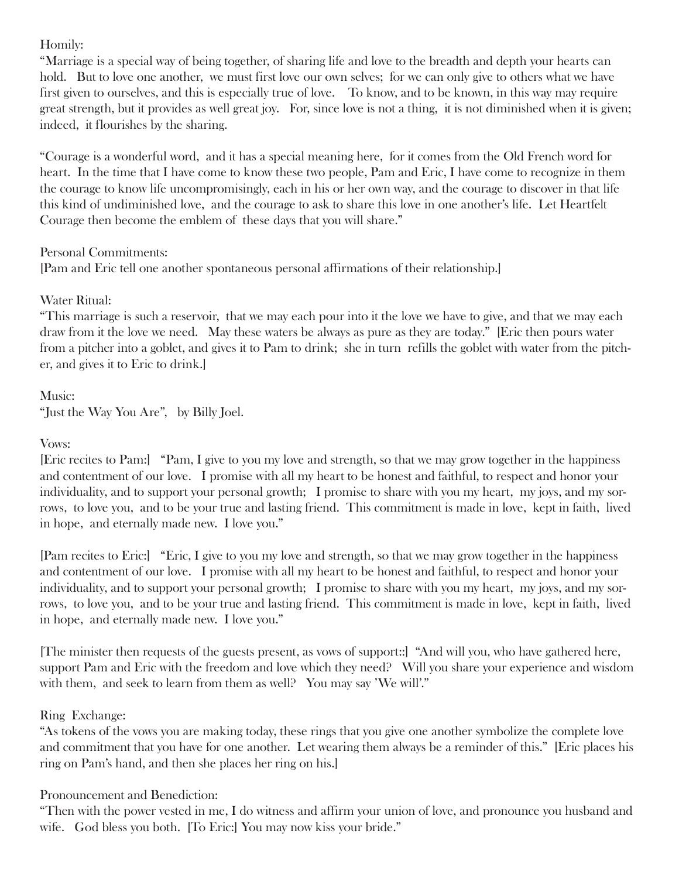Homily:

"Marriage is a special way of being together, of sharing life and love to the breadth and depth your hearts can hold. But to love one another, we must first love our own selves; for we can only give to others what we have first given to ourselves, and this is especially true of love. To know, and to be known, in this way may require great strength, but it provides as well great joy. For, since love is not a thing, it is not diminished when it is given; indeed, it flourishes by the sharing.

"Courage is a wonderful word, and it has a special meaning here, for it comes from the Old French word for heart. In the time that I have come to know these two people, Pam and Eric, I have come to recognize in them the courage to know life uncompromisingly, each in his or her own way, and the courage to discover in that life this kind of undiminished love, and the courage to ask to share this love in one another's life. Let Heartfelt Courage then become the emblem of these days that you will share."

Personal Commitments:

[Pam and Eric tell one another spontaneous personal affirmations of their relationship.]

Water Ritual:

"This marriage is such a reservoir, that we may each pour into it the love we have to give, and that we may each draw from it the love we need. May these waters be always as pure as they are today." [Eric then pours water from a pitcher into a goblet, and gives it to Pam to drink; she in turn refills the goblet with water from the pitcher, and gives it to Eric to drink.]

Music:

"Just the Way You Are", by Billy Joel.

Vows:

[Eric recites to Pam:] "Pam, I give to you my love and strength, so that we may grow together in the happiness and contentment of our love. I promise with all my heart to be honest and faithful, to respect and honor your individuality, and to support your personal growth; I promise to share with you my heart, my joys, and my sorrows, to love you, and to be your true and lasting friend. This commitment is made in love, kept in faith, lived in hope, and eternally made new. I love you."

[Pam recites to Eric:] "Eric, I give to you my love and strength, so that we may grow together in the happiness and contentment of our love. I promise with all my heart to be honest and faithful, to respect and honor your individuality, and to support your personal growth; I promise to share with you my heart, my joys, and my sorrows, to love you, and to be your true and lasting friend. This commitment is made in love, kept in faith, lived in hope, and eternally made new. I love you."

[The minister then requests of the guests present, as vows of support::] "And will you, who have gathered here, support Pam and Eric with the freedom and love which they need? Will you share your experience and wisdom with them, and seek to learn from them as well? You may say 'We will'."

Ring Exchange:

"As tokens of the vows you are making today, these rings that you give one another symbolize the complete love and commitment that you have for one another. Let wearing them always be a reminder of this." [Eric places his ring on Pam's hand, and then she places her ring on his.]

Pronouncement and Benediction:

"Then with the power vested in me, I do witness and affirm your union of love, and pronounce you husband and wife. God bless you both. [To Eric:] You may now kiss your bride."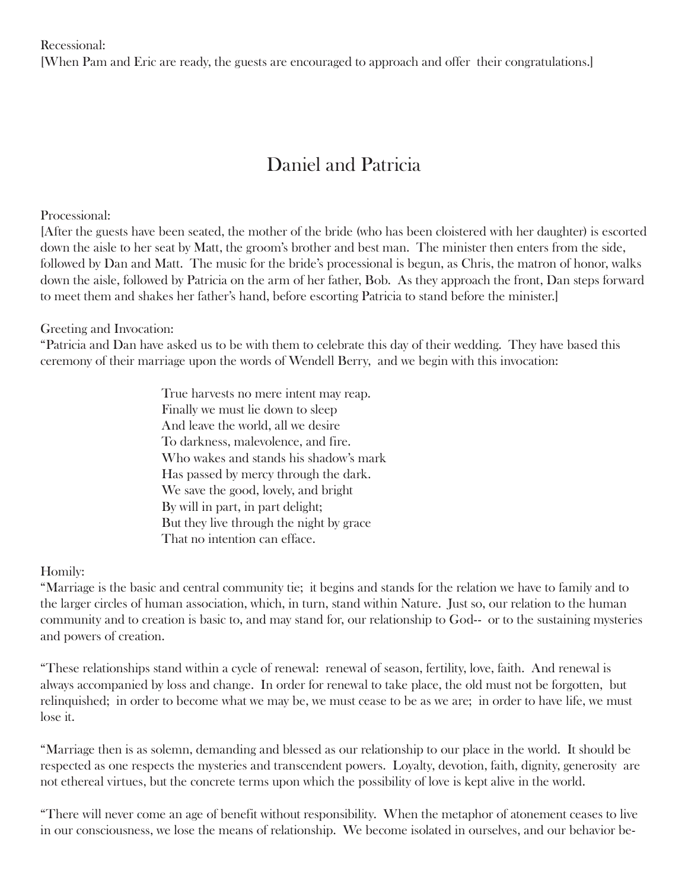Recessional:
[When Pam and Eric are ready, the guests are encouraged to approach and offer their congratulations.]

## Daniel and Patricia

Processional:
[After the guests have been seated, the mother of the bride (who has been cloistered with her daughter) is escorted down the aisle to her seat by Matt, the groom's brother and best man. The minister then enters from the side, followed by Dan and Matt. The music for the bride's processional is begun, as Chris, the matron of honor, walks down the aisle, followed by Patricia on the arm of her father, Bob. As they approach the front, Dan steps forward to meet them and shakes her father's hand, before escorting Patricia to stand before the minister.]

Greeting and Invocation:
"Patricia and Dan have asked us to be with them to celebrate this day of their wedding. They have based this ceremony of their marriage upon the words of Wendell Berry, and we begin with this invocation:

> True harvests no mere intent may reap.
> Finally we must lie down to sleep
> And leave the world, all we desire
> To darkness, malevolence, and fire.
> Who wakes and stands his shadow's mark
> Has passed by mercy through the dark.
> We save the good, lovely, and bright
> By will in part, in part delight;
> But they live through the night by grace
> That no intention can efface.

Homily:
"Marriage is the basic and central community tie; it begins and stands for the relation we have to family and to the larger circles of human association, which, in turn, stand within Nature. Just so, our relation to the human community and to creation is basic to, and may stand for, our relationship to God-- or to the sustaining mysteries and powers of creation.

"These relationships stand within a cycle of renewal: renewal of season, fertility, love, faith. And renewal is always accompanied by loss and change. In order for renewal to take place, the old must not be forgotten, but relinquished; in order to become what we may be, we must cease to be as we are; in order to have life, we must lose it.

"Marriage then is as solemn, demanding and blessed as our relationship to our place in the world. It should be respected as one respects the mysteries and transcendent powers. Loyalty, devotion, faith, dignity, generosity are not ethereal virtues, but the concrete terms upon which the possibility of love is kept alive in the world.

"There will never come an age of benefit without responsibility. When the metaphor of atonement ceases to live in our consciousness, we lose the means of relationship. We become isolated in ourselves, and our behavior be-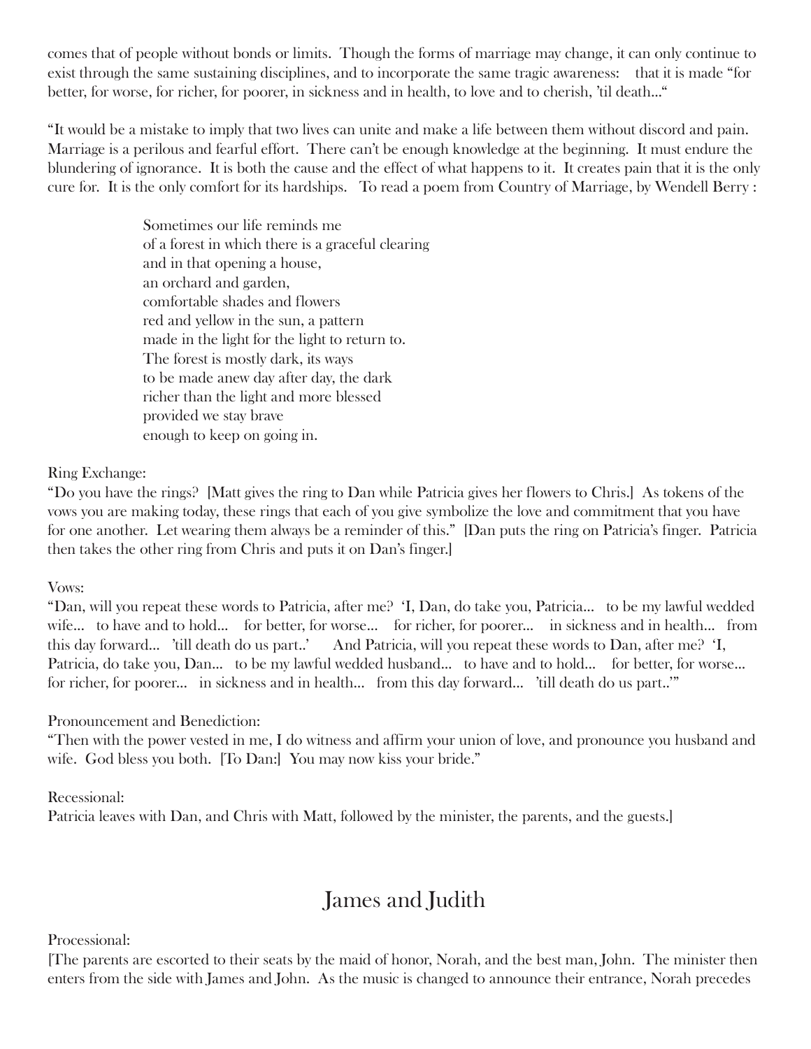comes that of people without bonds or limits. Though the forms of marriage may change, it can only continue to exist through the same sustaining disciplines, and to incorporate the same tragic awareness: that it is made "for better, for worse, for richer, for poorer, in sickness and in health, to love and to cherish, 'til death..."

"It would be a mistake to imply that two lives can unite and make a life between them without discord and pain. Marriage is a perilous and fearful effort. There can't be enough knowledge at the beginning. It must endure the blundering of ignorance. It is both the cause and the effect of what happens to it. It creates pain that it is the only cure for. It is the only comfort for its hardships. To read a poem from Country of Marriage, by Wendell Berry :

> Sometimes our life reminds me
> of a forest in which there is a graceful clearing
> and in that opening a house,
> an orchard and garden,
> comfortable shades and flowers
> red and yellow in the sun, a pattern
> made in the light for the light to return to.
> The forest is mostly dark, its ways
> to be made anew day after day, the dark
> richer than the light and more blessed
> provided we stay brave
> enough to keep on going in.

Ring Exchange:
"Do you have the rings? [Matt gives the ring to Dan while Patricia gives her flowers to Chris.] As tokens of the vows you are making today, these rings that each of you give symbolize the love and commitment that you have for one another. Let wearing them always be a reminder of this." [Dan puts the ring on Patricia's finger. Patricia then takes the other ring from Chris and puts it on Dan's finger.]

Vows:
"Dan, will you repeat these words to Patricia, after me? 'I, Dan, do take you, Patricia... to be my lawful wedded wife... to have and to hold... for better, for worse... for richer, for poorer... in sickness and in health... from this day forward... 'till death do us part..' And Patricia, will you repeat these words to Dan, after me? 'I, Patricia, do take you, Dan... to be my lawful wedded husband... to have and to hold... for better, for worse... for richer, for poorer... in sickness and in health... from this day forward... 'till death do us part..'"

Pronouncement and Benediction:
"Then with the power vested in me, I do witness and affirm your union of love, and pronounce you husband and wife. God bless you both. [To Dan:] You may now kiss your bride."

Recessional:
Patricia leaves with Dan, and Chris with Matt, followed by the minister, the parents, and the guests.]

## James and Judith

Processional:
[The parents are escorted to their seats by the maid of honor, Norah, and the best man, John. The minister then enters from the side with James and John. As the music is changed to announce their entrance, Norah precedes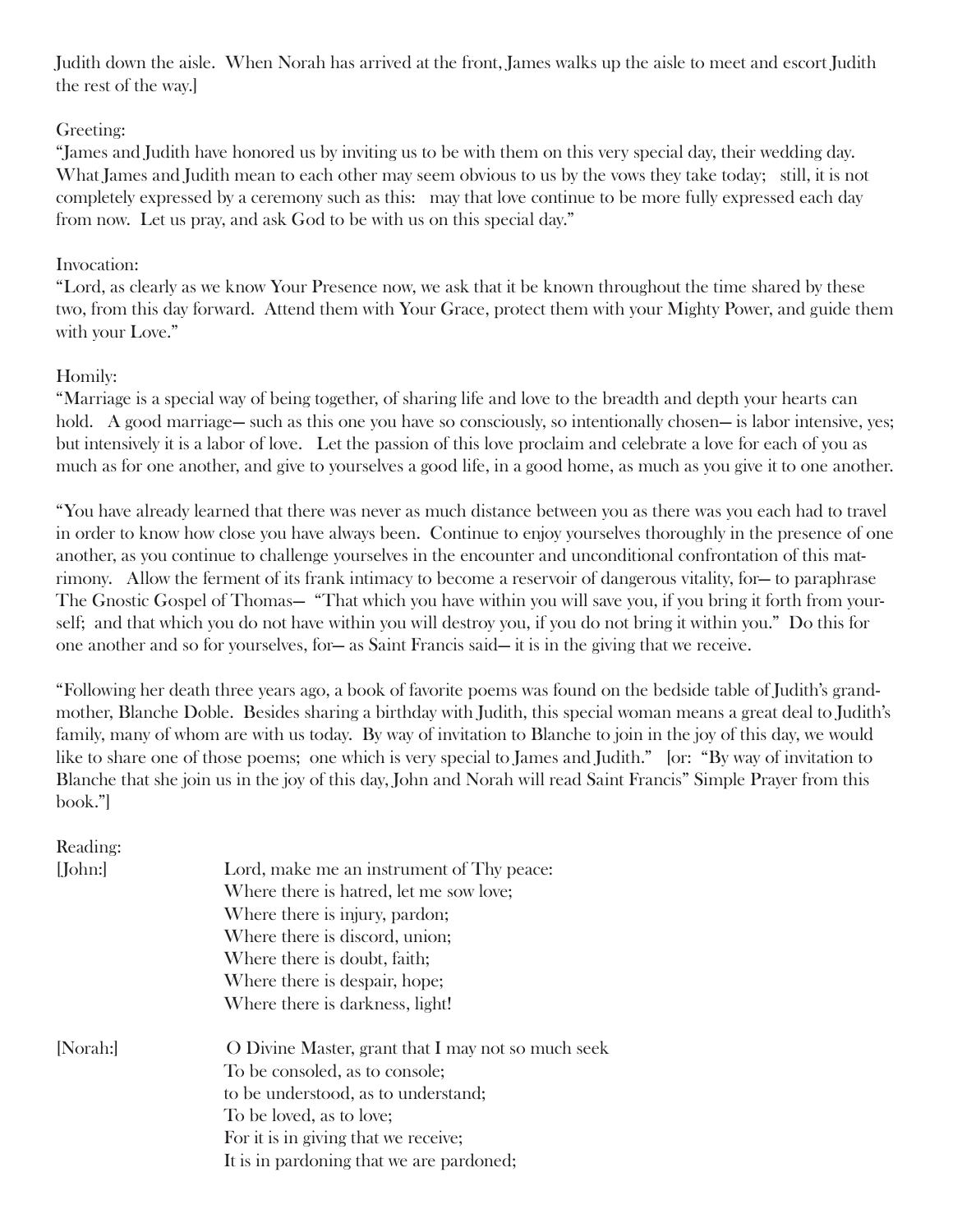Judith down the aisle. When Norah has arrived at the front, James walks up the aisle to meet and escort Judith the rest of the way.]

Greeting:
"James and Judith have honored us by inviting us to be with them on this very special day, their wedding day. What James and Judith mean to each other may seem obvious to us by the vows they take today; still, it is not completely expressed by a ceremony such as this: may that love continue to be more fully expressed each day from now. Let us pray, and ask God to be with us on this special day."

Invocation:
"Lord, as clearly as we know Your Presence now, we ask that it be known throughout the time shared by these two, from this day forward. Attend them with Your Grace, protect them with your Mighty Power, and guide them with your Love."

Homily:
"Marriage is a special way of being together, of sharing life and love to the breadth and depth your hearts can hold. A good marriage— such as this one you have so consciously, so intentionally chosen— is labor intensive, yes; but intensively it is a labor of love. Let the passion of this love proclaim and celebrate a love for each of you as much as for one another, and give to yourselves a good life, in a good home, as much as you give it to one another.

"You have already learned that there was never as much distance between you as there was you each had to travel in order to know how close you have always been. Continue to enjoy yourselves thoroughly in the presence of one another, as you continue to challenge yourselves in the encounter and unconditional confrontation of this matrimony. Allow the ferment of its frank intimacy to become a reservoir of dangerous vitality, for— to paraphrase The Gnostic Gospel of Thomas— "That which you have within you will save you, if you bring it forth from yourself; and that which you do not have within you will destroy you, if you do not bring it within you." Do this for one another and so for yourselves, for— as Saint Francis said— it is in the giving that we receive.

"Following her death three years ago, a book of favorite poems was found on the bedside table of Judith's grandmother, Blanche Doble. Besides sharing a birthday with Judith, this special woman means a great deal to Judith's family, many of whom are with us today. By way of invitation to Blanche to join in the joy of this day, we would like to share one of those poems; one which is very special to James and Judith." [or: "By way of invitation to Blanche that she join us in the joy of this day, John and Norah will read Saint Francis" Simple Prayer from this book."]

Reading:

[John:]

Lord, make me an instrument of Thy peace:
Where there is hatred, let me sow love;
Where there is injury, pardon;
Where there is discord, union;
Where there is doubt, faith;
Where there is despair, hope;
Where there is darkness, light!

[Norah:]

O Divine Master, grant that I may not so much seek
To be consoled, as to console;
to be understood, as to understand;
To be loved, as to love;
For it is in giving that we receive;
It is in pardoning that we are pardoned;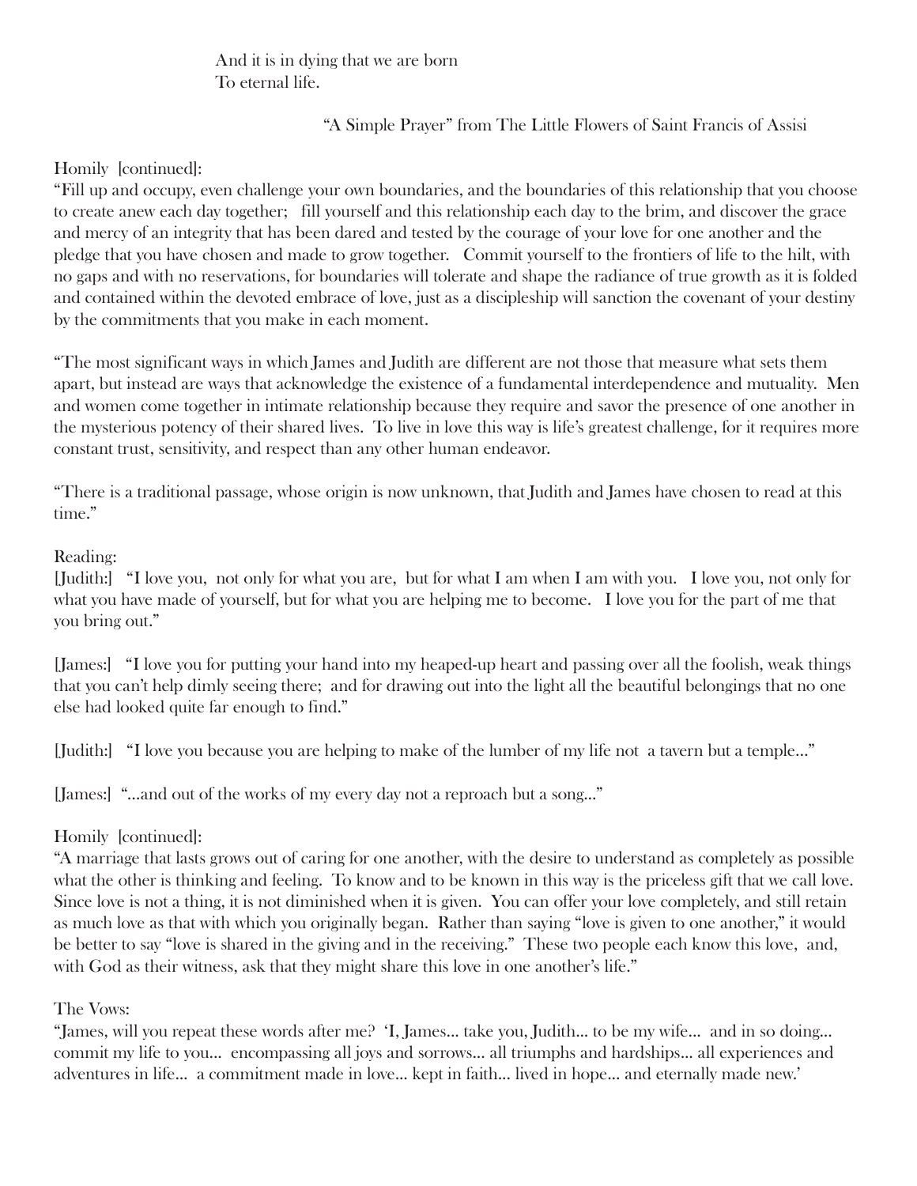And it is in dying that we are born  
To eternal life.

"A Simple Prayer" from The Little Flowers of Saint Francis of Assisi

Homily [continued]:

"Fill up and occupy, even challenge your own boundaries, and the boundaries of this relationship that you choose to create anew each day together; fill yourself and this relationship each day to the brim, and discover the grace and mercy of an integrity that has been dared and tested by the courage of your love for one another and the pledge that you have chosen and made to grow together. Commit yourself to the frontiers of life to the hilt, with no gaps and with no reservations, for boundaries will tolerate and shape the radiance of true growth as it is folded and contained within the devoted embrace of love, just as a discipleship will sanction the covenant of your destiny by the commitments that you make in each moment.

"The most significant ways in which James and Judith are different are not those that measure what sets them apart, but instead are ways that acknowledge the existence of a fundamental interdependence and mutuality. Men and women come together in intimate relationship because they require and savor the presence of one another in the mysterious potency of their shared lives. To live in love this way is life's greatest challenge, for it requires more constant trust, sensitivity, and respect than any other human endeavor.

"There is a traditional passage, whose origin is now unknown, that Judith and James have chosen to read at this time."

Reading:

[Judith:] "I love you, not only for what you are, but for what I am when I am with you. I love you, not only for what you have made of yourself, but for what you are helping me to become. I love you for the part of me that you bring out."

[James:] "I love you for putting your hand into my heaped-up heart and passing over all the foolish, weak things that you can't help dimly seeing there; and for drawing out into the light all the beautiful belongings that no one else had looked quite far enough to find."

[Judith:] "I love you because you are helping to make of the lumber of my life not a tavern but a temple..."

[James:] "...and out of the works of my every day not a reproach but a song..."

Homily [continued]:

"A marriage that lasts grows out of caring for one another, with the desire to understand as completely as possible what the other is thinking and feeling. To know and to be known in this way is the priceless gift that we call love. Since love is not a thing, it is not diminished when it is given. You can offer your love completely, and still retain as much love as that with which you originally began. Rather than saying "love is given to one another," it would be better to say "love is shared in the giving and in the receiving." These two people each know this love, and, with God as their witness, ask that they might share this love in one another's life."

The Vows:

"James, will you repeat these words after me? 'I, James... take you, Judith... to be my wife... and in so doing... commit my life to you... encompassing all joys and sorrows... all triumphs and hardships... all experiences and adventures in life... a commitment made in love... kept in faith... lived in hope... and eternally made new.'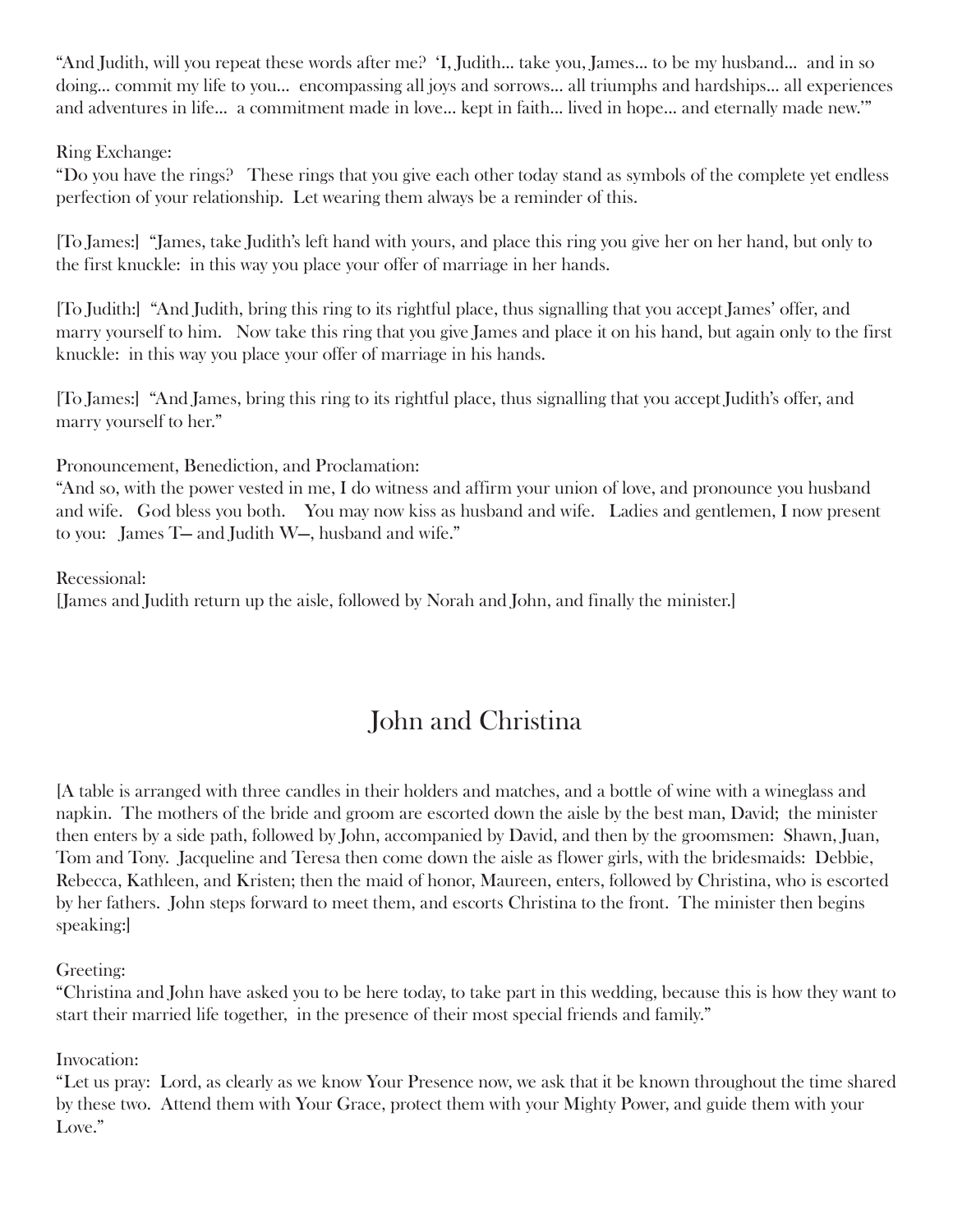"And Judith, will you repeat these words after me? 'I, Judith... take you, James... to be my husband... and in so doing... commit my life to you... encompassing all joys and sorrows... all triumphs and hardships... all experiences and adventures in life... a commitment made in love... kept in faith... lived in hope... and eternally made new.'"

Ring Exchange:
"Do you have the rings? These rings that you give each other today stand as symbols of the complete yet endless perfection of your relationship. Let wearing them always be a reminder of this.

[To James:] "James, take Judith's left hand with yours, and place this ring you give her on her hand, but only to the first knuckle: in this way you place your offer of marriage in her hands.

[To Judith:] "And Judith, bring this ring to its rightful place, thus signalling that you accept James' offer, and marry yourself to him. Now take this ring that you give James and place it on his hand, but again only to the first knuckle: in this way you place your offer of marriage in his hands.

[To James:] "And James, bring this ring to its rightful place, thus signalling that you accept Judith's offer, and marry yourself to her."

Pronouncement, Benediction, and Proclamation:
"And so, with the power vested in me, I do witness and affirm your union of love, and pronounce you husband and wife. God bless you both. You may now kiss as husband and wife. Ladies and gentlemen, I now present to you: James T— and Judith W—, husband and wife."

Recessional:
[James and Judith return up the aisle, followed by Norah and John, and finally the minister.]

## John and Christina

[A table is arranged with three candles in their holders and matches, and a bottle of wine with a wineglass and napkin. The mothers of the bride and groom are escorted down the aisle by the best man, David; the minister then enters by a side path, followed by John, accompanied by David, and then by the groomsmen: Shawn, Juan, Tom and Tony. Jacqueline and Teresa then come down the aisle as flower girls, with the bridesmaids: Debbie, Rebecca, Kathleen, and Kristen; then the maid of honor, Maureen, enters, followed by Christina, who is escorted by her fathers. John steps forward to meet them, and escorts Christina to the front. The minister then begins speaking:]

Greeting:
"Christina and John have asked you to be here today, to take part in this wedding, because this is how they want to start their married life together, in the presence of their most special friends and family."

Invocation:
"Let us pray: Lord, as clearly as we know Your Presence now, we ask that it be known throughout the time shared by these two. Attend them with Your Grace, protect them with your Mighty Power, and guide them with your Love."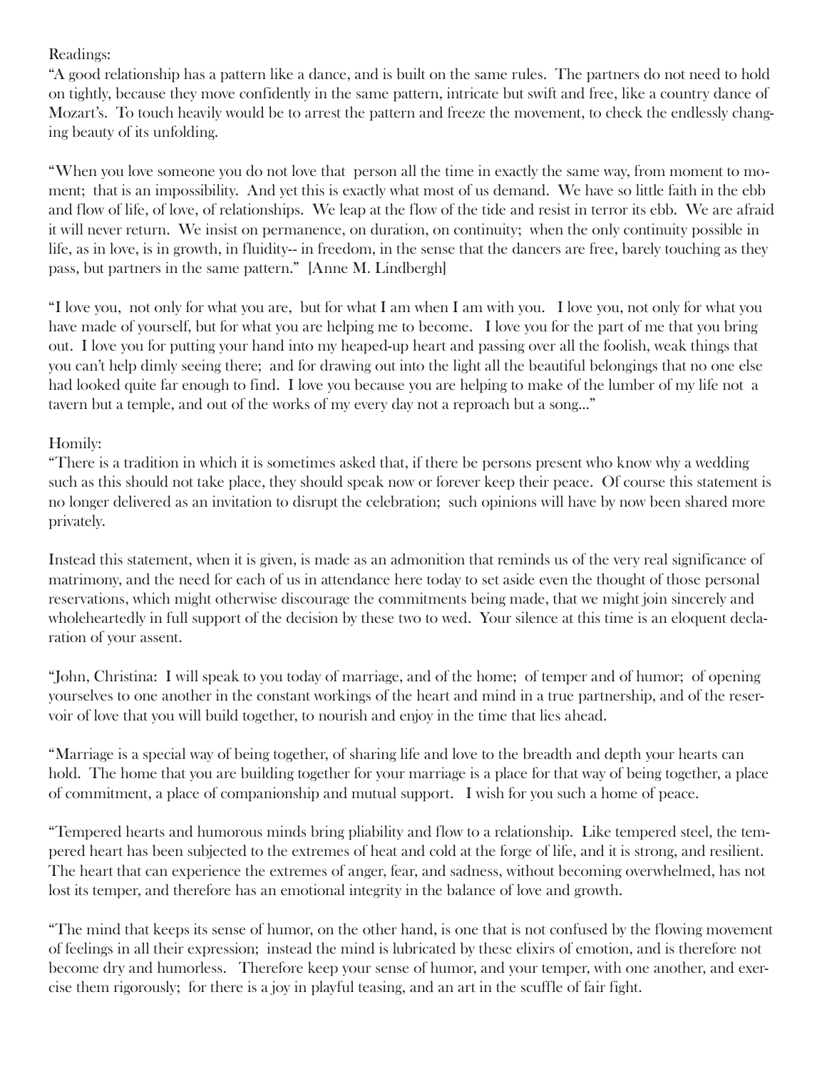Readings:

"A good relationship has a pattern like a dance, and is built on the same rules. The partners do not need to hold on tightly, because they move confidently in the same pattern, intricate but swift and free, like a country dance of Mozart's. To touch heavily would be to arrest the pattern and freeze the movement, to check the endlessly changing beauty of its unfolding.

"When you love someone you do not love that person all the time in exactly the same way, from moment to moment; that is an impossibility. And yet this is exactly what most of us demand. We have so little faith in the ebb and flow of life, of love, of relationships. We leap at the flow of the tide and resist in terror its ebb. We are afraid it will never return. We insist on permanence, on duration, on continuity; when the only continuity possible in life, as in love, is in growth, in fluidity-- in freedom, in the sense that the dancers are free, barely touching as they pass, but partners in the same pattern." [Anne M. Lindbergh]

"I love you, not only for what you are, but for what I am when I am with you. I love you, not only for what you have made of yourself, but for what you are helping me to become. I love you for the part of me that you bring out. I love you for putting your hand into my heaped-up heart and passing over all the foolish, weak things that you can't help dimly seeing there; and for drawing out into the light all the beautiful belongings that no one else had looked quite far enough to find. I love you because you are helping to make of the lumber of my life not a tavern but a temple, and out of the works of my every day not a reproach but a song..."

Homily:

"There is a tradition in which it is sometimes asked that, if there be persons present who know why a wedding such as this should not take place, they should speak now or forever keep their peace. Of course this statement is no longer delivered as an invitation to disrupt the celebration; such opinions will have by now been shared more privately.

Instead this statement, when it is given, is made as an admonition that reminds us of the very real significance of matrimony, and the need for each of us in attendance here today to set aside even the thought of those personal reservations, which might otherwise discourage the commitments being made, that we might join sincerely and wholeheartedly in full support of the decision by these two to wed. Your silence at this time is an eloquent declaration of your assent.

"John, Christina: I will speak to you today of marriage, and of the home; of temper and of humor; of opening yourselves to one another in the constant workings of the heart and mind in a true partnership, and of the reservoir of love that you will build together, to nourish and enjoy in the time that lies ahead.

"Marriage is a special way of being together, of sharing life and love to the breadth and depth your hearts can hold. The home that you are building together for your marriage is a place for that way of being together, a place of commitment, a place of companionship and mutual support. I wish for you such a home of peace.

"Tempered hearts and humorous minds bring pliability and flow to a relationship. Like tempered steel, the tempered heart has been subjected to the extremes of heat and cold at the forge of life, and it is strong, and resilient. The heart that can experience the extremes of anger, fear, and sadness, without becoming overwhelmed, has not lost its temper, and therefore has an emotional integrity in the balance of love and growth.

"The mind that keeps its sense of humor, on the other hand, is one that is not confused by the flowing movement of feelings in all their expression; instead the mind is lubricated by these elixirs of emotion, and is therefore not become dry and humorless. Therefore keep your sense of humor, and your temper, with one another, and exercise them rigorously; for there is a joy in playful teasing, and an art in the scuffle of fair fight.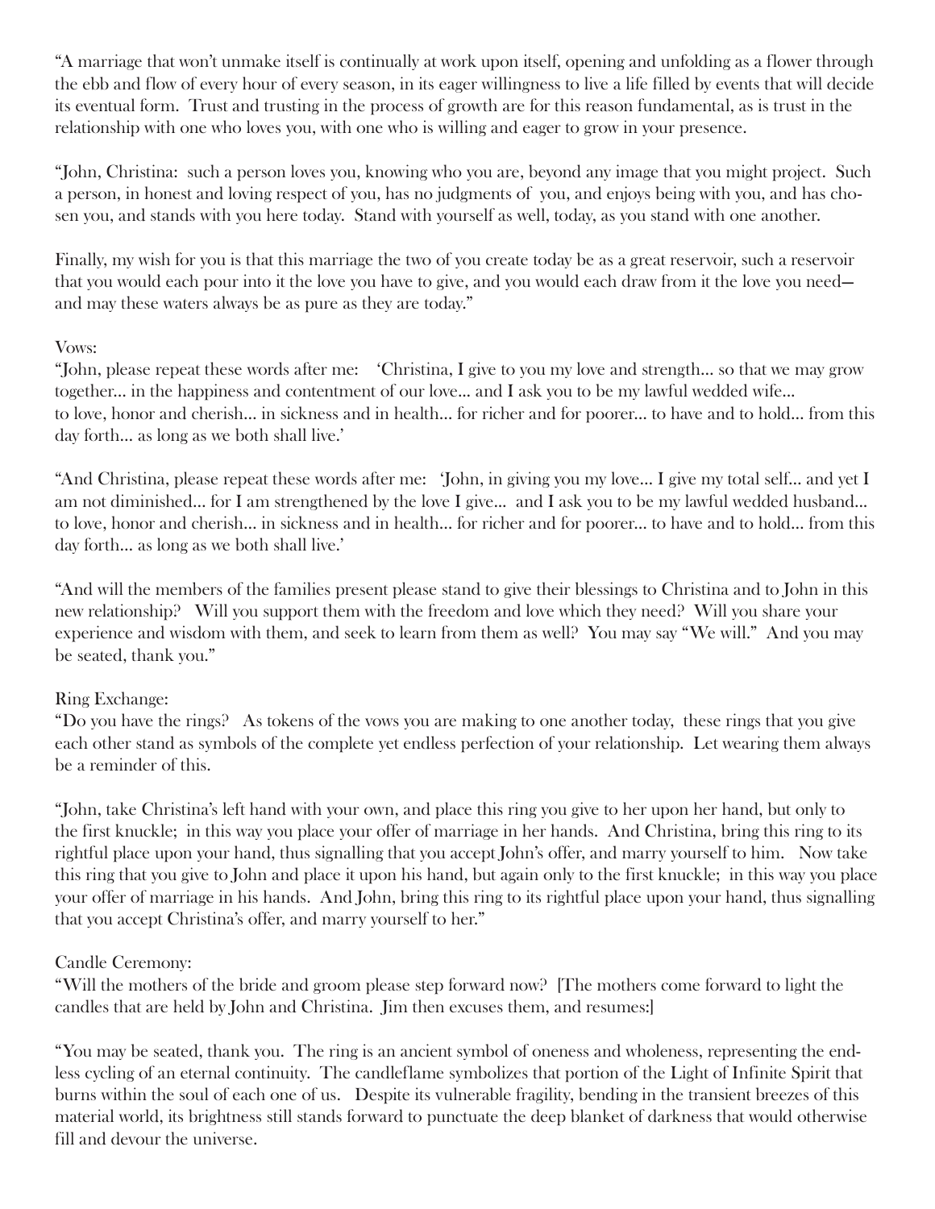"A marriage that won't unmake itself is continually at work upon itself, opening and unfolding as a flower through the ebb and flow of every hour of every season, in its eager willingness to live a life filled by events that will decide its eventual form. Trust and trusting in the process of growth are for this reason fundamental, as is trust in the relationship with one who loves you, with one who is willing and eager to grow in your presence.

"John, Christina: such a person loves you, knowing who you are, beyond any image that you might project. Such a person, in honest and loving respect of you, has no judgments of you, and enjoys being with you, and has chosen you, and stands with you here today. Stand with yourself as well, today, as you stand with one another.

Finally, my wish for you is that this marriage the two of you create today be as a great reservoir, such a reservoir that you would each pour into it the love you have to give, and you would each draw from it the love you need—and may these waters always be as pure as they are today."

Vows:
"John, please repeat these words after me: 'Christina, I give to you my love and strength… so that we may grow together… in the happiness and contentment of our love… and I ask you to be my lawful wedded wife… to love, honor and cherish… in sickness and in health… for richer and for poorer… to have and to hold… from this day forth… as long as we both shall live.'

"And Christina, please repeat these words after me: 'John, in giving you my love… I give my total self… and yet I am not diminished… for I am strengthened by the love I give… and I ask you to be my lawful wedded husband… to love, honor and cherish… in sickness and in health… for richer and for poorer… to have and to hold… from this day forth… as long as we both shall live.'

"And will the members of the families present please stand to give their blessings to Christina and to John in this new relationship? Will you support them with the freedom and love which they need? Will you share your experience and wisdom with them, and seek to learn from them as well? You may say "We will." And you may be seated, thank you."

Ring Exchange:
"Do you have the rings? As tokens of the vows you are making to one another today, these rings that you give each other stand as symbols of the complete yet endless perfection of your relationship. Let wearing them always be a reminder of this.

"John, take Christina's left hand with your own, and place this ring you give to her upon her hand, but only to the first knuckle; in this way you place your offer of marriage in her hands. And Christina, bring this ring to its rightful place upon your hand, thus signalling that you accept John's offer, and marry yourself to him. Now take this ring that you give to John and place it upon his hand, but again only to the first knuckle; in this way you place your offer of marriage in his hands. And John, bring this ring to its rightful place upon your hand, thus signalling that you accept Christina's offer, and marry yourself to her."

Candle Ceremony:
"Will the mothers of the bride and groom please step forward now? [The mothers come forward to light the candles that are held by John and Christina. Jim then excuses them, and resumes:]

"You may be seated, thank you. The ring is an ancient symbol of oneness and wholeness, representing the endless cycling of an eternal continuity. The candleflame symbolizes that portion of the Light of Infinite Spirit that burns within the soul of each one of us. Despite its vulnerable fragility, bending in the transient breezes of this material world, its brightness still stands forward to punctuate the deep blanket of darkness that would otherwise fill and devour the universe.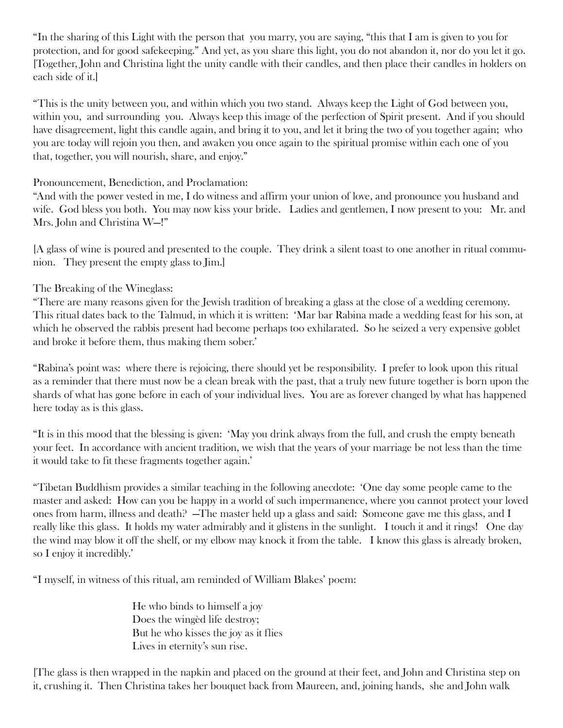"In the sharing of this Light with the person that you marry, you are saying, "this that I am is given to you for protection, and for good safekeeping." And yet, as you share this light, you do not abandon it, nor do you let it go. [Together, John and Christina light the unity candle with their candles, and then place their candles in holders on each side of it.]

"This is the unity between you, and within which you two stand. Always keep the Light of God between you, within you, and surrounding you. Always keep this image of the perfection of Spirit present. And if you should have disagreement, light this candle again, and bring it to you, and let it bring the two of you together again; who you are today will rejoin you then, and awaken you once again to the spiritual promise within each one of you that, together, you will nourish, share, and enjoy."

Pronouncement, Benediction, and Proclamation:
"And with the power vested in me, I do witness and affirm your union of love, and pronounce you husband and wife. God bless you both. You may now kiss your bride. Ladies and gentlemen, I now present to you: Mr. and Mrs. John and Christina W—!"

[A glass of wine is poured and presented to the couple. They drink a silent toast to one another in ritual communion. They present the empty glass to Jim.]

The Breaking of the Wineglass:
"There are many reasons given for the Jewish tradition of breaking a glass at the close of a wedding ceremony. This ritual dates back to the Talmud, in which it is written: 'Mar bar Rabina made a wedding feast for his son, at which he observed the rabbis present had become perhaps too exhilarated. So he seized a very expensive goblet and broke it before them, thus making them sober.'

"Rabina's point was: where there is rejoicing, there should yet be responsibility. I prefer to look upon this ritual as a reminder that there must now be a clean break with the past, that a truly new future together is born upon the shards of what has gone before in each of your individual lives. You are as forever changed by what has happened here today as is this glass.

"It is in this mood that the blessing is given: 'May you drink always from the full, and crush the empty beneath your feet. In accordance with ancient tradition, we wish that the years of your marriage be not less than the time it would take to fit these fragments together again.'

"Tibetan Buddhism provides a similar teaching in the following anecdote: 'One day some people came to the master and asked: How can you be happy in a world of such impermanence, where you cannot protect your loved ones from harm, illness and death? —The master held up a glass and said: Someone gave me this glass, and I really like this glass. It holds my water admirably and it glistens in the sunlight. I touch it and it rings! One day the wind may blow it off the shelf, or my elbow may knock it from the table. I know this glass is already broken, so I enjoy it incredibly.'

"I myself, in witness of this ritual, am reminded of William Blakes' poem:

> He who binds to himself a joy
> Does the wingèd life destroy;
> But he who kisses the joy as it flies
> Lives in eternity's sun rise.

[The glass is then wrapped in the napkin and placed on the ground at their feet, and John and Christina step on it, crushing it. Then Christina takes her bouquet back from Maureen, and, joining hands, she and John walk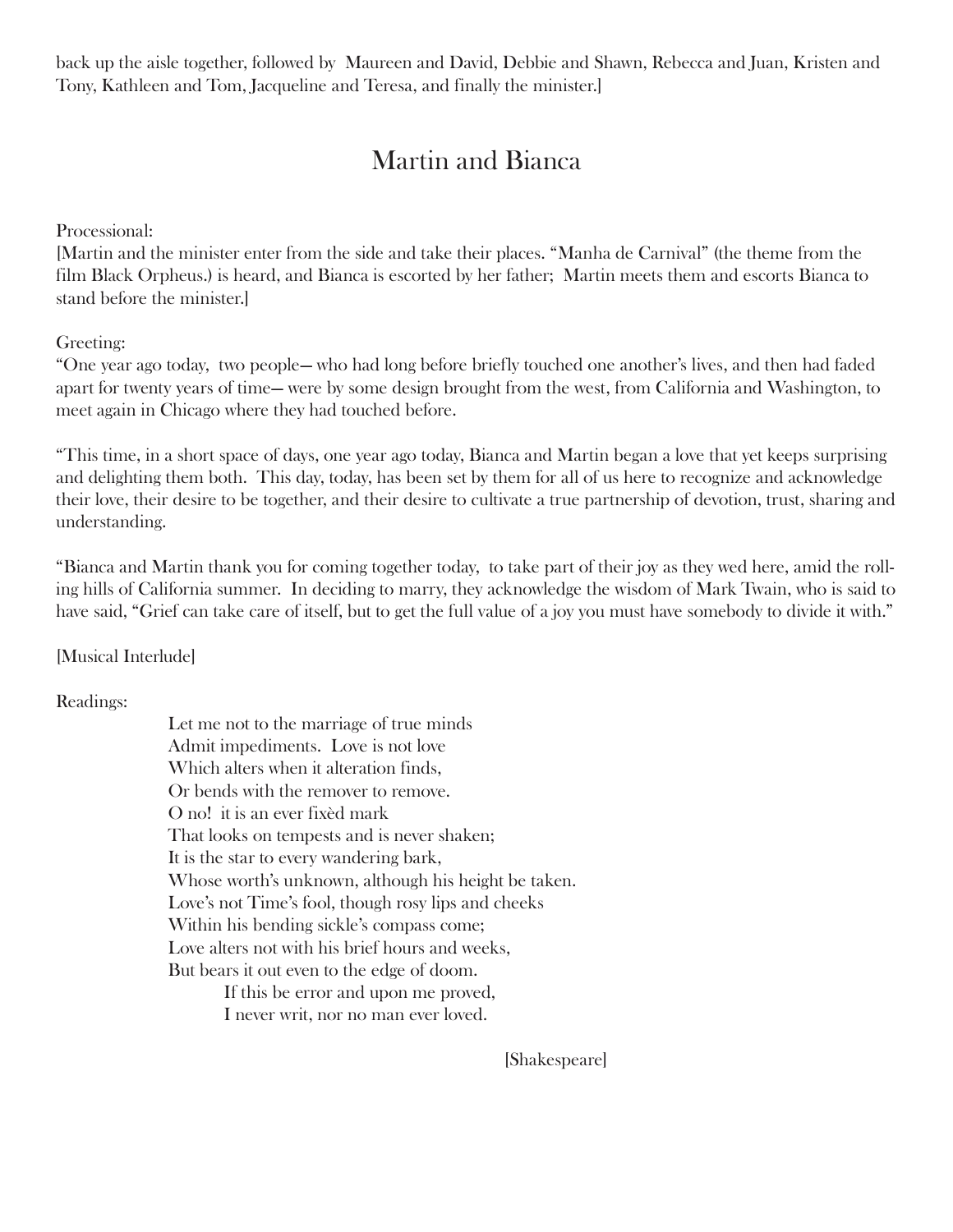back up the aisle together, followed by Maureen and David, Debbie and Shawn, Rebecca and Juan, Kristen and Tony, Kathleen and Tom, Jacqueline and Teresa, and finally the minister.]

# Martin and Bianca

Processional:
[Martin and the minister enter from the side and take their places. "Manha de Carnival" (the theme from the film Black Orpheus.) is heard, and Bianca is escorted by her father; Martin meets them and escorts Bianca to stand before the minister.]

Greeting:
"One year ago today, two people— who had long before briefly touched one another's lives, and then had faded apart for twenty years of time— were by some design brought from the west, from California and Washington, to meet again in Chicago where they had touched before.

"This time, in a short space of days, one year ago today, Bianca and Martin began a love that yet keeps surprising and delighting them both. This day, today, has been set by them for all of us here to recognize and acknowledge their love, their desire to be together, and their desire to cultivate a true partnership of devotion, trust, sharing and understanding.

"Bianca and Martin thank you for coming together today, to take part of their joy as they wed here, amid the rolling hills of California summer. In deciding to marry, they acknowledge the wisdom of Mark Twain, who is said to have said, "Grief can take care of itself, but to get the full value of a joy you must have somebody to divide it with."

[Musical Interlude]

Readings:

> Let me not to the marriage of true minds
> Admit impediments. Love is not love
> Which alters when it alteration finds,
> Or bends with the remover to remove.
> O no! it is an ever fixèd mark
> That looks on tempests and is never shaken;
> It is the star to every wandering bark,
> Whose worth's unknown, although his height be taken.
> Love's not Time's fool, though rosy lips and cheeks
> Within his bending sickle's compass come;
> Love alters not with his brief hours and weeks,
> But bears it out even to the edge of doom.
> If this be error and upon me proved,
> I never writ, nor no man ever loved.
>
> [Shakespeare]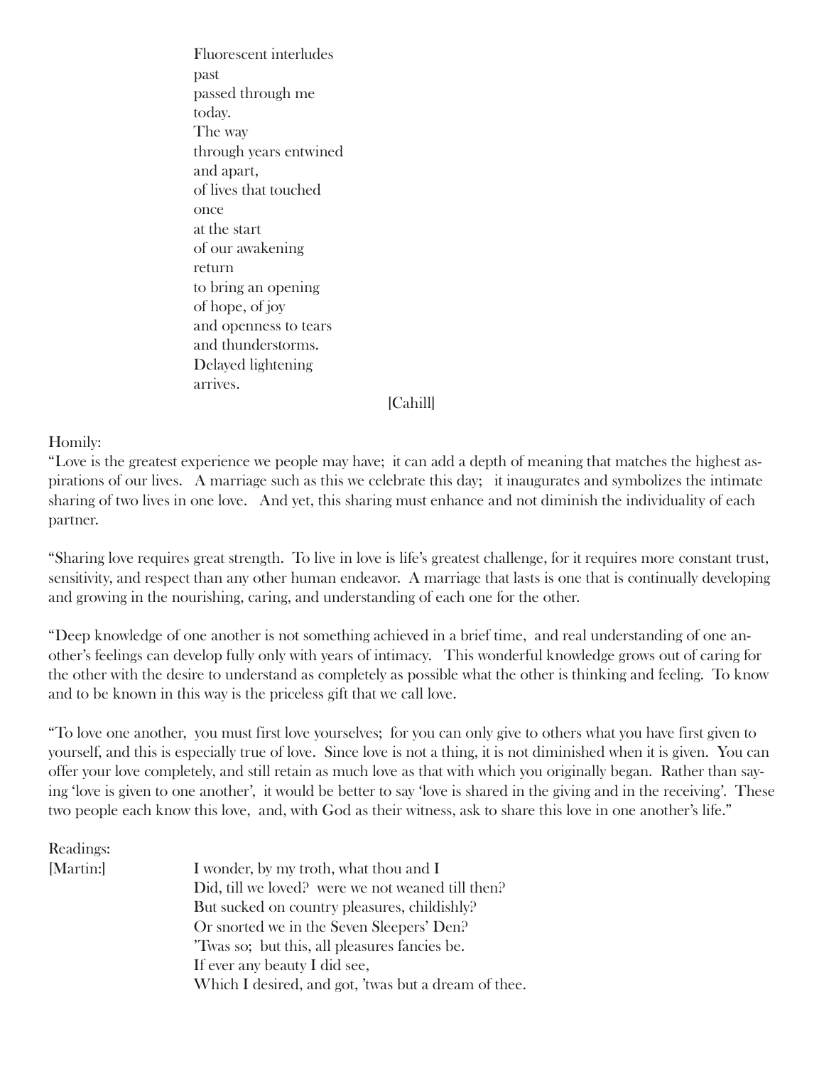Fluorescent interludes
past
passed through me
today.
The way
through years entwined
and apart,
of lives that touched
once
at the start
of our awakening
return
to bring an opening
of hope, of joy
and openness to tears
and thunderstorms.
Delayed lightening
arrives.

[Cahill]

Homily:

"Love is the greatest experience we people may have; it can add a depth of meaning that matches the highest aspirations of our lives. A marriage such as this we celebrate this day; it inaugurates and symbolizes the intimate sharing of two lives in one love. And yet, this sharing must enhance and not diminish the individuality of each partner.

"Sharing love requires great strength. To live in love is life's greatest challenge, for it requires more constant trust, sensitivity, and respect than any other human endeavor. A marriage that lasts is one that is continually developing and growing in the nourishing, caring, and understanding of each one for the other.

"Deep knowledge of one another is not something achieved in a brief time, and real understanding of one another's feelings can develop fully only with years of intimacy. This wonderful knowledge grows out of caring for the other with the desire to understand as completely as possible what the other is thinking and feeling. To know and to be known in this way is the priceless gift that we call love.

"To love one another, you must first love yourselves; for you can only give to others what you have first given to yourself, and this is especially true of love. Since love is not a thing, it is not diminished when it is given. You can offer your love completely, and still retain as much love as that with which you originally began. Rather than saying 'love is given to one another', it would be better to say 'love is shared in the giving and in the receiving'. These two people each know this love, and, with God as their witness, ask to share this love in one another's life."

Readings:

[Martin:]

I wonder, by my troth, what thou and I
Did, till we loved? were we not weaned till then?
But sucked on country pleasures, childishly?
Or snorted we in the Seven Sleepers' Den?
'Twas so; but this, all pleasures fancies be.
If ever any beauty I did see,
Which I desired, and got, 'twas but a dream of thee.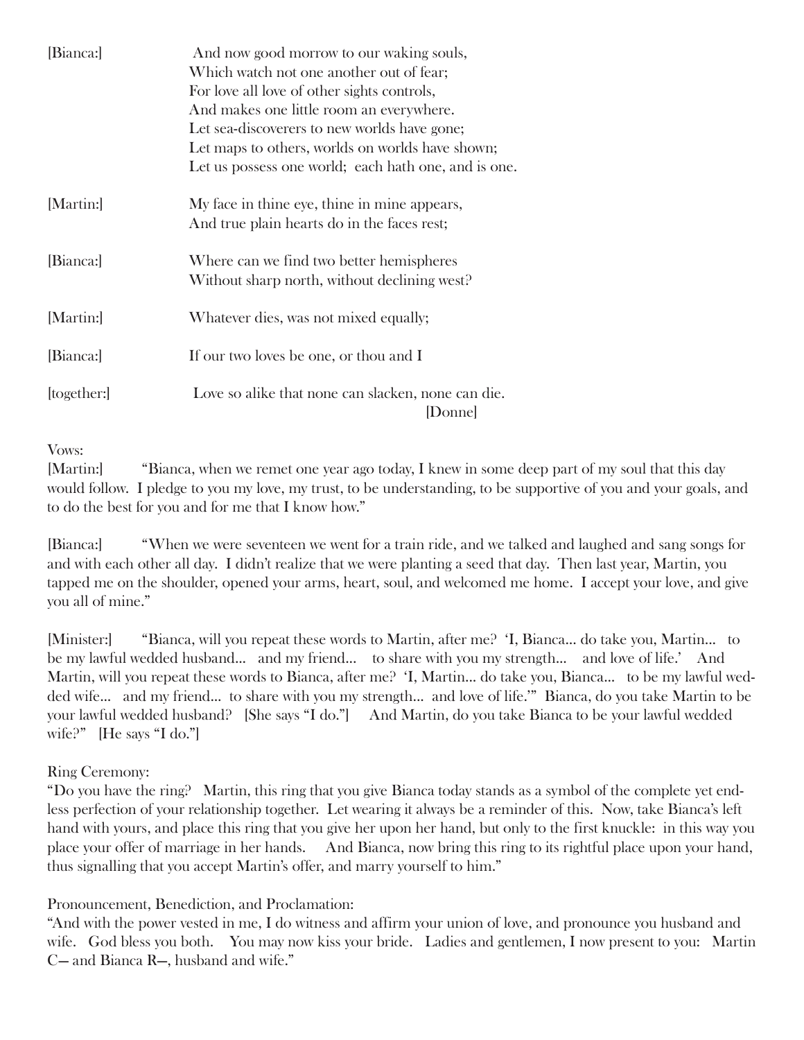[Bianca:] And now good morrow to our waking souls,
Which watch not one another out of fear;
For love all love of other sights controls,
And makes one little room an everywhere.
Let sea-discoverers to new worlds have gone;
Let maps to others, worlds on worlds have shown;
Let us possess one world; each hath one, and is one.

[Martin:] My face in thine eye, thine in mine appears,
And true plain hearts do in the faces rest;

[Bianca:] Where can we find two better hemispheres
Without sharp north, without declining west?

[Martin:] Whatever dies, was not mixed equally;

[Bianca:] If our two loves be one, or thou and I

[together:] Love so alike that none can slacken, none can die.
[Donne]

Vows:

[Martin:] "Bianca, when we remet one year ago today, I knew in some deep part of my soul that this day would follow. I pledge to you my love, my trust, to be understanding, to be supportive of you and your goals, and to do the best for you and for me that I know how."

[Bianca:] "When we were seventeen we went for a train ride, and we talked and laughed and sang songs for and with each other all day. I didn't realize that we were planting a seed that day. Then last year, Martin, you tapped me on the shoulder, opened your arms, heart, soul, and welcomed me home. I accept your love, and give you all of mine."

[Minister:] "Bianca, will you repeat these words to Martin, after me? 'I, Bianca... do take you, Martin... to be my lawful wedded husband... and my friend... to share with you my strength... and love of life.' And Martin, will you repeat these words to Bianca, after me? 'I, Martin... do take you, Bianca... to be my lawful wedded wife... and my friend... to share with you my strength... and love of life.'" Bianca, do you take Martin to be your lawful wedded husband? [She says "I do."] And Martin, do you take Bianca to be your lawful wedded wife?" [He says "I do."]

Ring Ceremony:

"Do you have the ring? Martin, this ring that you give Bianca today stands as a symbol of the complete yet endless perfection of your relationship together. Let wearing it always be a reminder of this. Now, take Bianca's left hand with yours, and place this ring that you give her upon her hand, but only to the first knuckle: in this way you place your offer of marriage in her hands. And Bianca, now bring this ring to its rightful place upon your hand, thus signalling that you accept Martin's offer, and marry yourself to him."

Pronouncement, Benediction, and Proclamation:

"And with the power vested in me, I do witness and affirm your union of love, and pronounce you husband and wife. God bless you both. You may now kiss your bride. Ladies and gentlemen, I now present to you: Martin C— and Bianca R—, husband and wife."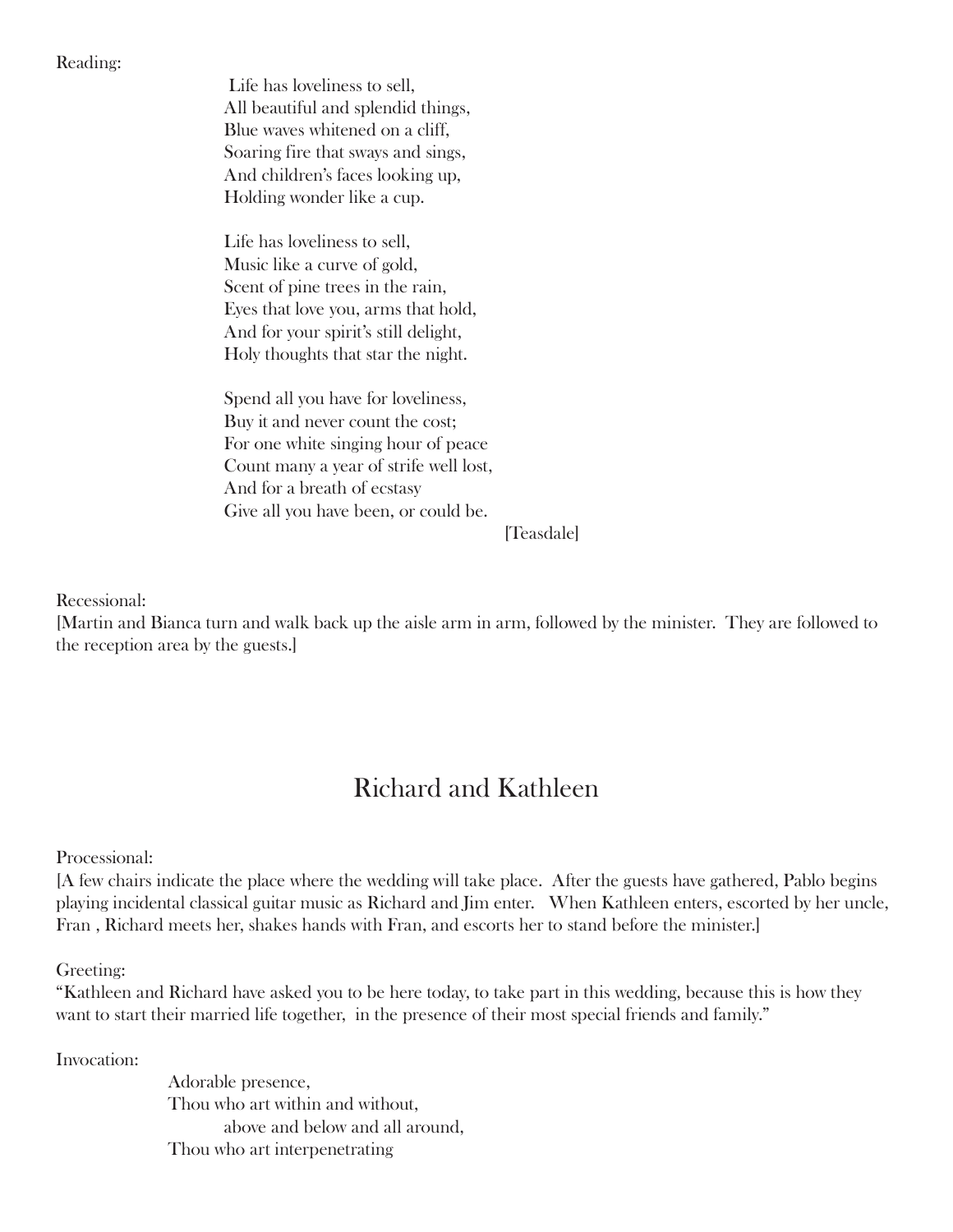Reading:

Life has loveliness to sell,
All beautiful and splendid things,
Blue waves whitened on a cliff,
Soaring fire that sways and sings,
And children's faces looking up,
Holding wonder like a cup.

Life has loveliness to sell,
Music like a curve of gold,
Scent of pine trees in the rain,
Eyes that love you, arms that hold,
And for your spirit's still delight,
Holy thoughts that star the night.

Spend all you have for loveliness,
Buy it and never count the cost;
For one white singing hour of peace
Count many a year of strife well lost,
And for a breath of ecstasy
Give all you have been, or could be.

[Teasdale]

Recessional:
[Martin and Bianca turn and walk back up the aisle arm in arm, followed by the minister. They are followed to the reception area by the guests.]

## Richard and Kathleen

Processional:
[A few chairs indicate the place where the wedding will take place. After the guests have gathered, Pablo begins playing incidental classical guitar music as Richard and Jim enter. When Kathleen enters, escorted by her uncle, Fran , Richard meets her, shakes hands with Fran, and escorts her to stand before the minister.]

Greeting:
"Kathleen and Richard have asked you to be here today, to take part in this wedding, because this is how they want to start their married life together, in the presence of their most special friends and family."

Invocation:

Adorable presence,
Thou who art within and without,
above and below and all around,
Thou who art interpenetrating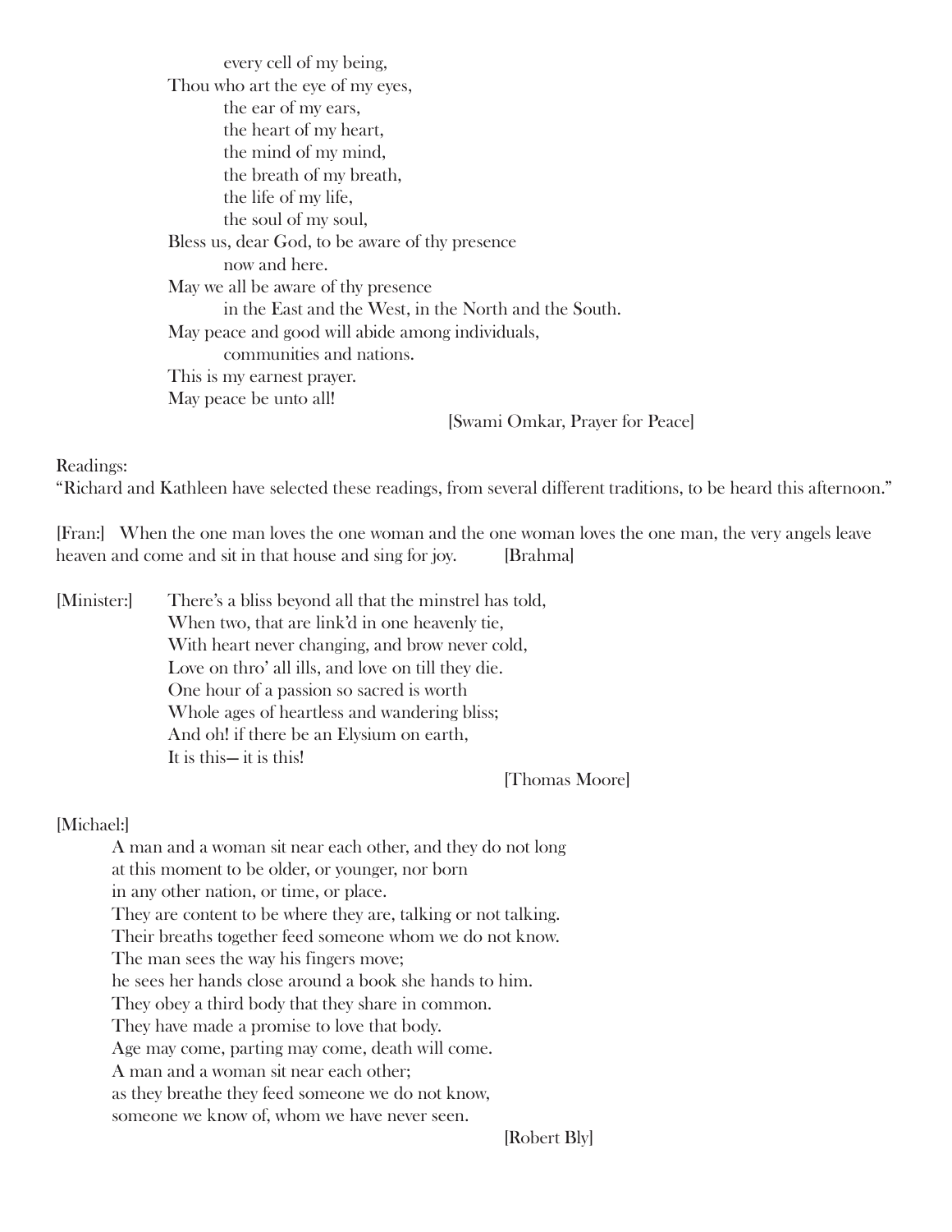every cell of my being,
Thou who art the eye of my eyes,
the ear of my ears,
the heart of my heart,
the mind of my mind,
the breath of my breath,
the life of my life,
the soul of my soul,
Bless us, dear God, to be aware of thy presence
now and here.
May we all be aware of thy presence
in the East and the West, in the North and the South.
May peace and good will abide among individuals,
communities and nations.
This is my earnest prayer.
May peace be unto all!

[Swami Omkar, Prayer for Peace]

Readings:
"Richard and Kathleen have selected these readings, from several different traditions, to be heard this afternoon."

[Fran:] When the one man loves the one woman and the one woman loves the one man, the very angels leave heaven and come and sit in that house and sing for joy. [Brahma]

[Minister:]
There's a bliss beyond all that the minstrel has told,
When two, that are link'd in one heavenly tie,
With heart never changing, and brow never cold,
Love on thro' all ills, and love on till they die.
One hour of a passion so sacred is worth
Whole ages of heartless and wandering bliss;
And oh! if there be an Elysium on earth,
It is this— it is this!

[Thomas Moore]

[Michael:]
A man and a woman sit near each other, and they do not long
at this moment to be older, or younger, nor born
in any other nation, or time, or place.
They are content to be where they are, talking or not talking.
Their breaths together feed someone whom we do not know.
The man sees the way his fingers move;
he sees her hands close around a book she hands to him.
They obey a third body that they share in common.
They have made a promise to love that body.
Age may come, parting may come, death will come.
A man and a woman sit near each other;
as they breathe they feed someone we do not know,
someone we know of, whom we have never seen.

[Robert Bly]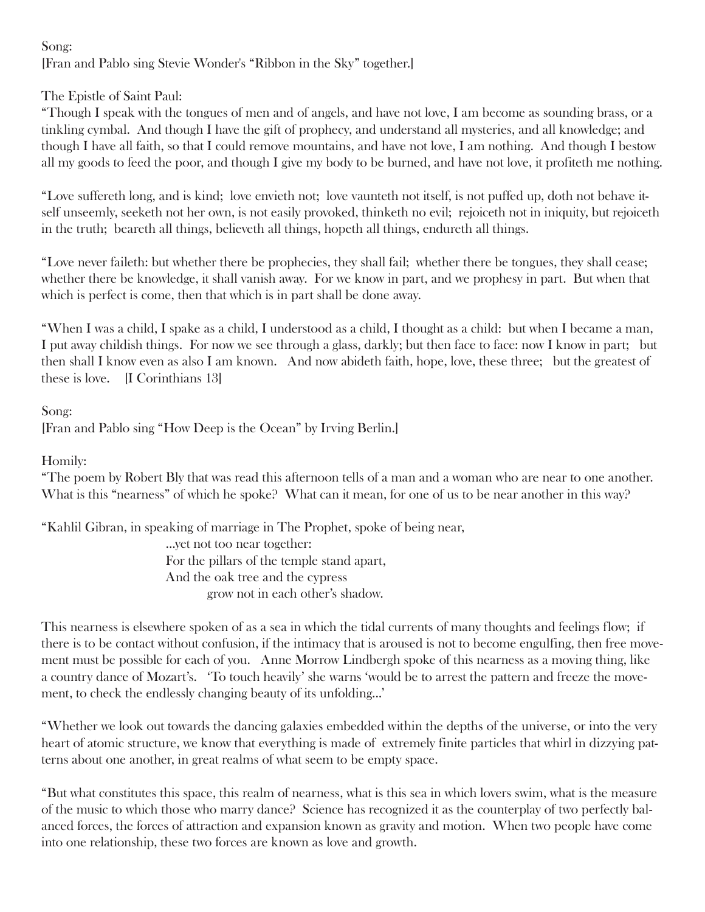Song:
[Fran and Pablo sing Stevie Wonder's "Ribbon in the Sky" together.]

The Epistle of Saint Paul:
"Though I speak with the tongues of men and of angels, and have not love, I am become as sounding brass, or a tinkling cymbal. And though I have the gift of prophecy, and understand all mysteries, and all knowledge; and though I have all faith, so that I could remove mountains, and have not love, I am nothing. And though I bestow all my goods to feed the poor, and though I give my body to be burned, and have not love, it profiteth me nothing.

"Love suffereth long, and is kind; love envieth not; love vaunteth not itself, is not puffed up, doth not behave itself unseemly, seeketh not her own, is not easily provoked, thinketh no evil; rejoiceth not in iniquity, but rejoiceth in the truth; beareth all things, believeth all things, hopeth all things, endureth all things.

"Love never faileth: but whether there be prophecies, they shall fail; whether there be tongues, they shall cease; whether there be knowledge, it shall vanish away. For we know in part, and we prophesy in part. But when that which is perfect is come, then that which is in part shall be done away.

"When I was a child, I spake as a child, I understood as a child, I thought as a child: but when I became a man, I put away childish things. For now we see through a glass, darkly; but then face to face: now I know in part; but then shall I know even as also I am known. And now abideth faith, hope, love, these three; but the greatest of these is love. [I Corinthians 13]

Song:
[Fran and Pablo sing "How Deep is the Ocean" by Irving Berlin.]

Homily:
"The poem by Robert Bly that was read this afternoon tells of a man and a woman who are near to one another. What is this "nearness" of which he spoke? What can it mean, for one of us to be near another in this way?

"Kahlil Gibran, in speaking of marriage in The Prophet, spoke of being near,

> ...yet not too near together:
> For the pillars of the temple stand apart,
> And the oak tree and the cypress
> grow not in each other's shadow.

This nearness is elsewhere spoken of as a sea in which the tidal currents of many thoughts and feelings flow; if there is to be contact without confusion, if the intimacy that is aroused is not to become engulfing, then free movement must be possible for each of you. Anne Morrow Lindbergh spoke of this nearness as a moving thing, like a country dance of Mozart's. 'To touch heavily' she warns 'would be to arrest the pattern and freeze the movement, to check the endlessly changing beauty of its unfolding...'

"Whether we look out towards the dancing galaxies embedded within the depths of the universe, or into the very heart of atomic structure, we know that everything is made of extremely finite particles that whirl in dizzying patterns about one another, in great realms of what seem to be empty space.

"But what constitutes this space, this realm of nearness, what is this sea in which lovers swim, what is the measure of the music to which those who marry dance? Science has recognized it as the counterplay of two perfectly balanced forces, the forces of attraction and expansion known as gravity and motion. When two people have come into one relationship, these two forces are known as love and growth.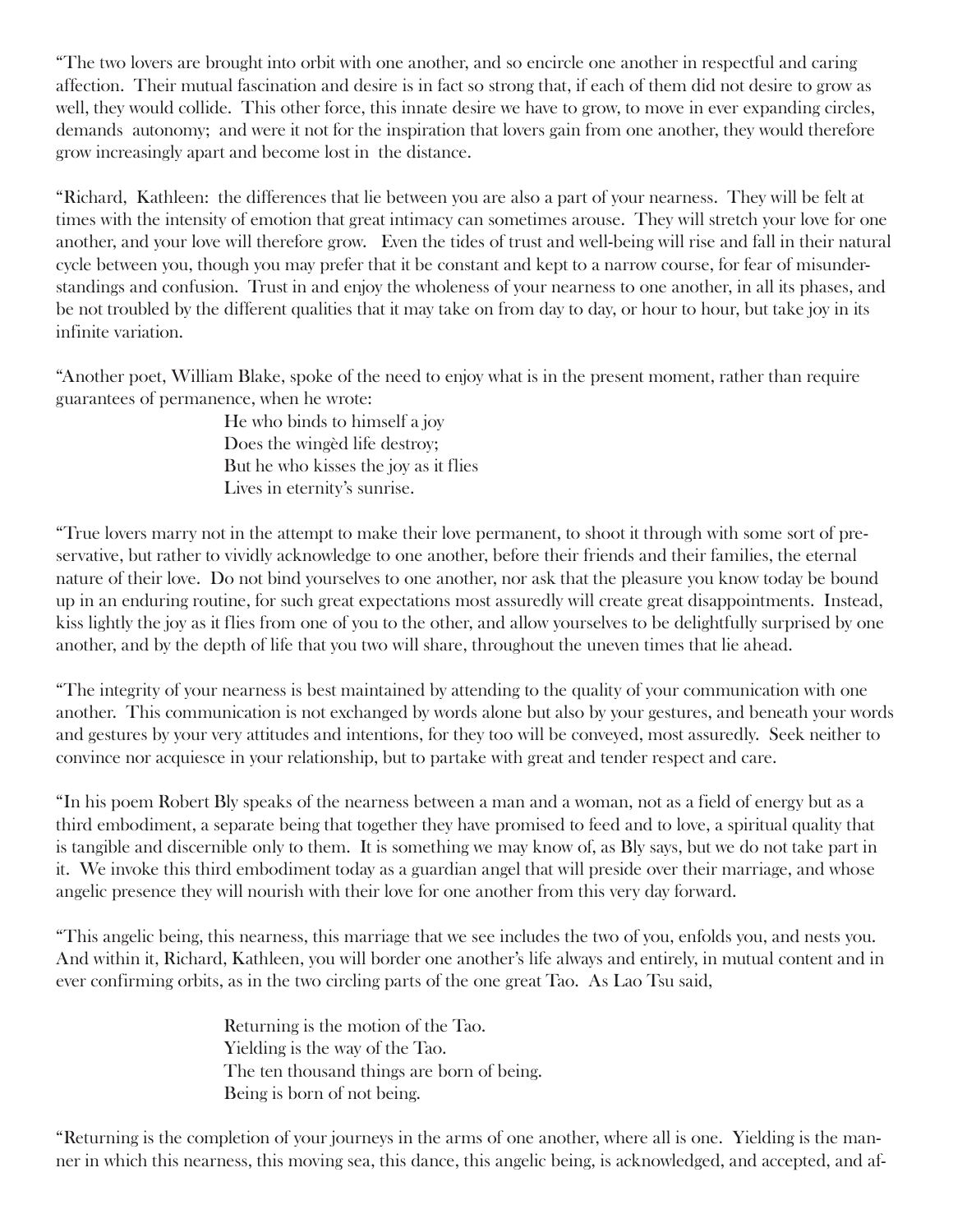"The two lovers are brought into orbit with one another, and so encircle one another in respectful and caring affection. Their mutual fascination and desire is in fact so strong that, if each of them did not desire to grow as well, they would collide. This other force, this innate desire we have to grow, to move in ever expanding circles, demands autonomy; and were it not for the inspiration that lovers gain from one another, they would therefore grow increasingly apart and become lost in the distance.

"Richard, Kathleen: the differences that lie between you are also a part of your nearness. They will be felt at times with the intensity of emotion that great intimacy can sometimes arouse. They will stretch your love for one another, and your love will therefore grow. Even the tides of trust and well-being will rise and fall in their natural cycle between you, though you may prefer that it be constant and kept to a narrow course, for fear of misunderstandings and confusion. Trust in and enjoy the wholeness of your nearness to one another, in all its phases, and be not troubled by the different qualities that it may take on from day to day, or hour to hour, but take joy in its infinite variation.

"Another poet, William Blake, spoke of the need to enjoy what is in the present moment, rather than require guarantees of permanence, when he wrote:

> He who binds to himself a joy
> Does the wingèd life destroy;
> But he who kisses the joy as it flies
> Lives in eternity's sunrise.

"True lovers marry not in the attempt to make their love permanent, to shoot it through with some sort of preservative, but rather to vividly acknowledge to one another, before their friends and their families, the eternal nature of their love. Do not bind yourselves to one another, nor ask that the pleasure you know today be bound up in an enduring routine, for such great expectations most assuredly will create great disappointments. Instead, kiss lightly the joy as it flies from one of you to the other, and allow yourselves to be delightfully surprised by one another, and by the depth of life that you two will share, throughout the uneven times that lie ahead.

"The integrity of your nearness is best maintained by attending to the quality of your communication with one another. This communication is not exchanged by words alone but also by your gestures, and beneath your words and gestures by your very attitudes and intentions, for they too will be conveyed, most assuredly. Seek neither to convince nor acquiesce in your relationship, but to partake with great and tender respect and care.

"In his poem Robert Bly speaks of the nearness between a man and a woman, not as a field of energy but as a third embodiment, a separate being that together they have promised to feed and to love, a spiritual quality that is tangible and discernible only to them. It is something we may know of, as Bly says, but we do not take part in it. We invoke this third embodiment today as a guardian angel that will preside over their marriage, and whose angelic presence they will nourish with their love for one another from this very day forward.

"This angelic being, this nearness, this marriage that we see includes the two of you, enfolds you, and nests you. And within it, Richard, Kathleen, you will border one another's life always and entirely, in mutual content and in ever confirming orbits, as in the two circling parts of the one great Tao. As Lao Tsu said,

> Returning is the motion of the Tao.
> Yielding is the way of the Tao.
> The ten thousand things are born of being.
> Being is born of not being.

"Returning is the completion of your journeys in the arms of one another, where all is one. Yielding is the manner in which this nearness, this moving sea, this dance, this angelic being, is acknowledged, and accepted, and af-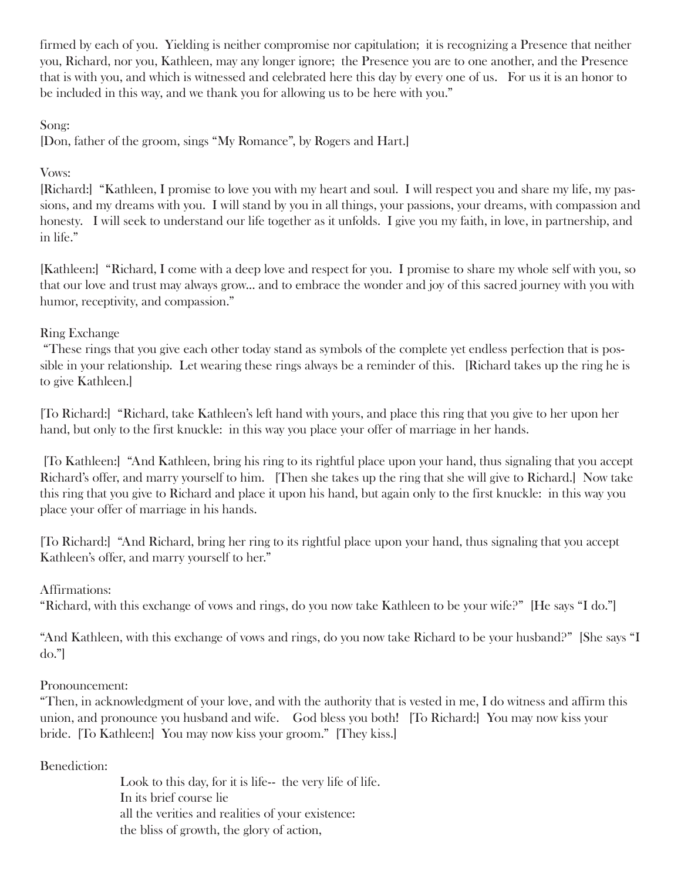firmed by each of you. Yielding is neither compromise nor capitulation; it is recognizing a Presence that neither you, Richard, nor you, Kathleen, may any longer ignore; the Presence you are to one another, and the Presence that is with you, and which is witnessed and celebrated here this day by every one of us. For us it is an honor to be included in this way, and we thank you for allowing us to be here with you."

Song:
[Don, father of the groom, sings "My Romance", by Rogers and Hart.]

Vows:
[Richard:] "Kathleen, I promise to love you with my heart and soul. I will respect you and share my life, my passions, and my dreams with you. I will stand by you in all things, your passions, your dreams, with compassion and honesty. I will seek to understand our life together as it unfolds. I give you my faith, in love, in partnership, and in life."

[Kathleen:] "Richard, I come with a deep love and respect for you. I promise to share my whole self with you, so that our love and trust may always grow... and to embrace the wonder and joy of this sacred journey with you with humor, receptivity, and compassion."

Ring Exchange
"These rings that you give each other today stand as symbols of the complete yet endless perfection that is possible in your relationship. Let wearing these rings always be a reminder of this. [Richard takes up the ring he is to give Kathleen.]

[To Richard:] "Richard, take Kathleen's left hand with yours, and place this ring that you give to her upon her hand, but only to the first knuckle: in this way you place your offer of marriage in her hands.

[To Kathleen:] "And Kathleen, bring his ring to its rightful place upon your hand, thus signaling that you accept Richard's offer, and marry yourself to him. [Then she takes up the ring that she will give to Richard.] Now take this ring that you give to Richard and place it upon his hand, but again only to the first knuckle: in this way you place your offer of marriage in his hands.

[To Richard:] "And Richard, bring her ring to its rightful place upon your hand, thus signaling that you accept Kathleen's offer, and marry yourself to her."

Affirmations:
"Richard, with this exchange of vows and rings, do you now take Kathleen to be your wife?" [He says "I do."]

"And Kathleen, with this exchange of vows and rings, do you now take Richard to be your husband?" [She says "I do."]

Pronouncement:
"Then, in acknowledgment of your love, and with the authority that is vested in me, I do witness and affirm this union, and pronounce you husband and wife. God bless you both! [To Richard:] You may now kiss your bride. [To Kathleen:] You may now kiss your groom." [They kiss.]

Benediction:

> Look to this day, for it is life-- the very life of life.
> In its brief course lie
> all the verities and realities of your existence:
> the bliss of growth, the glory of action,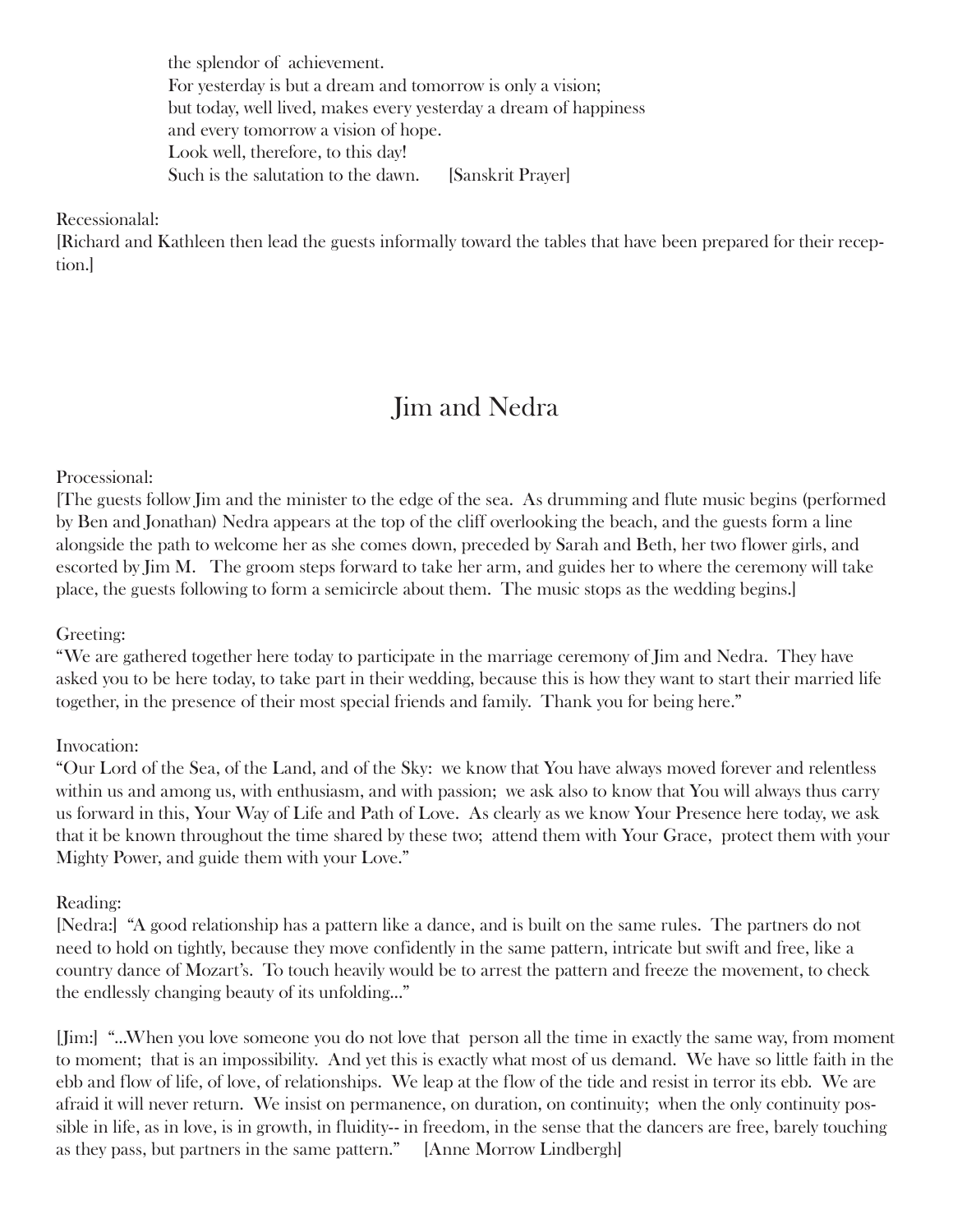the splendor of achievement.  
For yesterday is but a dream and tomorrow is only a vision;  
but today, well lived, makes every yesterday a dream of happiness  
and every tomorrow a vision of hope.  
Look well, therefore, to this day!  
Such is the salutation to the dawn. [Sanskrit Prayer]

Recessionalal:  
[Richard and Kathleen then lead the guests informally toward the tables that have been prepared for their reception.]

## Jim and Nedra

Processional:  
[The guests follow Jim and the minister to the edge of the sea. As drumming and flute music begins (performed by Ben and Jonathan) Nedra appears at the top of the cliff overlooking the beach, and the guests form a line alongside the path to welcome her as she comes down, preceded by Sarah and Beth, her two flower girls, and escorted by Jim M. The groom steps forward to take her arm, and guides her to where the ceremony will take place, the guests following to form a semicircle about them. The music stops as the wedding begins.]

Greeting:  
"We are gathered together here today to participate in the marriage ceremony of Jim and Nedra. They have asked you to be here today, to take part in their wedding, because this is how they want to start their married life together, in the presence of their most special friends and family. Thank you for being here."

Invocation:  
"Our Lord of the Sea, of the Land, and of the Sky: we know that You have always moved forever and relentless within us and among us, with enthusiasm, and with passion; we ask also to know that You will always thus carry us forward in this, Your Way of Life and Path of Love. As clearly as we know Your Presence here today, we ask that it be known throughout the time shared by these two; attend them with Your Grace, protect them with your Mighty Power, and guide them with your Love."

Reading:  
[Nedra:] "A good relationship has a pattern like a dance, and is built on the same rules. The partners do not need to hold on tightly, because they move confidently in the same pattern, intricate but swift and free, like a country dance of Mozart's. To touch heavily would be to arrest the pattern and freeze the movement, to check the endlessly changing beauty of its unfolding..."

[Jim:] "...When you love someone you do not love that person all the time in exactly the same way, from moment to moment; that is an impossibility. And yet this is exactly what most of us demand. We have so little faith in the ebb and flow of life, of love, of relationships. We leap at the flow of the tide and resist in terror its ebb. We are afraid it will never return. We insist on permanence, on duration, on continuity; when the only continuity possible in life, as in love, is in growth, in fluidity-- in freedom, in the sense that the dancers are free, barely touching as they pass, but partners in the same pattern." [Anne Morrow Lindbergh]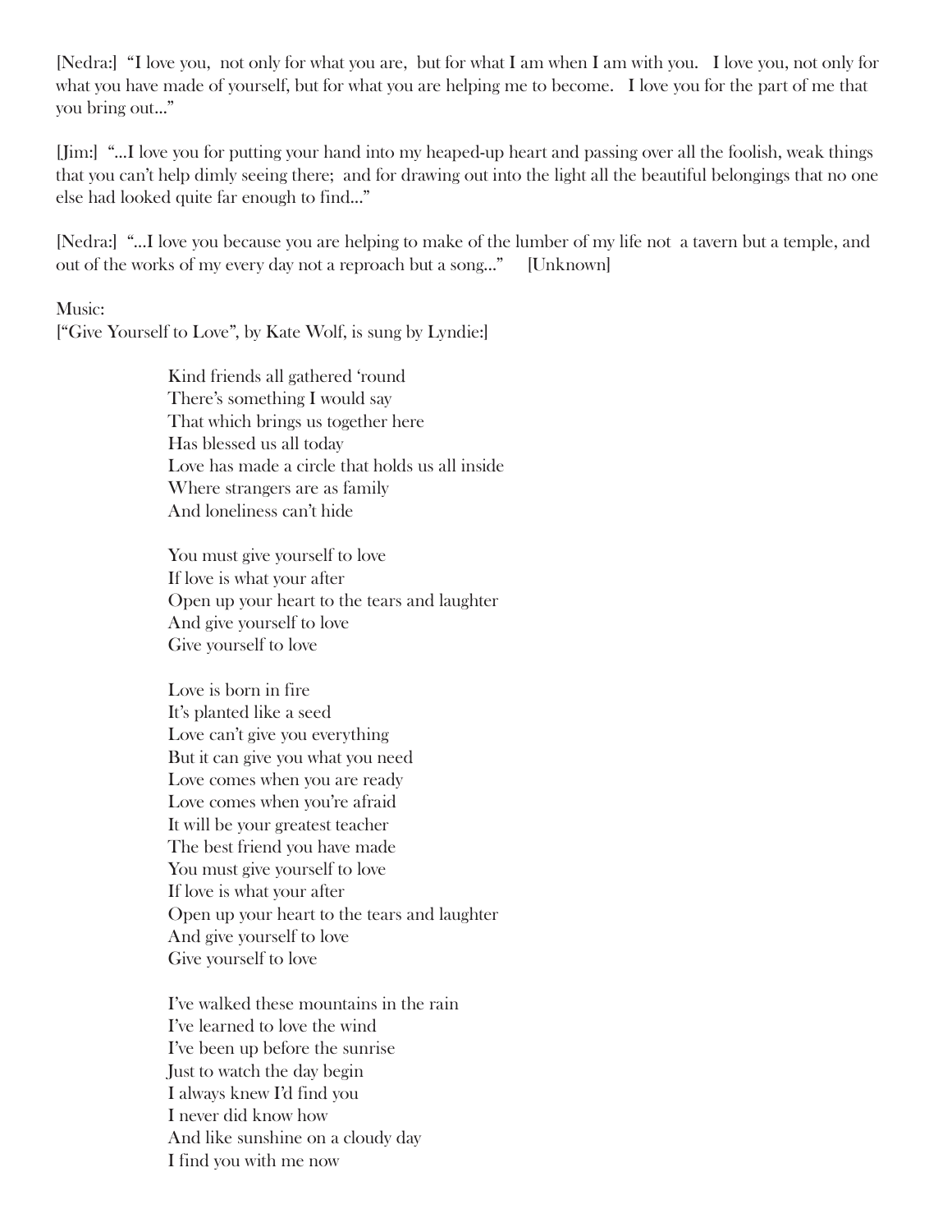[Nedra:] "I love you, not only for what you are, but for what I am when I am with you. I love you, not only for what you have made of yourself, but for what you are helping me to become. I love you for the part of me that you bring out..."

[Jim:] "...I love you for putting your hand into my heaped-up heart and passing over all the foolish, weak things that you can't help dimly seeing there; and for drawing out into the light all the beautiful belongings that no one else had looked quite far enough to find..."

[Nedra:] "...I love you because you are helping to make of the lumber of my life not a tavern but a temple, and out of the works of my every day not a reproach but a song..." [Unknown]

Music:
["Give Yourself to Love", by Kate Wolf, is sung by Lyndie:]

> Kind friends all gathered 'round
> There's something I would say
> That which brings us together here
> Has blessed us all today
> Love has made a circle that holds us all inside
> Where strangers are as family
> And loneliness can't hide
>
> You must give yourself to love
> If love is what your after
> Open up your heart to the tears and laughter
> And give yourself to love
> Give yourself to love
>
> Love is born in fire
> It's planted like a seed
> Love can't give you everything
> But it can give you what you need
> Love comes when you are ready
> Love comes when you're afraid
> It will be your greatest teacher
> The best friend you have made
> You must give yourself to love
> If love is what your after
> Open up your heart to the tears and laughter
> And give yourself to love
> Give yourself to love
>
> I've walked these mountains in the rain
> I've learned to love the wind
> I've been up before the sunrise
> Just to watch the day begin
> I always knew I'd find you
> I never did know how
> And like sunshine on a cloudy day
> I find you with me now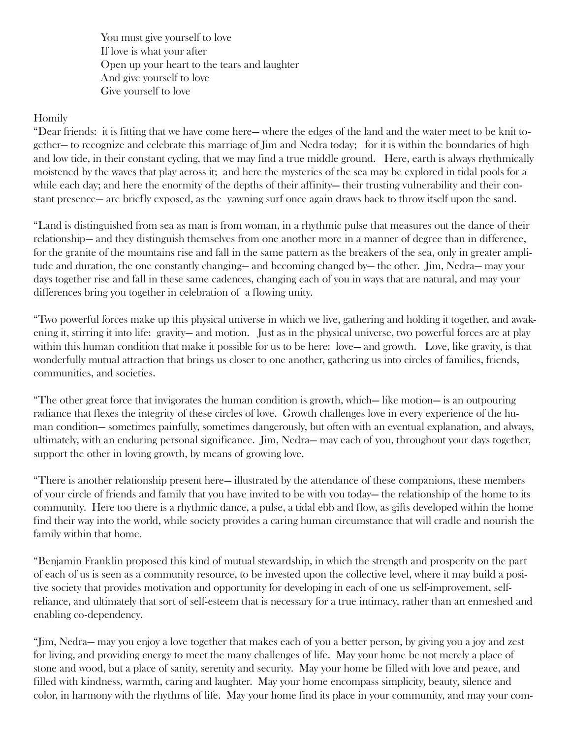You must give yourself to love  
If love is what your after  
Open up your heart to the tears and laughter  
And give yourself to love  
Give yourself to love

Homily

"Dear friends: it is fitting that we have come here— where the edges of the land and the water meet to be knit together— to recognize and celebrate this marriage of Jim and Nedra today; for it is within the boundaries of high and low tide, in their constant cycling, that we may find a true middle ground. Here, earth is always rhythmically moistened by the waves that play across it; and here the mysteries of the sea may be explored in tidal pools for a while each day; and here the enormity of the depths of their affinity— their trusting vulnerability and their constant presence— are briefly exposed, as the yawning surf once again draws back to throw itself upon the sand.

"Land is distinguished from sea as man is from woman, in a rhythmic pulse that measures out the dance of their relationship— and they distinguish themselves from one another more in a manner of degree than in difference, for the granite of the mountains rise and fall in the same pattern as the breakers of the sea, only in greater amplitude and duration, the one constantly changing— and becoming changed by— the other. Jim, Nedra— may your days together rise and fall in these same cadences, changing each of you in ways that are natural, and may your differences bring you together in celebration of a flowing unity.

"Two powerful forces make up this physical universe in which we live, gathering and holding it together, and awakening it, stirring it into life: gravity— and motion. Just as in the physical universe, two powerful forces are at play within this human condition that make it possible for us to be here: love— and growth. Love, like gravity, is that wonderfully mutual attraction that brings us closer to one another, gathering us into circles of families, friends, communities, and societies.

"The other great force that invigorates the human condition is growth, which— like motion— is an outpouring radiance that flexes the integrity of these circles of love. Growth challenges love in every experience of the human condition— sometimes painfully, sometimes dangerously, but often with an eventual explanation, and always, ultimately, with an enduring personal significance. Jim, Nedra— may each of you, throughout your days together, support the other in loving growth, by means of growing love.

"There is another relationship present here— illustrated by the attendance of these companions, these members of your circle of friends and family that you have invited to be with you today— the relationship of the home to its community. Here too there is a rhythmic dance, a pulse, a tidal ebb and flow, as gifts developed within the home find their way into the world, while society provides a caring human circumstance that will cradle and nourish the family within that home.

"Benjamin Franklin proposed this kind of mutual stewardship, in which the strength and prosperity on the part of each of us is seen as a community resource, to be invested upon the collective level, where it may build a positive society that provides motivation and opportunity for developing in each of one us self-improvement, self-reliance, and ultimately that sort of self-esteem that is necessary for a true intimacy, rather than an enmeshed and enabling co-dependency.

"Jim, Nedra— may you enjoy a love together that makes each of you a better person, by giving you a joy and zest for living, and providing energy to meet the many challenges of life. May your home be not merely a place of stone and wood, but a place of sanity, serenity and security. May your home be filled with love and peace, and filled with kindness, warmth, caring and laughter. May your home encompass simplicity, beauty, silence and color, in harmony with the rhythms of life. May your home find its place in your community, and may your com-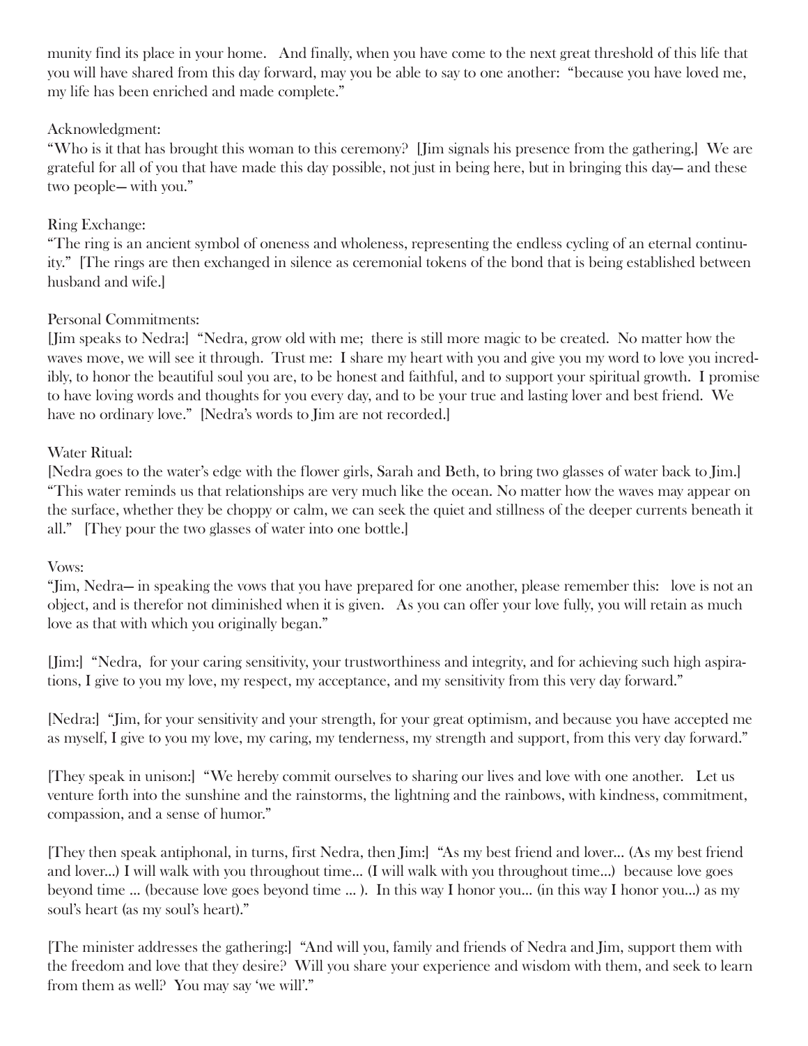munity find its place in your home. And finally, when you have come to the next great threshold of this life that you will have shared from this day forward, may you be able to say to one another: "because you have loved me, my life has been enriched and made complete."

Acknowledgment:
"Who is it that has brought this woman to this ceremony? [Jim signals his presence from the gathering.] We are grateful for all of you that have made this day possible, not just in being here, but in bringing this day— and these two people— with you."

Ring Exchange:
"The ring is an ancient symbol of oneness and wholeness, representing the endless cycling of an eternal continuity." [The rings are then exchanged in silence as ceremonial tokens of the bond that is being established between husband and wife.]

Personal Commitments:
[Jim speaks to Nedra:] "Nedra, grow old with me; there is still more magic to be created. No matter how the waves move, we will see it through. Trust me: I share my heart with you and give you my word to love you incredibly, to honor the beautiful soul you are, to be honest and faithful, and to support your spiritual growth. I promise to have loving words and thoughts for you every day, and to be your true and lasting lover and best friend. We have no ordinary love." [Nedra's words to Jim are not recorded.]

Water Ritual:
[Nedra goes to the water's edge with the flower girls, Sarah and Beth, to bring two glasses of water back to Jim.] "This water reminds us that relationships are very much like the ocean. No matter how the waves may appear on the surface, whether they be choppy or calm, we can seek the quiet and stillness of the deeper currents beneath it all." [They pour the two glasses of water into one bottle.]

Vows:
"Jim, Nedra— in speaking the vows that you have prepared for one another, please remember this: love is not an object, and is therefor not diminished when it is given. As you can offer your love fully, you will retain as much love as that with which you originally began."

[Jim:] "Nedra, for your caring sensitivity, your trustworthiness and integrity, and for achieving such high aspirations, I give to you my love, my respect, my acceptance, and my sensitivity from this very day forward."

[Nedra:] "Jim, for your sensitivity and your strength, for your great optimism, and because you have accepted me as myself, I give to you my love, my caring, my tenderness, my strength and support, from this very day forward."

[They speak in unison:] "We hereby commit ourselves to sharing our lives and love with one another. Let us venture forth into the sunshine and the rainstorms, the lightning and the rainbows, with kindness, commitment, compassion, and a sense of humor."

[They then speak antiphonal, in turns, first Nedra, then Jim:] "As my best friend and lover... (As my best friend and lover...) I will walk with you throughout time... (I will walk with you throughout time...) because love goes beyond time ... (because love goes beyond time ... ). In this way I honor you... (in this way I honor you...) as my soul's heart (as my soul's heart)."

[The minister addresses the gathering:] "And will you, family and friends of Nedra and Jim, support them with the freedom and love that they desire? Will you share your experience and wisdom with them, and seek to learn from them as well? You may say 'we will'."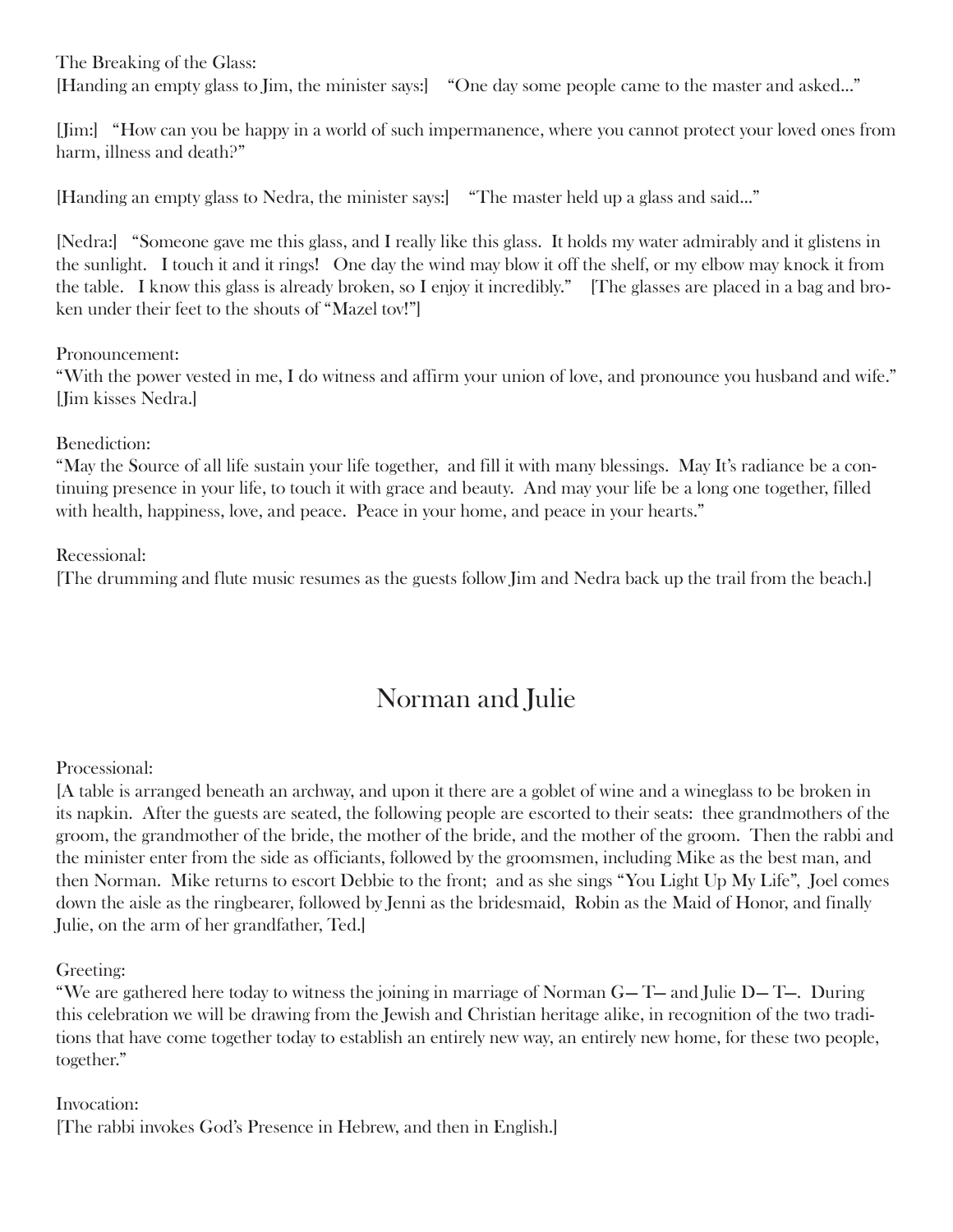The Breaking of the Glass:
[Handing an empty glass to Jim, the minister says:] "One day some people came to the master and asked…"

[Jim:] "How can you be happy in a world of such impermanence, where you cannot protect your loved ones from harm, illness and death?"

[Handing an empty glass to Nedra, the minister says:] "The master held up a glass and said…"

[Nedra:] "Someone gave me this glass, and I really like this glass. It holds my water admirably and it glistens in the sunlight. I touch it and it rings! One day the wind may blow it off the shelf, or my elbow may knock it from the table. I know this glass is already broken, so I enjoy it incredibly." [The glasses are placed in a bag and broken under their feet to the shouts of "Mazel tov!"]

Pronouncement:
"With the power vested in me, I do witness and affirm your union of love, and pronounce you husband and wife." [Jim kisses Nedra.]

Benediction:
"May the Source of all life sustain your life together, and fill it with many blessings. May It's radiance be a continuing presence in your life, to touch it with grace and beauty. And may your life be a long one together, filled with health, happiness, love, and peace. Peace in your home, and peace in your hearts."

Recessional:
[The drumming and flute music resumes as the guests follow Jim and Nedra back up the trail from the beach.]

## Norman and Julie

Processional:
[A table is arranged beneath an archway, and upon it there are a goblet of wine and a wineglass to be broken in its napkin. After the guests are seated, the following people are escorted to their seats: thee grandmothers of the groom, the grandmother of the bride, the mother of the bride, and the mother of the groom. Then the rabbi and the minister enter from the side as officiants, followed by the groomsmen, including Mike as the best man, and then Norman. Mike returns to escort Debbie to the front; and as she sings "You Light Up My Life", Joel comes down the aisle as the ringbearer, followed by Jenni as the bridesmaid, Robin as the Maid of Honor, and finally Julie, on the arm of her grandfather, Ted.]

Greeting:
"We are gathered here today to witness the joining in marriage of Norman G— T— and Julie D— T—. During this celebration we will be drawing from the Jewish and Christian heritage alike, in recognition of the two traditions that have come together today to establish an entirely new way, an entirely new home, for these two people, together."

Invocation:
[The rabbi invokes God's Presence in Hebrew, and then in English.]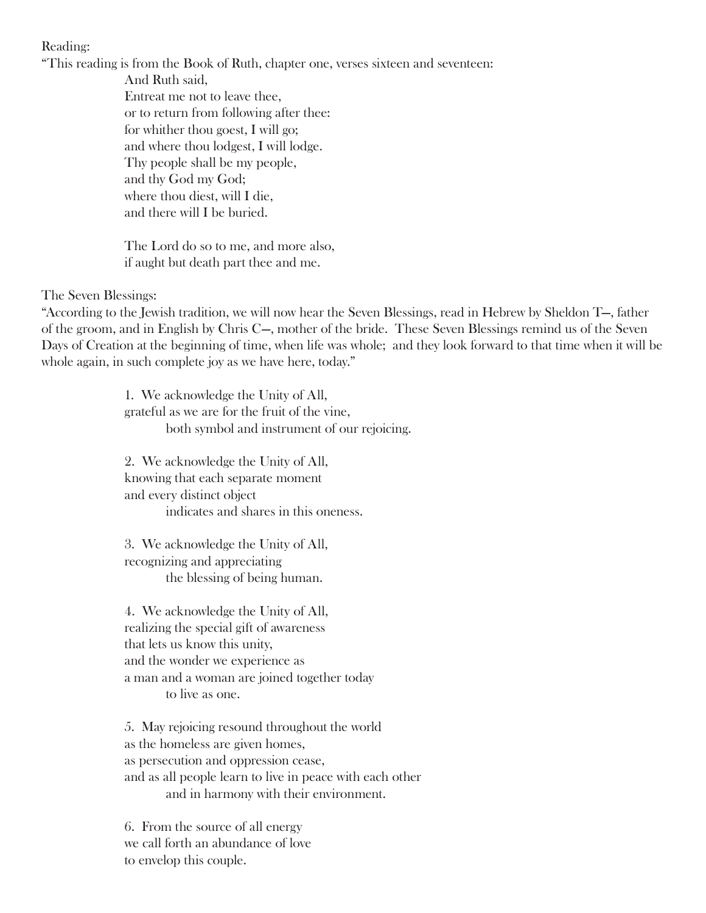Reading:

"This reading is from the Book of Ruth, chapter one, verses sixteen and seventeen:

> And Ruth said,
> Entreat me not to leave thee,
> or to return from following after thee:
> for whither thou goest, I will go;
> and where thou lodgest, I will lodge.
> Thy people shall be my people,
> and thy God my God;
> where thou diest, will I die,
> and there will I be buried.
>
> The Lord do so to me, and more also,
> if aught but death part thee and me.

The Seven Blessings:

"According to the Jewish tradition, we will now hear the Seven Blessings, read in Hebrew by Sheldon T—, father of the groom, and in English by Chris C—, mother of the bride. These Seven Blessings remind us of the Seven Days of Creation at the beginning of time, when life was whole; and they look forward to that time when it will be whole again, in such complete joy as we have here, today."

> 1. We acknowledge the Unity of All,
> grateful as we are for the fruit of the vine,
> both symbol and instrument of our rejoicing.
>
> 2. We acknowledge the Unity of All,
> knowing that each separate moment
> and every distinct object
> indicates and shares in this oneness.
>
> 3. We acknowledge the Unity of All,
> recognizing and appreciating
> the blessing of being human.
>
> 4. We acknowledge the Unity of All,
> realizing the special gift of awareness
> that lets us know this unity,
> and the wonder we experience as
> a man and a woman are joined together today
> to live as one.
>
> 5. May rejoicing resound throughout the world
> as the homeless are given homes,
> as persecution and oppression cease,
> and as all people learn to live in peace with each other
> and in harmony with their environment.
>
> 6. From the source of all energy
> we call forth an abundance of love
> to envelop this couple.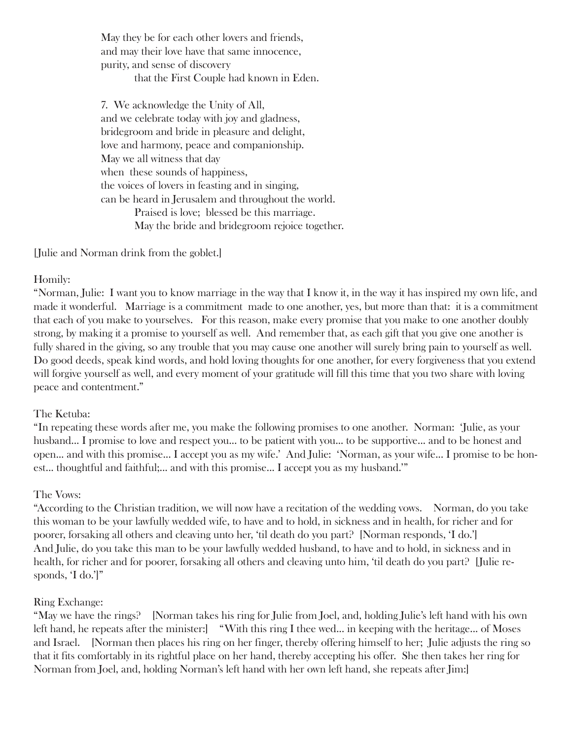May they be for each other lovers and friends,
and may their love have that same innocence,
purity, and sense of discovery
    that the First Couple had known in Eden.

7. We acknowledge the Unity of All,
and we celebrate today with joy and gladness,
bridegroom and bride in pleasure and delight,
love and harmony, peace and companionship.
May we all witness that day
when these sounds of happiness,
the voices of lovers in feasting and in singing,
can be heard in Jerusalem and throughout the world.
    Praised is love; blessed be this marriage.
    May the bride and bridegroom rejoice together.

[Julie and Norman drink from the goblet.]

Homily:
"Norman, Julie: I want you to know marriage in the way that I know it, in the way it has inspired my own life, and made it wonderful. Marriage is a commitment made to one another, yes, but more than that: it is a commitment that each of you make to yourselves. For this reason, make every promise that you make to one another doubly strong, by making it a promise to yourself as well. And remember that, as each gift that you give one another is fully shared in the giving, so any trouble that you may cause one another will surely bring pain to yourself as well. Do good deeds, speak kind words, and hold loving thoughts for one another, for every forgiveness that you extend will forgive yourself as well, and every moment of your gratitude will fill this time that you two share with loving peace and contentment."

The Ketuba:
"In repeating these words after me, you make the following promises to one another. Norman: 'Julie, as your husband... I promise to love and respect you... to be patient with you... to be supportive... and to be honest and open... and with this promise... I accept you as my wife.' And Julie: 'Norman, as your wife... I promise to be honest... thoughtful and faithful;... and with this promise... I accept you as my husband.'"

The Vows:
"According to the Christian tradition, we will now have a recitation of the wedding vows. Norman, do you take this woman to be your lawfully wedded wife, to have and to hold, in sickness and in health, for richer and for poorer, forsaking all others and cleaving unto her, 'til death do you part? [Norman responds, 'I do.'] And Julie, do you take this man to be your lawfully wedded husband, to have and to hold, in sickness and in health, for richer and for poorer, forsaking all others and cleaving unto him, 'til death do you part? [Julie responds, 'I do.']"

Ring Exchange:
"May we have the rings? [Norman takes his ring for Julie from Joel, and, holding Julie's left hand with his own left hand, he repeats after the minister:] "With this ring I thee wed... in keeping with the heritage... of Moses and Israel. [Norman then places his ring on her finger, thereby offering himself to her; Julie adjusts the ring so that it fits comfortably in its rightful place on her hand, thereby accepting his offer. She then takes her ring for Norman from Joel, and, holding Norman's left hand with her own left hand, she repeats after Jim:]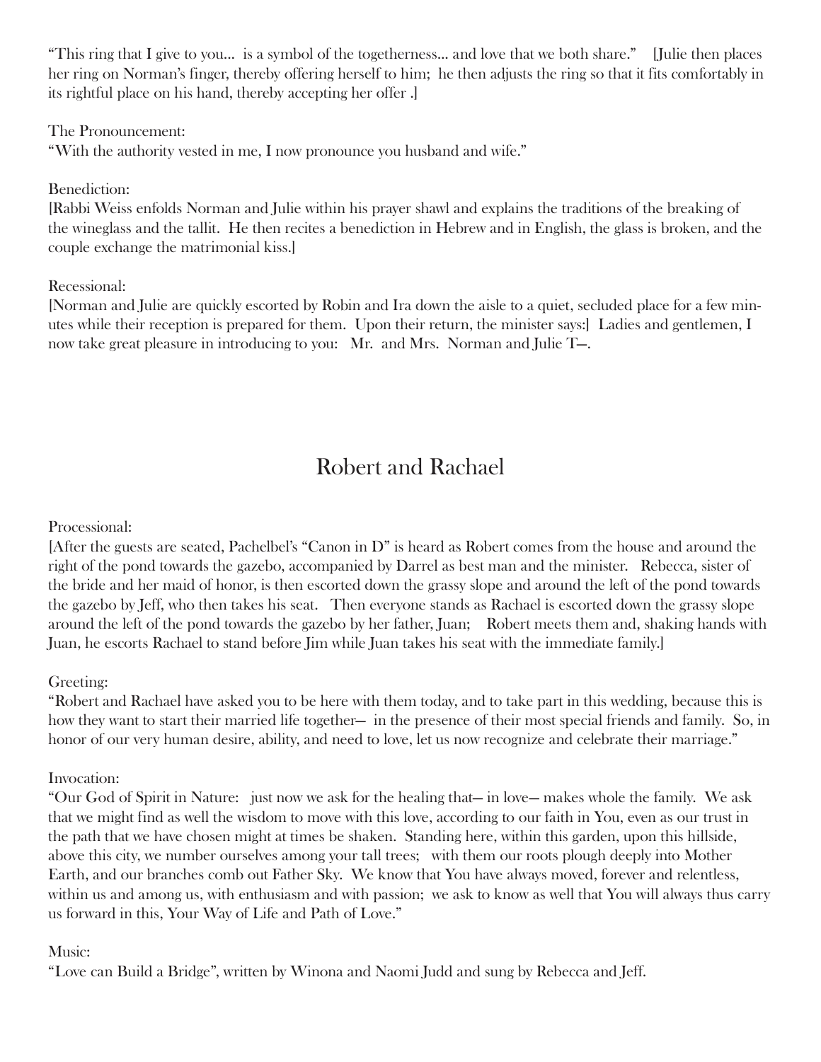"This ring that I give to you… is a symbol of the togetherness… and love that we both share." [Julie then places her ring on Norman's finger, thereby offering herself to him; he then adjusts the ring so that it fits comfortably in its rightful place on his hand, thereby accepting her offer .]

The Pronouncement:
"With the authority vested in me, I now pronounce you husband and wife."

Benediction:
[Rabbi Weiss enfolds Norman and Julie within his prayer shawl and explains the traditions of the breaking of the wineglass and the tallit. He then recites a benediction in Hebrew and in English, the glass is broken, and the couple exchange the matrimonial kiss.]

Recessional:
[Norman and Julie are quickly escorted by Robin and Ira down the aisle to a quiet, secluded place for a few minutes while their reception is prepared for them. Upon their return, the minister says:] Ladies and gentlemen, I now take great pleasure in introducing to you: Mr. and Mrs. Norman and Julie T—.

## Robert and Rachael

Processional:
[After the guests are seated, Pachelbel's "Canon in D" is heard as Robert comes from the house and around the right of the pond towards the gazebo, accompanied by Darrel as best man and the minister. Rebecca, sister of the bride and her maid of honor, is then escorted down the grassy slope and around the left of the pond towards the gazebo by Jeff, who then takes his seat. Then everyone stands as Rachael is escorted down the grassy slope around the left of the pond towards the gazebo by her father, Juan; Robert meets them and, shaking hands with Juan, he escorts Rachael to stand before Jim while Juan takes his seat with the immediate family.]

Greeting:
"Robert and Rachael have asked you to be here with them today, and to take part in this wedding, because this is how they want to start their married life together— in the presence of their most special friends and family. So, in honor of our very human desire, ability, and need to love, let us now recognize and celebrate their marriage."

Invocation:
"Our God of Spirit in Nature: just now we ask for the healing that— in love— makes whole the family. We ask that we might find as well the wisdom to move with this love, according to our faith in You, even as our trust in the path that we have chosen might at times be shaken. Standing here, within this garden, upon this hillside, above this city, we number ourselves among your tall trees; with them our roots plough deeply into Mother Earth, and our branches comb out Father Sky. We know that You have always moved, forever and relentless, within us and among us, with enthusiasm and with passion; we ask to know as well that You will always thus carry us forward in this, Your Way of Life and Path of Love."

Music:
"Love can Build a Bridge", written by Winona and Naomi Judd and sung by Rebecca and Jeff.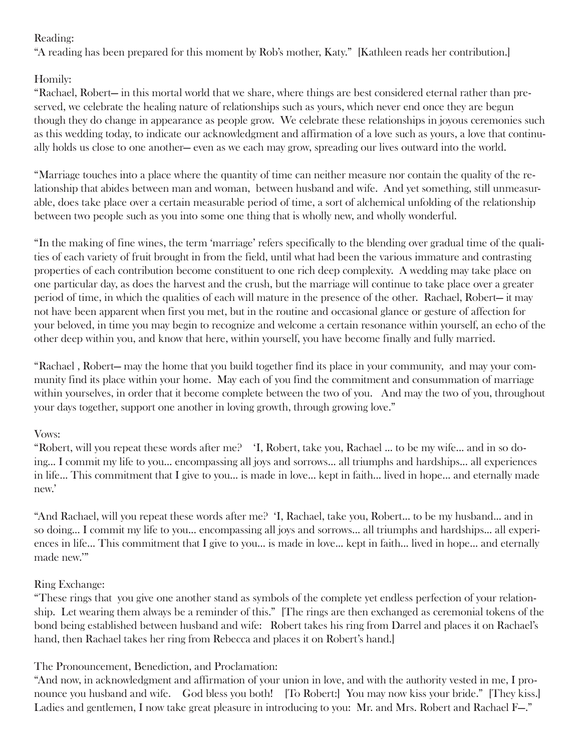Reading:

"A reading has been prepared for this moment by Rob's mother, Katy." [Kathleen reads her contribution.]

Homily:

"Rachael, Robert— in this mortal world that we share, where things are best considered eternal rather than preserved, we celebrate the healing nature of relationships such as yours, which never end once they are begun though they do change in appearance as people grow. We celebrate these relationships in joyous ceremonies such as this wedding today, to indicate our acknowledgment and affirmation of a love such as yours, a love that continually holds us close to one another— even as we each may grow, spreading our lives outward into the world.

"Marriage touches into a place where the quantity of time can neither measure nor contain the quality of the relationship that abides between man and woman, between husband and wife. And yet something, still unmeasurable, does take place over a certain measurable period of time, a sort of alchemical unfolding of the relationship between two people such as you into some one thing that is wholly new, and wholly wonderful.

"In the making of fine wines, the term 'marriage' refers specifically to the blending over gradual time of the qualities of each variety of fruit brought in from the field, until what had been the various immature and contrasting properties of each contribution become constituent to one rich deep complexity. A wedding may take place on one particular day, as does the harvest and the crush, but the marriage will continue to take place over a greater period of time, in which the qualities of each will mature in the presence of the other. Rachael, Robert— it may not have been apparent when first you met, but in the routine and occasional glance or gesture of affection for your beloved, in time you may begin to recognize and welcome a certain resonance within yourself, an echo of the other deep within you, and know that here, within yourself, you have become finally and fully married.

"Rachael , Robert— may the home that you build together find its place in your community, and may your community find its place within your home. May each of you find the commitment and consummation of marriage within yourselves, in order that it become complete between the two of you. And may the two of you, throughout your days together, support one another in loving growth, through growing love."

Vows:

"Robert, will you repeat these words after me? 'I, Robert, take you, Rachael ... to be my wife... and in so doing... I commit my life to you... encompassing all joys and sorrows... all triumphs and hardships... all experiences in life... This commitment that I give to you... is made in love... kept in faith... lived in hope... and eternally made new.'

"And Rachael, will you repeat these words after me? 'I, Rachael, take you, Robert... to be my husband... and in so doing... I commit my life to you... encompassing all joys and sorrows... all triumphs and hardships... all experiences in life... This commitment that I give to you... is made in love... kept in faith... lived in hope... and eternally made new.'"

Ring Exchange:

"These rings that you give one another stand as symbols of the complete yet endless perfection of your relationship. Let wearing them always be a reminder of this." [The rings are then exchanged as ceremonial tokens of the bond being established between husband and wife: Robert takes his ring from Darrel and places it on Rachael's hand, then Rachael takes her ring from Rebecca and places it on Robert's hand.]

The Pronouncement, Benediction, and Proclamation:

"And now, in acknowledgment and affirmation of your union in love, and with the authority vested in me, I pronounce you husband and wife. God bless you both! [To Robert:] You may now kiss your bride." [They kiss.] Ladies and gentlemen, I now take great pleasure in introducing to you: Mr. and Mrs. Robert and Rachael F—."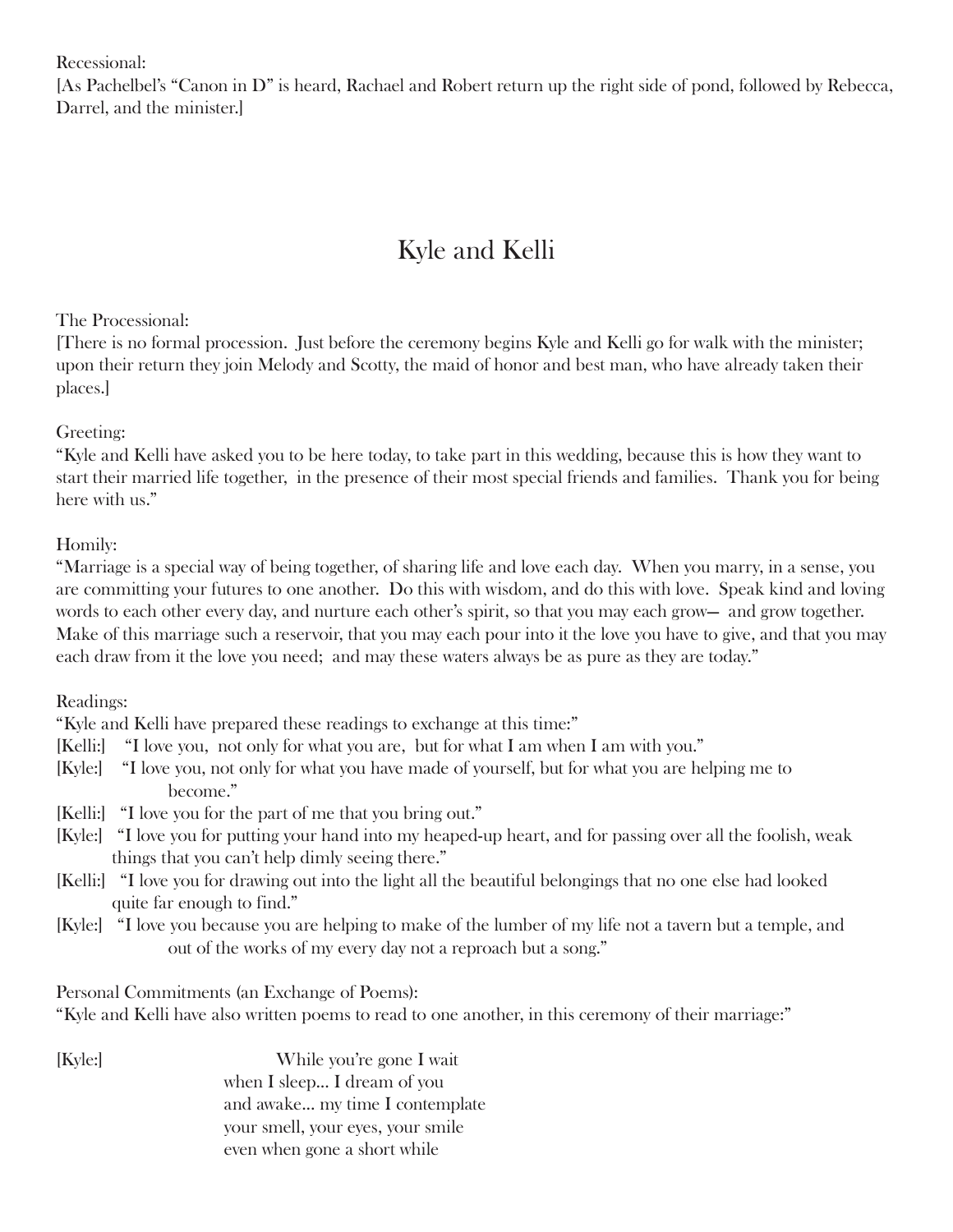Recessional:
[As Pachelbel's "Canon in D" is heard, Rachael and Robert return up the right side of pond, followed by Rebecca, Darrel, and the minister.]

## Kyle and Kelli

The Processional:
[There is no formal procession. Just before the ceremony begins Kyle and Kelli go for walk with the minister; upon their return they join Melody and Scotty, the maid of honor and best man, who have already taken their places.]

Greeting:
"Kyle and Kelli have asked you to be here today, to take part in this wedding, because this is how they want to start their married life together, in the presence of their most special friends and families. Thank you for being here with us."

Homily:
"Marriage is a special way of being together, of sharing life and love each day. When you marry, in a sense, you are committing your futures to one another. Do this with wisdom, and do this with love. Speak kind and loving words to each other every day, and nurture each other's spirit, so that you may each grow— and grow together. Make of this marriage such a reservoir, that you may each pour into it the love you have to give, and that you may each draw from it the love you need; and may these waters always be as pure as they are today."

Readings:
"Kyle and Kelli have prepared these readings to exchange at this time:"
[Kelli:] "I love you, not only for what you are, but for what I am when I am with you."
[Kyle:] "I love you, not only for what you have made of yourself, but for what you are helping me to become."
[Kelli:] "I love you for the part of me that you bring out."
[Kyle:] "I love you for putting your hand into my heaped-up heart, and for passing over all the foolish, weak things that you can't help dimly seeing there."
[Kelli:] "I love you for drawing out into the light all the beautiful belongings that no one else had looked quite far enough to find."
[Kyle:] "I love you because you are helping to make of the lumber of my life not a tavern but a temple, and out of the works of my every day not a reproach but a song."

Personal Commitments (an Exchange of Poems):
"Kyle and Kelli have also written poems to read to one another, in this ceremony of their marriage:"

[Kyle:]

While you're gone I wait
when I sleep... I dream of you
and awake... my time I contemplate
your smell, your eyes, your smile
even when gone a short while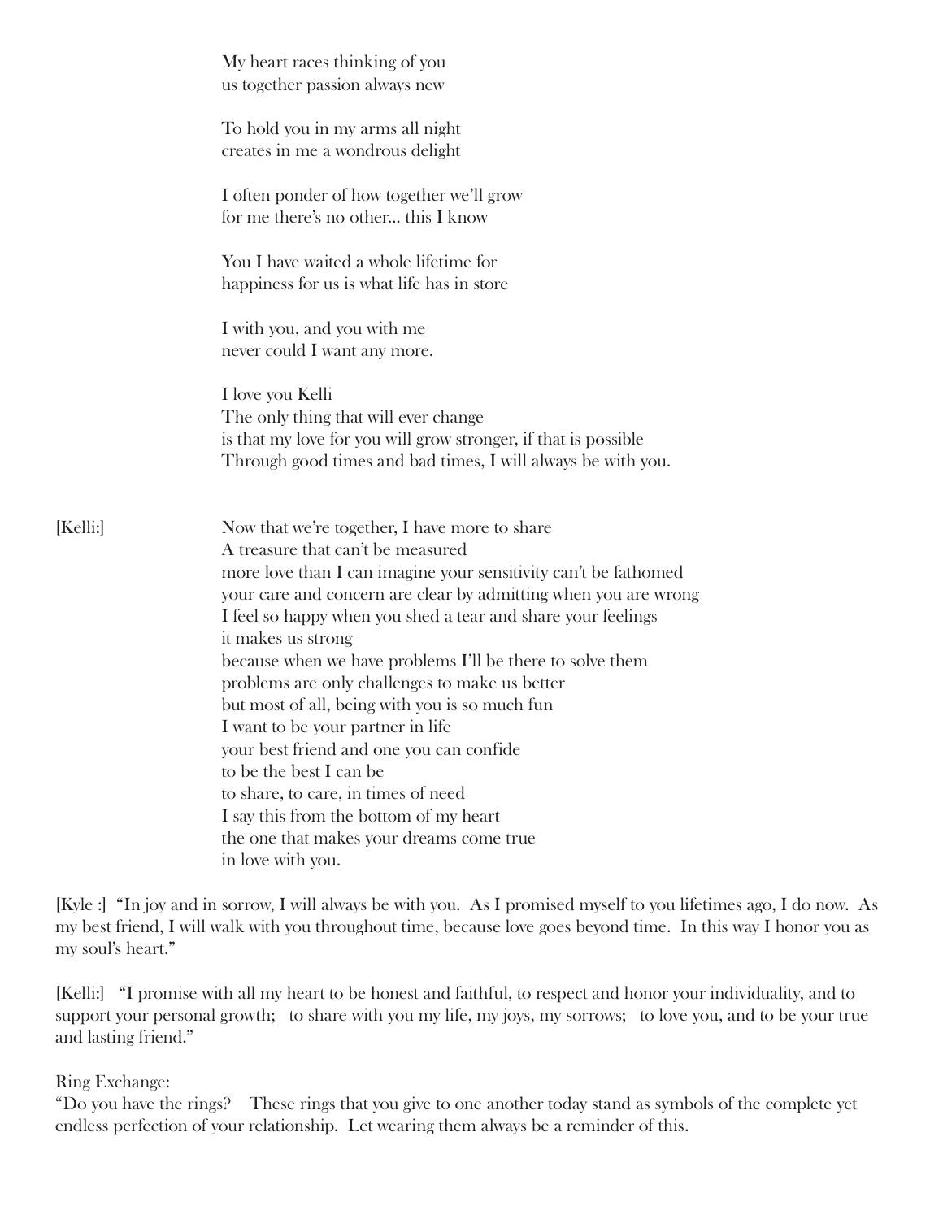My heart races thinking of you
us together passion always new

To hold you in my arms all night
creates in me a wondrous delight

I often ponder of how together we'll grow
for me there's no other... this I know

You I have waited a whole lifetime for
happiness for us is what life has in store

I with you, and you with me
never could I want any more.

I love you Kelli
The only thing that will ever change
is that my love for you will grow stronger, if that is possible
Through good times and bad times, I will always be with you.

[Kelli:] Now that we're together, I have more to share
A treasure that can't be measured
more love than I can imagine your sensitivity can't be fathomed
your care and concern are clear by admitting when you are wrong
I feel so happy when you shed a tear and share your feelings
it makes us strong
because when we have problems I'll be there to solve them
problems are only challenges to make us better
but most of all, being with you is so much fun
I want to be your partner in life
your best friend and one you can confide
to be the best I can be
to share, to care, in times of need
I say this from the bottom of my heart
the one that makes your dreams come true
in love with you.

[Kyle :] "In joy and in sorrow, I will always be with you. As I promised myself to you lifetimes ago, I do now. As my best friend, I will walk with you throughout time, because love goes beyond time. In this way I honor you as my soul's heart."

[Kelli:] "I promise with all my heart to be honest and faithful, to respect and honor your individuality, and to support your personal growth; to share with you my life, my joys, my sorrows; to love you, and to be your true and lasting friend."

Ring Exchange:
"Do you have the rings? These rings that you give to one another today stand as symbols of the complete yet endless perfection of your relationship. Let wearing them always be a reminder of this.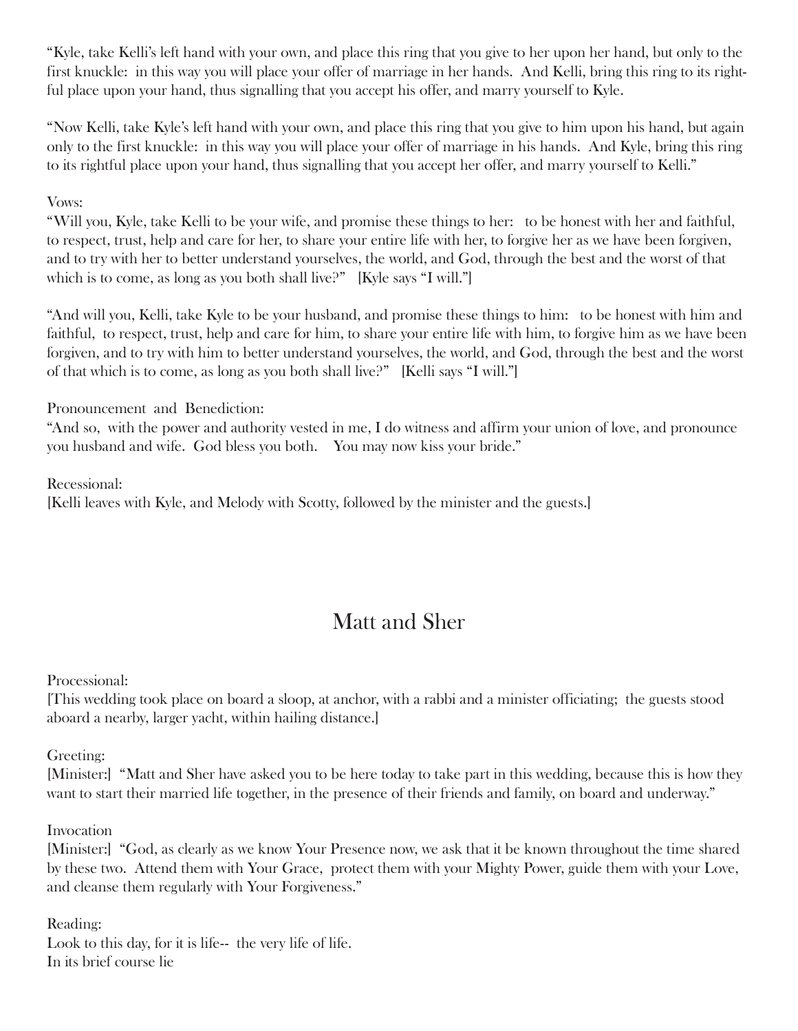"Kyle, take Kelli's left hand with your own, and place this ring that you give to her upon her hand, but only to the first knuckle: in this way you will place your offer of marriage in her hands. And Kelli, bring this ring to its rightful place upon your hand, thus signalling that you accept his offer, and marry yourself to Kyle.

"Now Kelli, take Kyle's left hand with your own, and place this ring that you give to him upon his hand, but again only to the first knuckle: in this way you will place your offer of marriage in his hands. And Kyle, bring this ring to its rightful place upon your hand, thus signalling that you accept her offer, and marry yourself to Kelli."

Vows:
"Will you, Kyle, take Kelli to be your wife, and promise these things to her: to be honest with her and faithful, to respect, trust, help and care for her, to share your entire life with her, to forgive her as we have been forgiven, and to try with her to better understand yourselves, the world, and God, through the best and the worst of that which is to come, as long as you both shall live?" [Kyle says "I will."]

"And will you, Kelli, take Kyle to be your husband, and promise these things to him: to be honest with him and faithful, to respect, trust, help and care for him, to share your entire life with him, to forgive him as we have been forgiven, and to try with him to better understand yourselves, the world, and God, through the best and the worst of that which is to come, as long as you both shall live?" [Kelli says "I will."]

Pronouncement and Benediction:
"And so, with the power and authority vested in me, I do witness and affirm your union of love, and pronounce you husband and wife. God bless you both. You may now kiss your bride."

Recessional:
[Kelli leaves with Kyle, and Melody with Scotty, followed by the minister and the guests.]

## Matt and Sher

Processional:
[This wedding took place on board a sloop, at anchor, with a rabbi and a minister officiating; the guests stood aboard a nearby, larger yacht, within hailing distance.]

Greeting:
[Minister:] "Matt and Sher have asked you to be here today to take part in this wedding, because this is how they want to start their married life together, in the presence of their friends and family, on board and underway."

Invocation
[Minister:] "God, as clearly as we know Your Presence now, we ask that it be known throughout the time shared by these two. Attend them with Your Grace, protect them with your Mighty Power, guide them with your Love, and cleanse them regularly with Your Forgiveness."

Reading:
Look to this day, for it is life-- the very life of life.
In its brief course lie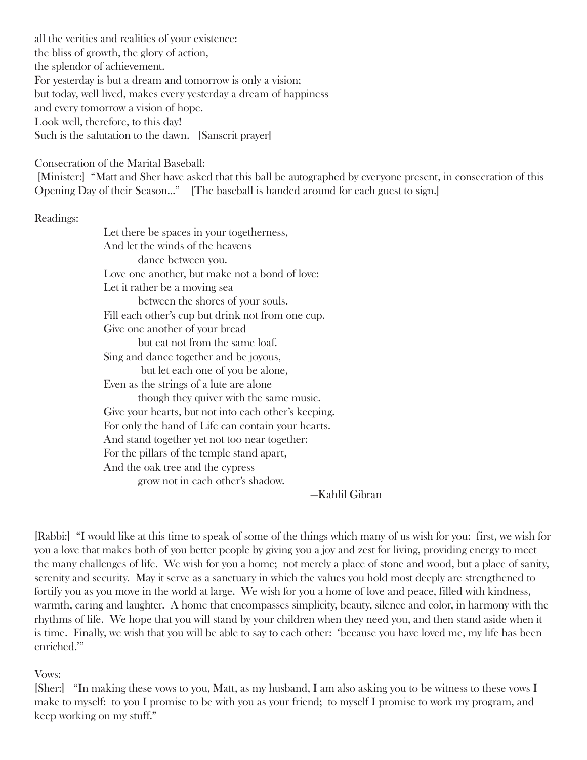all the verities and realities of your existence:
the bliss of growth, the glory of action,
the splendor of achievement.
For yesterday is but a dream and tomorrow is only a vision;
but today, well lived, makes every yesterday a dream of happiness
and every tomorrow a vision of hope.
Look well, therefore, to this day!
Such is the salutation to the dawn. [Sanscrit prayer]

Consecration of the Marital Baseball:
[Minister:] "Matt and Sher have asked that this ball be autographed by everyone present, in consecration of this Opening Day of their Season..." [The baseball is handed around for each guest to sign.]

Readings:

> Let there be spaces in your togetherness,
> And let the winds of the heavens
> dance between you.
> Love one another, but make not a bond of love:
> Let it rather be a moving sea
> between the shores of your souls.
> Fill each other's cup but drink not from one cup.
> Give one another of your bread
> but eat not from the same loaf.
> Sing and dance together and be joyous,
> but let each one of you be alone,
> Even as the strings of a lute are alone
> though they quiver with the same music.
> Give your hearts, but not into each other's keeping.
> For only the hand of Life can contain your hearts.
> And stand together yet not too near together:
> For the pillars of the temple stand apart,
> And the oak tree and the cypress
> grow not in each other's shadow.
>
> —Kahlil Gibran

[Rabbi:] "I would like at this time to speak of some of the things which many of us wish for you: first, we wish for you a love that makes both of you better people by giving you a joy and zest for living, providing energy to meet the many challenges of life. We wish for you a home; not merely a place of stone and wood, but a place of sanity, serenity and security. May it serve as a sanctuary in which the values you hold most deeply are strengthened to fortify you as you move in the world at large. We wish for you a home of love and peace, filled with kindness, warmth, caring and laughter. A home that encompasses simplicity, beauty, silence and color, in harmony with the rhythms of life. We hope that you will stand by your children when they need you, and then stand aside when it is time. Finally, we wish that you will be able to say to each other: 'because you have loved me, my life has been enriched.'"

Vows:
[Sher:] "In making these vows to you, Matt, as my husband, I am also asking you to be witness to these vows I make to myself: to you I promise to be with you as your friend; to myself I promise to work my program, and keep working on my stuff."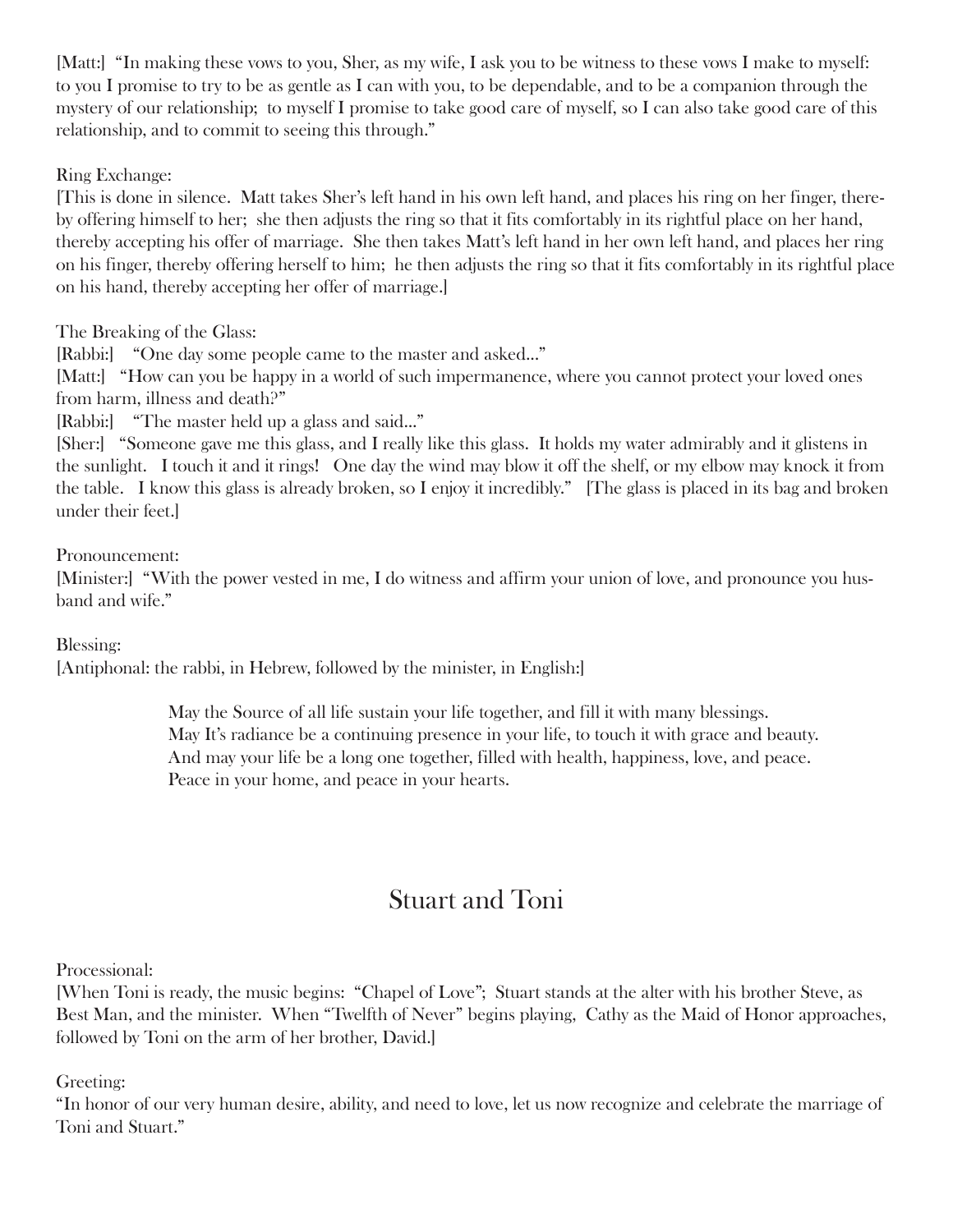[Matt:] "In making these vows to you, Sher, as my wife, I ask you to be witness to these vows I make to myself: to you I promise to try to be as gentle as I can with you, to be dependable, and to be a companion through the mystery of our relationship; to myself I promise to take good care of myself, so I can also take good care of this relationship, and to commit to seeing this through."

Ring Exchange:

[This is done in silence. Matt takes Sher's left hand in his own left hand, and places his ring on her finger, thereby offering himself to her; she then adjusts the ring so that it fits comfortably in its rightful place on her hand, thereby accepting his offer of marriage. She then takes Matt's left hand in her own left hand, and places her ring on his finger, thereby offering herself to him; he then adjusts the ring so that it fits comfortably in its rightful place on his hand, thereby accepting her offer of marriage.]

The Breaking of the Glass:

[Rabbi:] "One day some people came to the master and asked..."

[Matt:] "How can you be happy in a world of such impermanence, where you cannot protect your loved ones from harm, illness and death?"

[Rabbi:] "The master held up a glass and said..."

[Sher:] "Someone gave me this glass, and I really like this glass. It holds my water admirably and it glistens in the sunlight. I touch it and it rings! One day the wind may blow it off the shelf, or my elbow may knock it from the table. I know this glass is already broken, so I enjoy it incredibly." [The glass is placed in its bag and broken under their feet.]

Pronouncement:

[Minister:] "With the power vested in me, I do witness and affirm your union of love, and pronounce you husband and wife."

Blessing:

[Antiphonal: the rabbi, in Hebrew, followed by the minister, in English:]

> May the Source of all life sustain your life together, and fill it with many blessings.
> May It's radiance be a continuing presence in your life, to touch it with grace and beauty.
> And may your life be a long one together, filled with health, happiness, love, and peace.
> Peace in your home, and peace in your hearts.

## Stuart and Toni

Processional:

[When Toni is ready, the music begins: "Chapel of Love"; Stuart stands at the alter with his brother Steve, as Best Man, and the minister. When "Twelfth of Never" begins playing, Cathy as the Maid of Honor approaches, followed by Toni on the arm of her brother, David.]

Greeting:

"In honor of our very human desire, ability, and need to love, let us now recognize and celebrate the marriage of Toni and Stuart."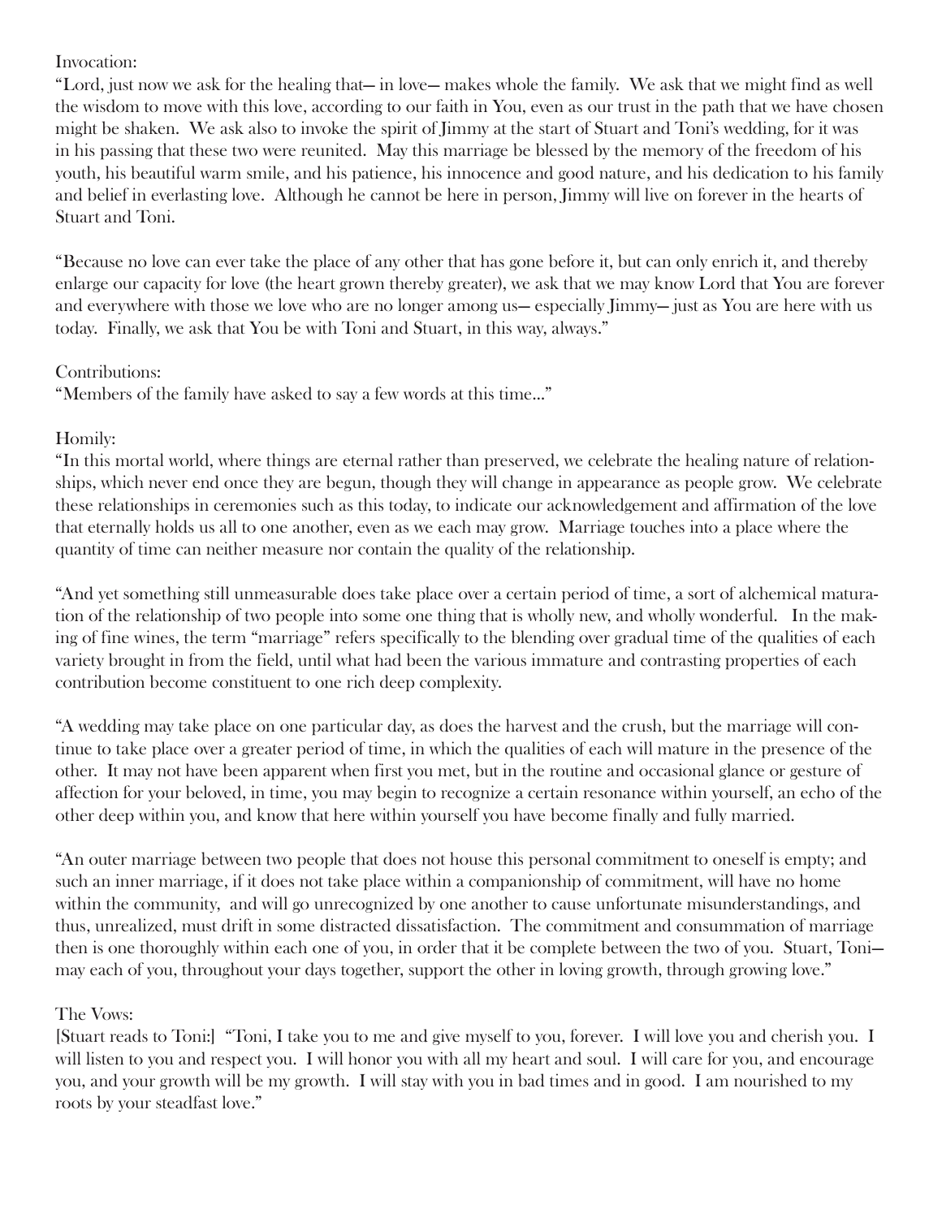Invocation:

"Lord, just now we ask for the healing that— in love— makes whole the family. We ask that we might find as well the wisdom to move with this love, according to our faith in You, even as our trust in the path that we have chosen might be shaken. We ask also to invoke the spirit of Jimmy at the start of Stuart and Toni's wedding, for it was in his passing that these two were reunited. May this marriage be blessed by the memory of the freedom of his youth, his beautiful warm smile, and his patience, his innocence and good nature, and his dedication to his family and belief in everlasting love. Although he cannot be here in person, Jimmy will live on forever in the hearts of Stuart and Toni.

"Because no love can ever take the place of any other that has gone before it, but can only enrich it, and thereby enlarge our capacity for love (the heart grown thereby greater), we ask that we may know Lord that You are forever and everywhere with those we love who are no longer among us— especially Jimmy— just as You are here with us today. Finally, we ask that You be with Toni and Stuart, in this way, always."

Contributions:

"Members of the family have asked to say a few words at this time..."

Homily:

"In this mortal world, where things are eternal rather than preserved, we celebrate the healing nature of relationships, which never end once they are begun, though they will change in appearance as people grow. We celebrate these relationships in ceremonies such as this today, to indicate our acknowledgement and affirmation of the love that eternally holds us all to one another, even as we each may grow. Marriage touches into a place where the quantity of time can neither measure nor contain the quality of the relationship.

"And yet something still unmeasurable does take place over a certain period of time, a sort of alchemical maturation of the relationship of two people into some one thing that is wholly new, and wholly wonderful. In the making of fine wines, the term "marriage" refers specifically to the blending over gradual time of the qualities of each variety brought in from the field, until what had been the various immature and contrasting properties of each contribution become constituent to one rich deep complexity.

"A wedding may take place on one particular day, as does the harvest and the crush, but the marriage will continue to take place over a greater period of time, in which the qualities of each will mature in the presence of the other. It may not have been apparent when first you met, but in the routine and occasional glance or gesture of affection for your beloved, in time, you may begin to recognize a certain resonance within yourself, an echo of the other deep within you, and know that here within yourself you have become finally and fully married.

"An outer marriage between two people that does not house this personal commitment to oneself is empty; and such an inner marriage, if it does not take place within a companionship of commitment, will have no home within the community, and will go unrecognized by one another to cause unfortunate misunderstandings, and thus, unrealized, must drift in some distracted dissatisfaction. The commitment and consummation of marriage then is one thoroughly within each one of you, in order that it be complete between the two of you. Stuart, Toni— may each of you, throughout your days together, support the other in loving growth, through growing love."

The Vows:

[Stuart reads to Toni:] "Toni, I take you to me and give myself to you, forever. I will love you and cherish you. I will listen to you and respect you. I will honor you with all my heart and soul. I will care for you, and encourage you, and your growth will be my growth. I will stay with you in bad times and in good. I am nourished to my roots by your steadfast love."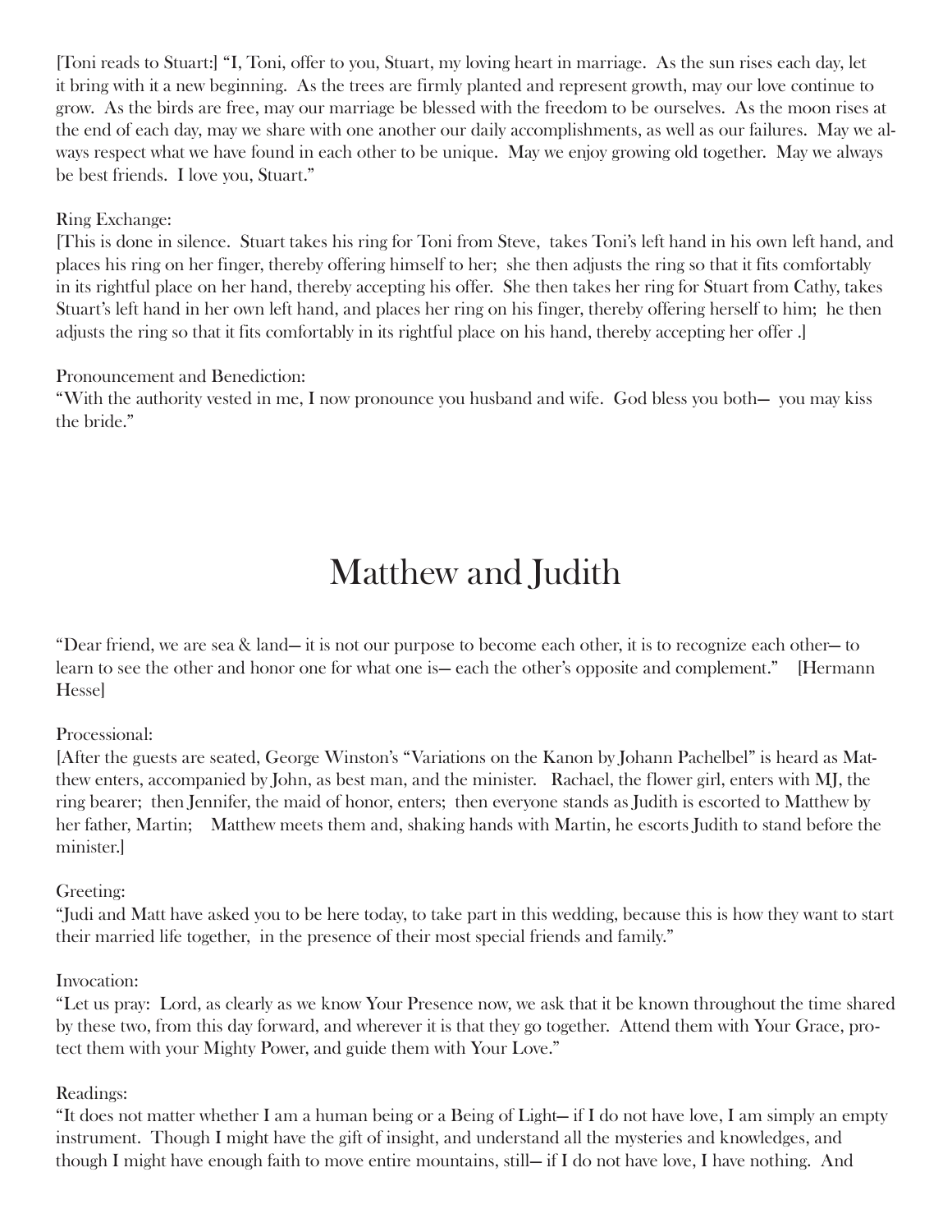[Toni reads to Stuart:] "I, Toni, offer to you, Stuart, my loving heart in marriage. As the sun rises each day, let it bring with it a new beginning. As the trees are firmly planted and represent growth, may our love continue to grow. As the birds are free, may our marriage be blessed with the freedom to be ourselves. As the moon rises at the end of each day, may we share with one another our daily accomplishments, as well as our failures. May we always respect what we have found in each other to be unique. May we enjoy growing old together. May we always be best friends. I love you, Stuart."

Ring Exchange:
[This is done in silence. Stuart takes his ring for Toni from Steve, takes Toni's left hand in his own left hand, and places his ring on her finger, thereby offering himself to her; she then adjusts the ring so that it fits comfortably in its rightful place on her hand, thereby accepting his offer. She then takes her ring for Stuart from Cathy, takes Stuart's left hand in her own left hand, and places her ring on his finger, thereby offering herself to him; he then adjusts the ring so that it fits comfortably in its rightful place on his hand, thereby accepting her offer .]

Pronouncement and Benediction:
"With the authority vested in me, I now pronounce you husband and wife. God bless you both— you may kiss the bride."

# Matthew and Judith

"Dear friend, we are sea & land— it is not our purpose to become each other, it is to recognize each other— to learn to see the other and honor one for what one is— each the other's opposite and complement." [Hermann Hesse]

Processional:
[After the guests are seated, George Winston's "Variations on the Kanon by Johann Pachelbel" is heard as Matthew enters, accompanied by John, as best man, and the minister. Rachael, the flower girl, enters with MJ, the ring bearer; then Jennifer, the maid of honor, enters; then everyone stands as Judith is escorted to Matthew by her father, Martin; Matthew meets them and, shaking hands with Martin, he escorts Judith to stand before the minister.]

Greeting:
"Judi and Matt have asked you to be here today, to take part in this wedding, because this is how they want to start their married life together, in the presence of their most special friends and family."

Invocation:
"Let us pray: Lord, as clearly as we know Your Presence now, we ask that it be known throughout the time shared by these two, from this day forward, and wherever it is that they go together. Attend them with Your Grace, protect them with your Mighty Power, and guide them with Your Love."

Readings:
"It does not matter whether I am a human being or a Being of Light— if I do not have love, I am simply an empty instrument. Though I might have the gift of insight, and understand all the mysteries and knowledges, and though I might have enough faith to move entire mountains, still— if I do not have love, I have nothing. And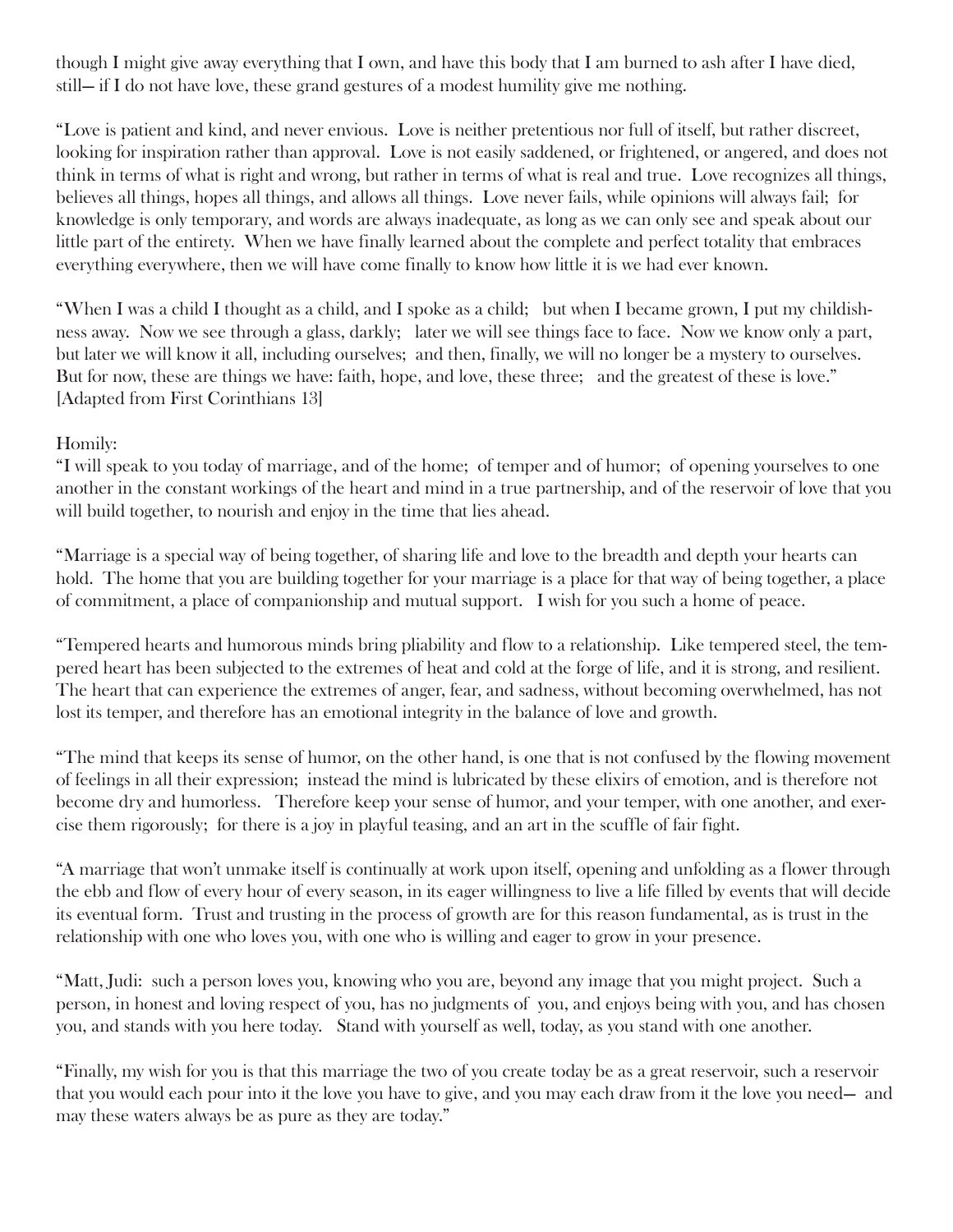though I might give away everything that I own, and have this body that I am burned to ash after I have died, still— if I do not have love, these grand gestures of a modest humility give me nothing.

"Love is patient and kind, and never envious. Love is neither pretentious nor full of itself, but rather discreet, looking for inspiration rather than approval. Love is not easily saddened, or frightened, or angered, and does not think in terms of what is right and wrong, but rather in terms of what is real and true. Love recognizes all things, believes all things, hopes all things, and allows all things. Love never fails, while opinions will always fail; for knowledge is only temporary, and words are always inadequate, as long as we can only see and speak about our little part of the entirety. When we have finally learned about the complete and perfect totality that embraces everything everywhere, then we will have come finally to know how little it is we had ever known.

"When I was a child I thought as a child, and I spoke as a child; but when I became grown, I put my childishness away. Now we see through a glass, darkly; later we will see things face to face. Now we know only a part, but later we will know it all, including ourselves; and then, finally, we will no longer be a mystery to ourselves. But for now, these are things we have: faith, hope, and love, these three; and the greatest of these is love." [Adapted from First Corinthians 13]

Homily:

"I will speak to you today of marriage, and of the home; of temper and of humor; of opening yourselves to one another in the constant workings of the heart and mind in a true partnership, and of the reservoir of love that you will build together, to nourish and enjoy in the time that lies ahead.

"Marriage is a special way of being together, of sharing life and love to the breadth and depth your hearts can hold. The home that you are building together for your marriage is a place for that way of being together, a place of commitment, a place of companionship and mutual support. I wish for you such a home of peace.

"Tempered hearts and humorous minds bring pliability and flow to a relationship. Like tempered steel, the tempered heart has been subjected to the extremes of heat and cold at the forge of life, and it is strong, and resilient. The heart that can experience the extremes of anger, fear, and sadness, without becoming overwhelmed, has not lost its temper, and therefore has an emotional integrity in the balance of love and growth.

"The mind that keeps its sense of humor, on the other hand, is one that is not confused by the flowing movement of feelings in all their expression; instead the mind is lubricated by these elixirs of emotion, and is therefore not become dry and humorless. Therefore keep your sense of humor, and your temper, with one another, and exercise them rigorously; for there is a joy in playful teasing, and an art in the scuffle of fair fight.

"A marriage that won't unmake itself is continually at work upon itself, opening and unfolding as a flower through the ebb and flow of every hour of every season, in its eager willingness to live a life filled by events that will decide its eventual form. Trust and trusting in the process of growth are for this reason fundamental, as is trust in the relationship with one who loves you, with one who is willing and eager to grow in your presence.

"Matt, Judi: such a person loves you, knowing who you are, beyond any image that you might project. Such a person, in honest and loving respect of you, has no judgments of you, and enjoys being with you, and has chosen you, and stands with you here today. Stand with yourself as well, today, as you stand with one another.

"Finally, my wish for you is that this marriage the two of you create today be as a great reservoir, such a reservoir that you would each pour into it the love you have to give, and you may each draw from it the love you need— and may these waters always be as pure as they are today."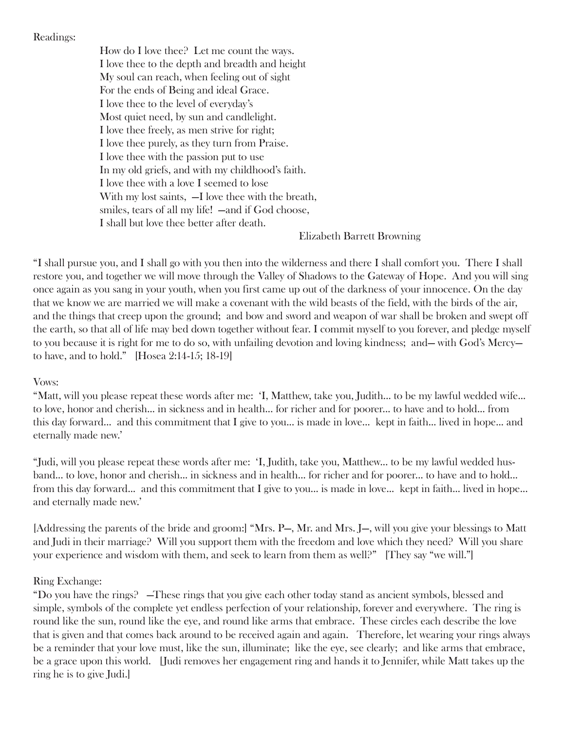Readings:

> How do I love thee? Let me count the ways.
> I love thee to the depth and breadth and height
> My soul can reach, when feeling out of sight
> For the ends of Being and ideal Grace.
> I love thee to the level of everyday's
> Most quiet need, by sun and candlelight.
> I love thee freely, as men strive for right;
> I love thee purely, as they turn from Praise.
> I love thee with the passion put to use
> In my old griefs, and with my childhood's faith.
> I love thee with a love I seemed to lose
> With my lost saints, —I love thee with the breath,
> smiles, tears of all my life! —and if God choose,
> I shall but love thee better after death.
>
> Elizabeth Barrett Browning

"I shall pursue you, and I shall go with you then into the wilderness and there I shall comfort you. There I shall restore you, and together we will move through the Valley of Shadows to the Gateway of Hope. And you will sing once again as you sang in your youth, when you first came up out of the darkness of your innocence. On the day that we know we are married we will make a covenant with the wild beasts of the field, with the birds of the air, and the things that creep upon the ground; and bow and sword and weapon of war shall be broken and swept off the earth, so that all of life may bed down together without fear. I commit myself to you forever, and pledge myself to you because it is right for me to do so, with unfailing devotion and loving kindness; and— with God's Mercy— to have, and to hold." [Hosea 2:14-15; 18-19]

Vows:

"Matt, will you please repeat these words after me: 'I, Matthew, take you, Judith... to be my lawful wedded wife... to love, honor and cherish... in sickness and in health... for richer and for poorer... to have and to hold... from this day forward... and this commitment that I give to you... is made in love... kept in faith... lived in hope... and eternally made new.'

"Judi, will you please repeat these words after me: 'I, Judith, take you, Matthew... to be my lawful wedded husband... to love, honor and cherish... in sickness and in health... for richer and for poorer... to have and to hold... from this day forward... and this commitment that I give to you... is made in love... kept in faith... lived in hope... and eternally made new.'

[Addressing the parents of the bride and groom:] "Mrs. P—, Mr. and Mrs. J—, will you give your blessings to Matt and Judi in their marriage? Will you support them with the freedom and love which they need? Will you share your experience and wisdom with them, and seek to learn from them as well?" [They say "we will."]

Ring Exchange:

"Do you have the rings? —These rings that you give each other today stand as ancient symbols, blessed and simple, symbols of the complete yet endless perfection of your relationship, forever and everywhere. The ring is round like the sun, round like the eye, and round like arms that embrace. These circles each describe the love that is given and that comes back around to be received again and again. Therefore, let wearing your rings always be a reminder that your love must, like the sun, illuminate; like the eye, see clearly; and like arms that embrace, be a grace upon this world. [Judi removes her engagement ring and hands it to Jennifer, while Matt takes up the ring he is to give Judi.]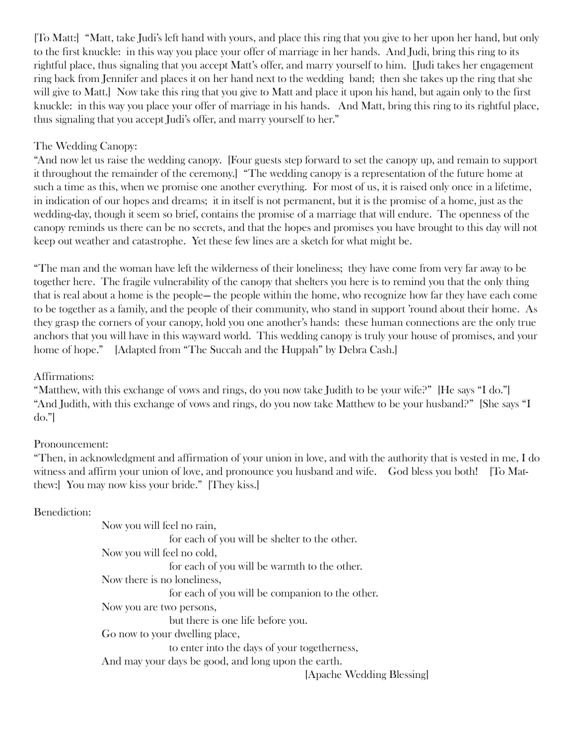[To Matt:] "Matt, take Judi's left hand with yours, and place this ring that you give to her upon her hand, but only to the first knuckle: in this way you place your offer of marriage in her hands. And Judi, bring this ring to its rightful place, thus signaling that you accept Matt's offer, and marry yourself to him. [Judi takes her engagement ring back from Jennifer and places it on her hand next to the wedding band; then she takes up the ring that she will give to Matt.] Now take this ring that you give to Matt and place it upon his hand, but again only to the first knuckle: in this way you place your offer of marriage in his hands. And Matt, bring this ring to its rightful place, thus signaling that you accept Judi's offer, and marry yourself to her."

The Wedding Canopy:

"And now let us raise the wedding canopy. [Four guests step forward to set the canopy up, and remain to support it throughout the remainder of the ceremony.] "The wedding canopy is a representation of the future home at such a time as this, when we promise one another everything. For most of us, it is raised only once in a lifetime, in indication of our hopes and dreams; it in itself is not permanent, but it is the promise of a home, just as the wedding-day, though it seem so brief, contains the promise of a marriage that will endure. The openness of the canopy reminds us there can be no secrets, and that the hopes and promises you have brought to this day will not keep out weather and catastrophe. Yet these few lines are a sketch for what might be.

"The man and the woman have left the wilderness of their loneliness; they have come from very far away to be together here. The fragile vulnerability of the canopy that shelters you here is to remind you that the only thing that is real about a home is the people— the people within the home, who recognize how far they have each come to be together as a family, and the people of their community, who stand in support 'round about their home. As they grasp the corners of your canopy, hold you one another's hands: these human connections are the only true anchors that you will have in this wayward world. This wedding canopy is truly your house of promises, and your home of hope." [Adapted from "The Succah and the Huppah" by Debra Cash.]

Affirmations:

"Matthew, with this exchange of vows and rings, do you now take Judith to be your wife?" [He says "I do."] "And Judith, with this exchange of vows and rings, do you now take Matthew to be your husband?" [She says "I do."]

Pronouncement:

"Then, in acknowledgment and affirmation of your union in love, and with the authority that is vested in me, I do witness and affirm your union of love, and pronounce you husband and wife. God bless you both! [To Matthew:] You may now kiss your bride." [They kiss.]

Benediction:

Now you will feel no rain,
for each of you will be shelter to the other.
Now you will feel no cold,
for each of you will be warmth to the other.
Now there is no loneliness,
for each of you will be companion to the other.
Now you are two persons,
but there is one life before you.
Go now to your dwelling place,
to enter into the days of your togetherness,
And may your days be good, and long upon the earth.

[Apache Wedding Blessing]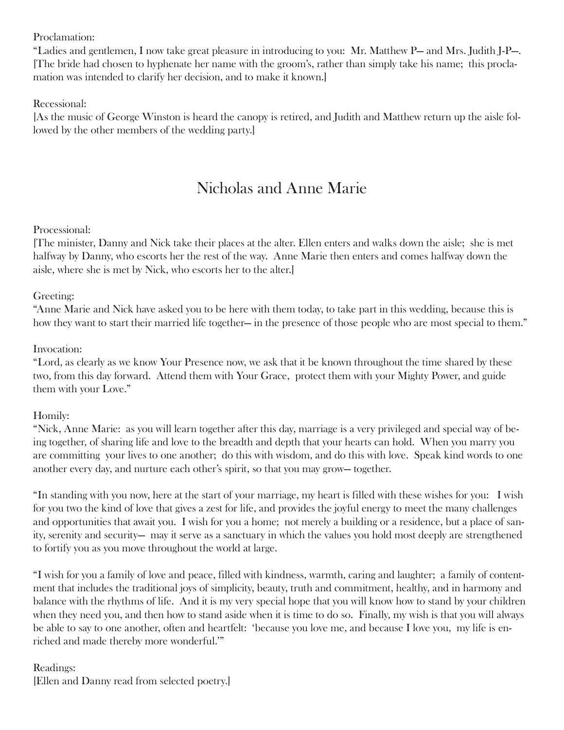Proclamation:
"Ladies and gentlemen, I now take great pleasure in introducing to you: Mr. Matthew P— and Mrs. Judith J-P—. [The bride had chosen to hyphenate her name with the groom's, rather than simply take his name; this proclamation was intended to clarify her decision, and to make it known.]

Recessional:
[As the music of George Winston is heard the canopy is retired, and Judith and Matthew return up the aisle followed by the other members of the wedding party.]

## Nicholas and Anne Marie

Processional:
[The minister, Danny and Nick take their places at the alter. Ellen enters and walks down the aisle; she is met halfway by Danny, who escorts her the rest of the way. Anne Marie then enters and comes halfway down the aisle, where she is met by Nick, who escorts her to the alter.]

Greeting:
"Anne Marie and Nick have asked you to be here with them today, to take part in this wedding, because this is how they want to start their married life together— in the presence of those people who are most special to them."

Invocation:
"Lord, as clearly as we know Your Presence now, we ask that it be known throughout the time shared by these two, from this day forward. Attend them with Your Grace, protect them with your Mighty Power, and guide them with your Love."

Homily:
"Nick, Anne Marie: as you will learn together after this day, marriage is a very privileged and special way of being together, of sharing life and love to the breadth and depth that your hearts can hold. When you marry you are committing your lives to one another; do this with wisdom, and do this with love. Speak kind words to one another every day, and nurture each other's spirit, so that you may grow— together.

"In standing with you now, here at the start of your marriage, my heart is filled with these wishes for you: I wish for you two the kind of love that gives a zest for life, and provides the joyful energy to meet the many challenges and opportunities that await you. I wish for you a home; not merely a building or a residence, but a place of sanity, serenity and security— may it serve as a sanctuary in which the values you hold most deeply are strengthened to fortify you as you move throughout the world at large.

"I wish for you a family of love and peace, filled with kindness, warmth, caring and laughter; a family of contentment that includes the traditional joys of simplicity, beauty, truth and commitment, healthy, and in harmony and balance with the rhythms of life. And it is my very special hope that you will know how to stand by your children when they need you, and then how to stand aside when it is time to do so. Finally, my wish is that you will always be able to say to one another, often and heartfelt: 'because you love me, and because I love you, my life is enriched and made thereby more wonderful.'"

Readings:
[Ellen and Danny read from selected poetry.]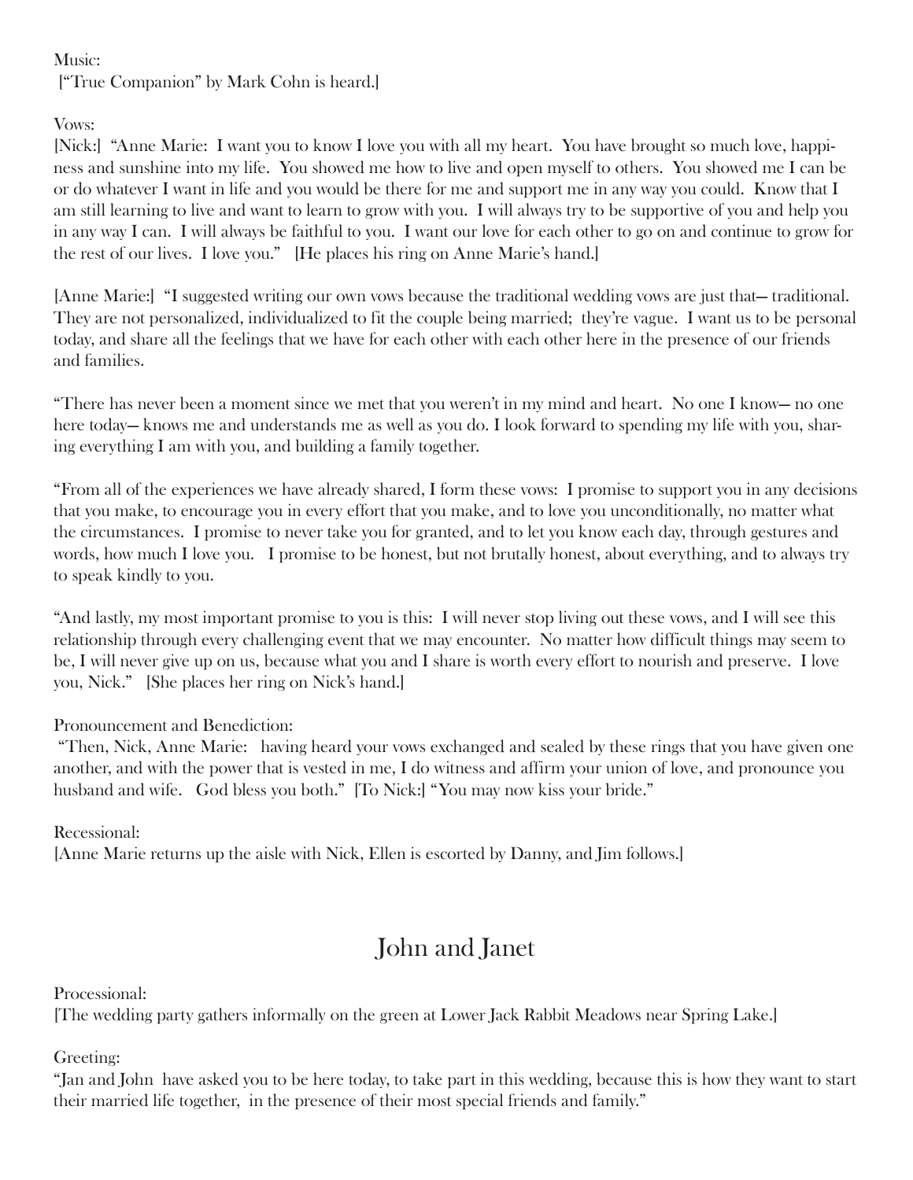Music:
["True Companion" by Mark Cohn is heard.]

Vows:
[Nick:] "Anne Marie: I want you to know I love you with all my heart. You have brought so much love, happiness and sunshine into my life. You showed me how to live and open myself to others. You showed me I can be or do whatever I want in life and you would be there for me and support me in any way you could. Know that I am still learning to live and want to learn to grow with you. I will always try to be supportive of you and help you in any way I can. I will always be faithful to you. I want our love for each other to go on and continue to grow for the rest of our lives. I love you." [He places his ring on Anne Marie's hand.]

[Anne Marie:] "I suggested writing our own vows because the traditional wedding vows are just that— traditional. They are not personalized, individualized to fit the couple being married; they're vague. I want us to be personal today, and share all the feelings that we have for each other with each other here in the presence of our friends and families.

"There has never been a moment since we met that you weren't in my mind and heart. No one I know— no one here today— knows me and understands me as well as you do. I look forward to spending my life with you, sharing everything I am with you, and building a family together.

"From all of the experiences we have already shared, I form these vows: I promise to support you in any decisions that you make, to encourage you in every effort that you make, and to love you unconditionally, no matter what the circumstances. I promise to never take you for granted, and to let you know each day, through gestures and words, how much I love you. I promise to be honest, but not brutally honest, about everything, and to always try to speak kindly to you.

"And lastly, my most important promise to you is this: I will never stop living out these vows, and I will see this relationship through every challenging event that we may encounter. No matter how difficult things may seem to be, I will never give up on us, because what you and I share is worth every effort to nourish and preserve. I love you, Nick." [She places her ring on Nick's hand.]

Pronouncement and Benediction:
"Then, Nick, Anne Marie: having heard your vows exchanged and sealed by these rings that you have given one another, and with the power that is vested in me, I do witness and affirm your union of love, and pronounce you husband and wife. God bless you both." [To Nick:] "You may now kiss your bride."

Recessional:
[Anne Marie returns up the aisle with Nick, Ellen is escorted by Danny, and Jim follows.]

## John and Janet

Processional:
[The wedding party gathers informally on the green at Lower Jack Rabbit Meadows near Spring Lake.]

Greeting:
"Jan and John have asked you to be here today, to take part in this wedding, because this is how they want to start their married life together, in the presence of their most special friends and family."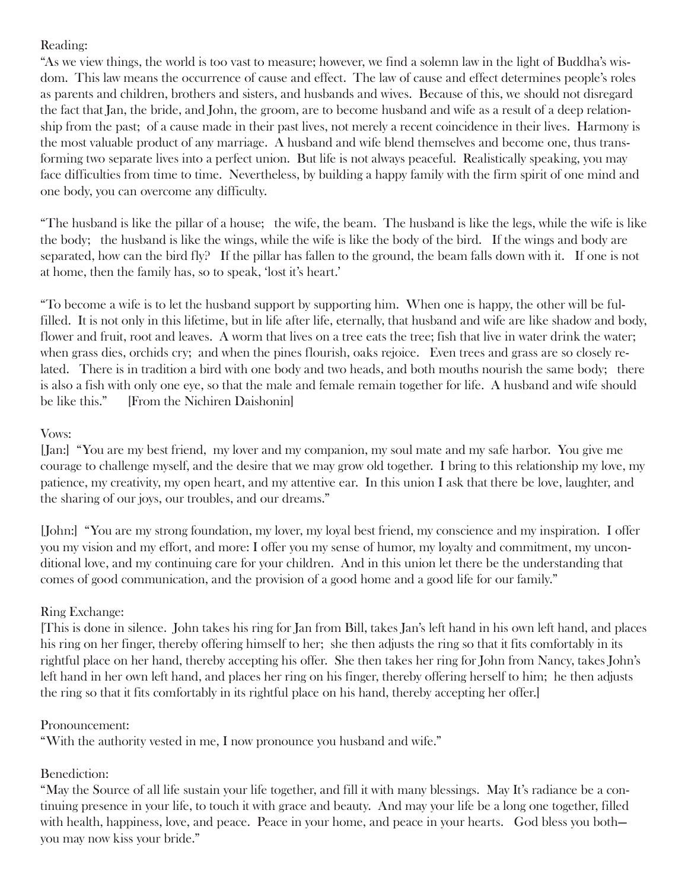Reading:

"As we view things, the world is too vast to measure; however, we find a solemn law in the light of Buddha's wisdom. This law means the occurrence of cause and effect. The law of cause and effect determines people's roles as parents and children, brothers and sisters, and husbands and wives. Because of this, we should not disregard the fact that Jan, the bride, and John, the groom, are to become husband and wife as a result of a deep relationship from the past; of a cause made in their past lives, not merely a recent coincidence in their lives. Harmony is the most valuable product of any marriage. A husband and wife blend themselves and become one, thus transforming two separate lives into a perfect union. But life is not always peaceful. Realistically speaking, you may face difficulties from time to time. Nevertheless, by building a happy family with the firm spirit of one mind and one body, you can overcome any difficulty.

"The husband is like the pillar of a house; the wife, the beam. The husband is like the legs, while the wife is like the body; the husband is like the wings, while the wife is like the body of the bird. If the wings and body are separated, how can the bird fly? If the pillar has fallen to the ground, the beam falls down with it. If one is not at home, then the family has, so to speak, 'lost it's heart.'

"To become a wife is to let the husband support by supporting him. When one is happy, the other will be fulfilled. It is not only in this lifetime, but in life after life, eternally, that husband and wife are like shadow and body, flower and fruit, root and leaves. A worm that lives on a tree eats the tree; fish that live in water drink the water; when grass dies, orchids cry; and when the pines flourish, oaks rejoice. Even trees and grass are so closely related. There is in tradition a bird with one body and two heads, and both mouths nourish the same body; there is also a fish with only one eye, so that the male and female remain together for life. A husband and wife should be like this." [From the Nichiren Daishonin]

Vows:

[Jan:] "You are my best friend, my lover and my companion, my soul mate and my safe harbor. You give me courage to challenge myself, and the desire that we may grow old together. I bring to this relationship my love, my patience, my creativity, my open heart, and my attentive ear. In this union I ask that there be love, laughter, and the sharing of our joys, our troubles, and our dreams."

[John:] "You are my strong foundation, my lover, my loyal best friend, my conscience and my inspiration. I offer you my vision and my effort, and more: I offer you my sense of humor, my loyalty and commitment, my unconditional love, and my continuing care for your children. And in this union let there be the understanding that comes of good communication, and the provision of a good home and a good life for our family."

Ring Exchange:

[This is done in silence. John takes his ring for Jan from Bill, takes Jan's left hand in his own left hand, and places his ring on her finger, thereby offering himself to her; she then adjusts the ring so that it fits comfortably in its rightful place on her hand, thereby accepting his offer. She then takes her ring for John from Nancy, takes John's left hand in her own left hand, and places her ring on his finger, thereby offering herself to him; he then adjusts the ring so that it fits comfortably in its rightful place on his hand, thereby accepting her offer.]

Pronouncement:

"With the authority vested in me, I now pronounce you husband and wife."

Benediction:

"May the Source of all life sustain your life together, and fill it with many blessings. May It's radiance be a continuing presence in your life, to touch it with grace and beauty. And may your life be a long one together, filled with health, happiness, love, and peace. Peace in your home, and peace in your hearts. God bless you both—you may now kiss your bride."